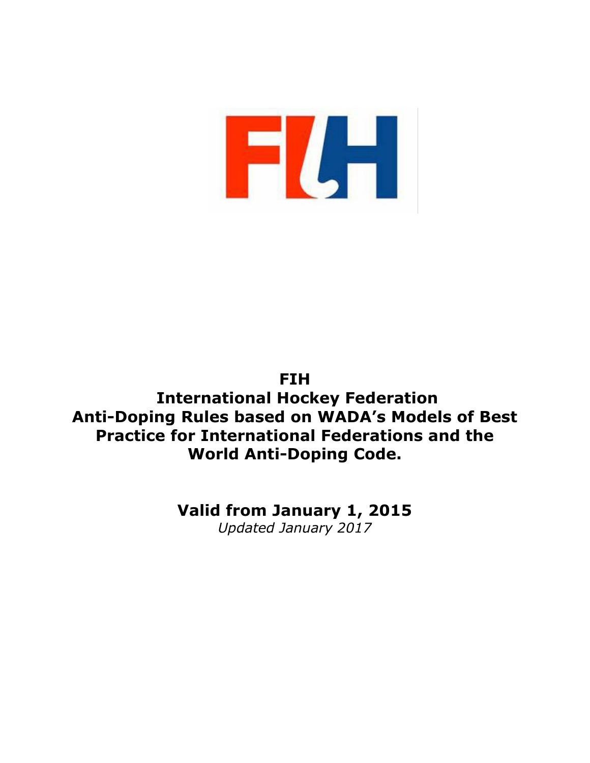# FIH

# International Hockey Federation
# Anti-Doping Rules based on WADA's Models of Best Practice for International Federations and the World Anti-Doping Code.

## Valid from January 1, 2015

*Updated January 2017*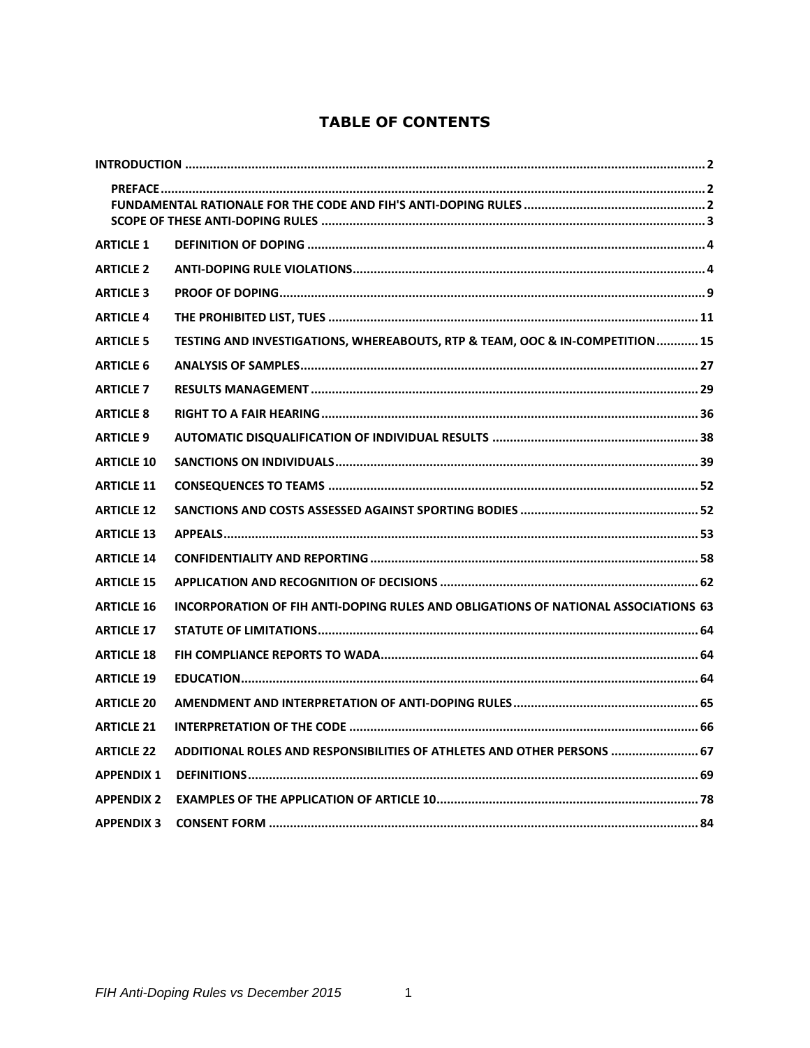## TABLE OF CONTENTS

| | | |
|---|---|---|
| **INTRODUCTION** | | **2** |
| **PREFACE** | | **2** |
| **FUNDAMENTAL RATIONALE FOR THE CODE AND FIH'S ANTI-DOPING RULES** | | **2** |
| **SCOPE OF THESE ANTI-DOPING RULES** | | **3** |
| **ARTICLE 1** | **DEFINITION OF DOPING** | **4** |
| **ARTICLE 2** | **ANTI-DOPING RULE VIOLATIONS** | **4** |
| **ARTICLE 3** | **PROOF OF DOPING** | **9** |
| **ARTICLE 4** | **THE PROHIBITED LIST, TUES** | **11** |
| **ARTICLE 5** | **TESTING AND INVESTIGATIONS, WHEREABOUTS, RTP & TEAM, OOC & IN-COMPETITION** | **15** |
| **ARTICLE 6** | **ANALYSIS OF SAMPLES** | **27** |
| **ARTICLE 7** | **RESULTS MANAGEMENT** | **29** |
| **ARTICLE 8** | **RIGHT TO A FAIR HEARING** | **36** |
| **ARTICLE 9** | **AUTOMATIC DISQUALIFICATION OF INDIVIDUAL RESULTS** | **38** |
| **ARTICLE 10** | **SANCTIONS ON INDIVIDUALS** | **39** |
| **ARTICLE 11** | **CONSEQUENCES TO TEAMS** | **52** |
| **ARTICLE 12** | **SANCTIONS AND COSTS ASSESSED AGAINST SPORTING BODIES** | **52** |
| **ARTICLE 13** | **APPEALS** | **53** |
| **ARTICLE 14** | **CONFIDENTIALITY AND REPORTING** | **58** |
| **ARTICLE 15** | **APPLICATION AND RECOGNITION OF DECISIONS** | **62** |
| **ARTICLE 16** | **INCORPORATION OF FIH ANTI-DOPING RULES AND OBLIGATIONS OF NATIONAL ASSOCIATIONS** | **63** |
| **ARTICLE 17** | **STATUTE OF LIMITATIONS** | **64** |
| **ARTICLE 18** | **FIH COMPLIANCE REPORTS TO WADA** | **64** |
| **ARTICLE 19** | **EDUCATION** | **64** |
| **ARTICLE 20** | **AMENDMENT AND INTERPRETATION OF ANTI-DOPING RULES** | **65** |
| **ARTICLE 21** | **INTERPRETATION OF THE CODE** | **66** |
| **ARTICLE 22** | **ADDITIONAL ROLES AND RESPONSIBILITIES OF ATHLETES AND OTHER PERSONS** | **67** |
| **APPENDIX 1** | **DEFINITIONS** | **69** |
| **APPENDIX 2** | **EXAMPLES OF THE APPLICATION OF ARTICLE 10** | **78** |
| **APPENDIX 3** | **CONSENT FORM** | **84** |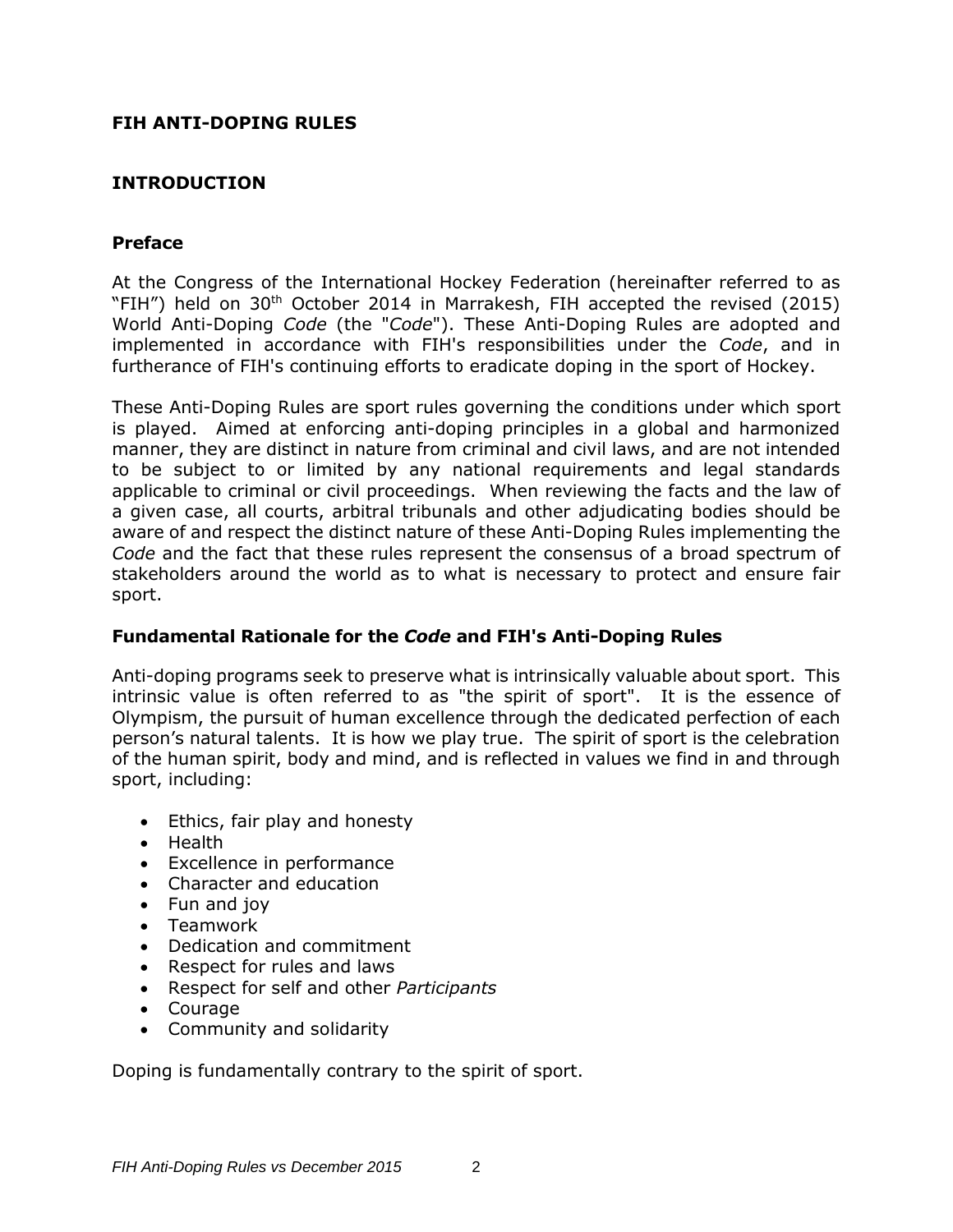## FIH ANTI-DOPING RULES

## INTRODUCTION

### Preface

At the Congress of the International Hockey Federation (hereinafter referred to as "FIH") held on 30th October 2014 in Marrakesh, FIH accepted the revised (2015) World Anti-Doping *Code* (the "*Code*"). These Anti-Doping Rules are adopted and implemented in accordance with FIH's responsibilities under the *Code*, and in furtherance of FIH's continuing efforts to eradicate doping in the sport of Hockey.

These Anti-Doping Rules are sport rules governing the conditions under which sport is played. Aimed at enforcing anti-doping principles in a global and harmonized manner, they are distinct in nature from criminal and civil laws, and are not intended to be subject to or limited by any national requirements and legal standards applicable to criminal or civil proceedings. When reviewing the facts and the law of a given case, all courts, arbitral tribunals and other adjudicating bodies should be aware of and respect the distinct nature of these Anti-Doping Rules implementing the *Code* and the fact that these rules represent the consensus of a broad spectrum of stakeholders around the world as to what is necessary to protect and ensure fair sport.

### Fundamental Rationale for the *Code* and FIH's Anti-Doping Rules

Anti-doping programs seek to preserve what is intrinsically valuable about sport. This intrinsic value is often referred to as "the spirit of sport". It is the essence of Olympism, the pursuit of human excellence through the dedicated perfection of each person's natural talents. It is how we play true. The spirit of sport is the celebration of the human spirit, body and mind, and is reflected in values we find in and through sport, including:

- Ethics, fair play and honesty
- Health
- Excellence in performance
- Character and education
- Fun and joy
- Teamwork
- Dedication and commitment
- Respect for rules and laws
- Respect for self and other *Participants*
- Courage
- Community and solidarity

Doping is fundamentally contrary to the spirit of sport.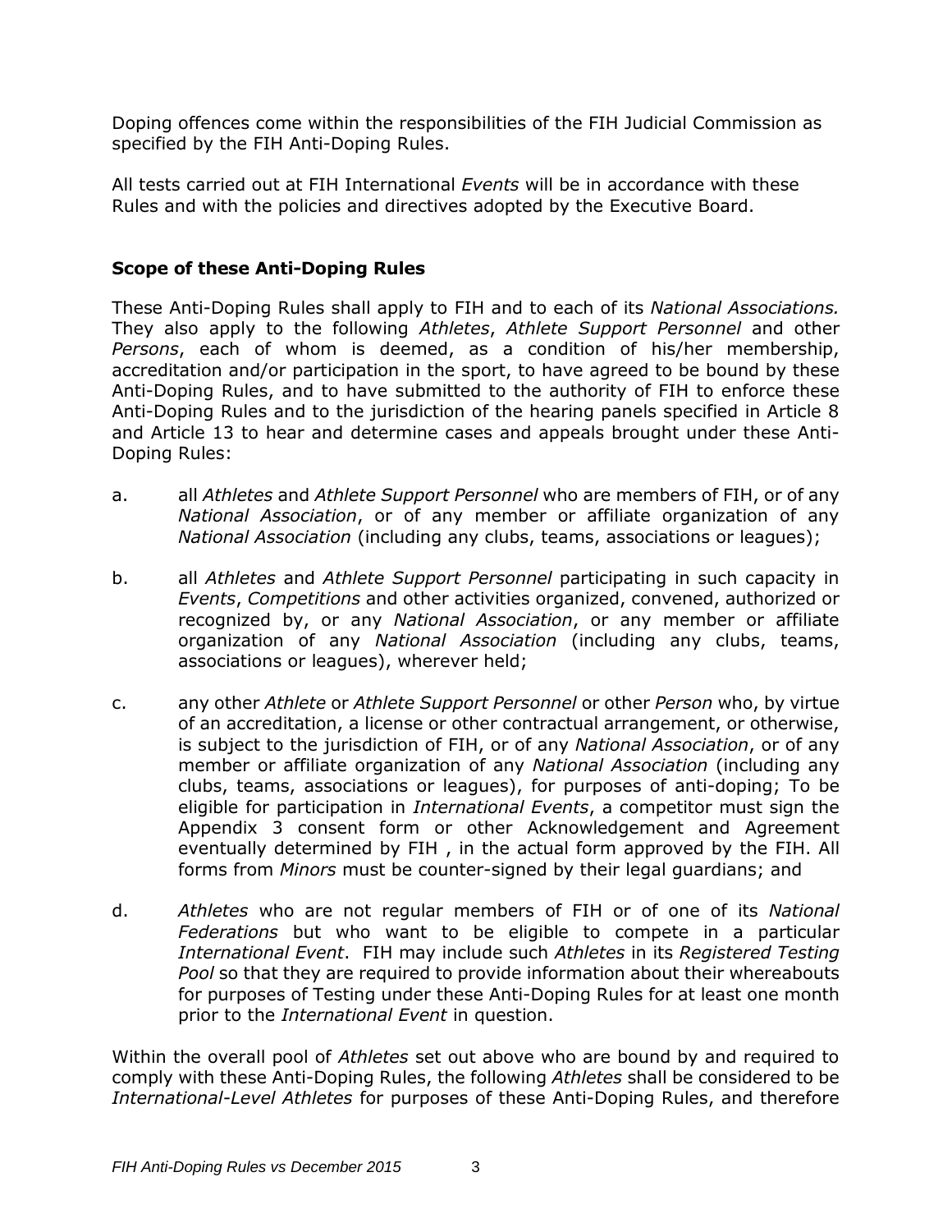Doping offences come within the responsibilities of the FIH Judicial Commission as specified by the FIH Anti-Doping Rules.

All tests carried out at FIH International *Events* will be in accordance with these Rules and with the policies and directives adopted by the Executive Board.

### Scope of these Anti-Doping Rules

These Anti-Doping Rules shall apply to FIH and to each of its *National Associations.* They also apply to the following *Athletes*, *Athlete Support Personnel* and other *Persons*, each of whom is deemed, as a condition of his/her membership, accreditation and/or participation in the sport, to have agreed to be bound by these Anti-Doping Rules, and to have submitted to the authority of FIH to enforce these Anti-Doping Rules and to the jurisdiction of the hearing panels specified in Article 8 and Article 13 to hear and determine cases and appeals brought under these Anti-Doping Rules:

a. all *Athletes* and *Athlete Support Personnel* who are members of FIH, or of any *National Association*, or of any member or affiliate organization of any *National Association* (including any clubs, teams, associations or leagues);

b. all *Athletes* and *Athlete Support Personnel* participating in such capacity in *Events*, *Competitions* and other activities organized, convened, authorized or recognized by, or any *National Association*, or any member or affiliate organization of any *National Association* (including any clubs, teams, associations or leagues), wherever held;

c. any other *Athlete* or *Athlete Support Personnel* or other *Person* who, by virtue of an accreditation, a license or other contractual arrangement, or otherwise, is subject to the jurisdiction of FIH, or of any *National Association*, or of any member or affiliate organization of any *National Association* (including any clubs, teams, associations or leagues), for purposes of anti-doping; To be eligible for participation in *International Events*, a competitor must sign the Appendix 3 consent form or other Acknowledgement and Agreement eventually determined by FIH , in the actual form approved by the FIH. All forms from *Minors* must be counter-signed by their legal guardians; and

d. *Athletes* who are not regular members of FIH or of one of its *National Federations* but who want to be eligible to compete in a particular *International Event*. FIH may include such *Athletes* in its *Registered Testing Pool* so that they are required to provide information about their whereabouts for purposes of Testing under these Anti-Doping Rules for at least one month prior to the *International Event* in question.

Within the overall pool of *Athletes* set out above who are bound by and required to comply with these Anti-Doping Rules, the following *Athletes* shall be considered to be *International-Level Athletes* for purposes of these Anti-Doping Rules, and therefore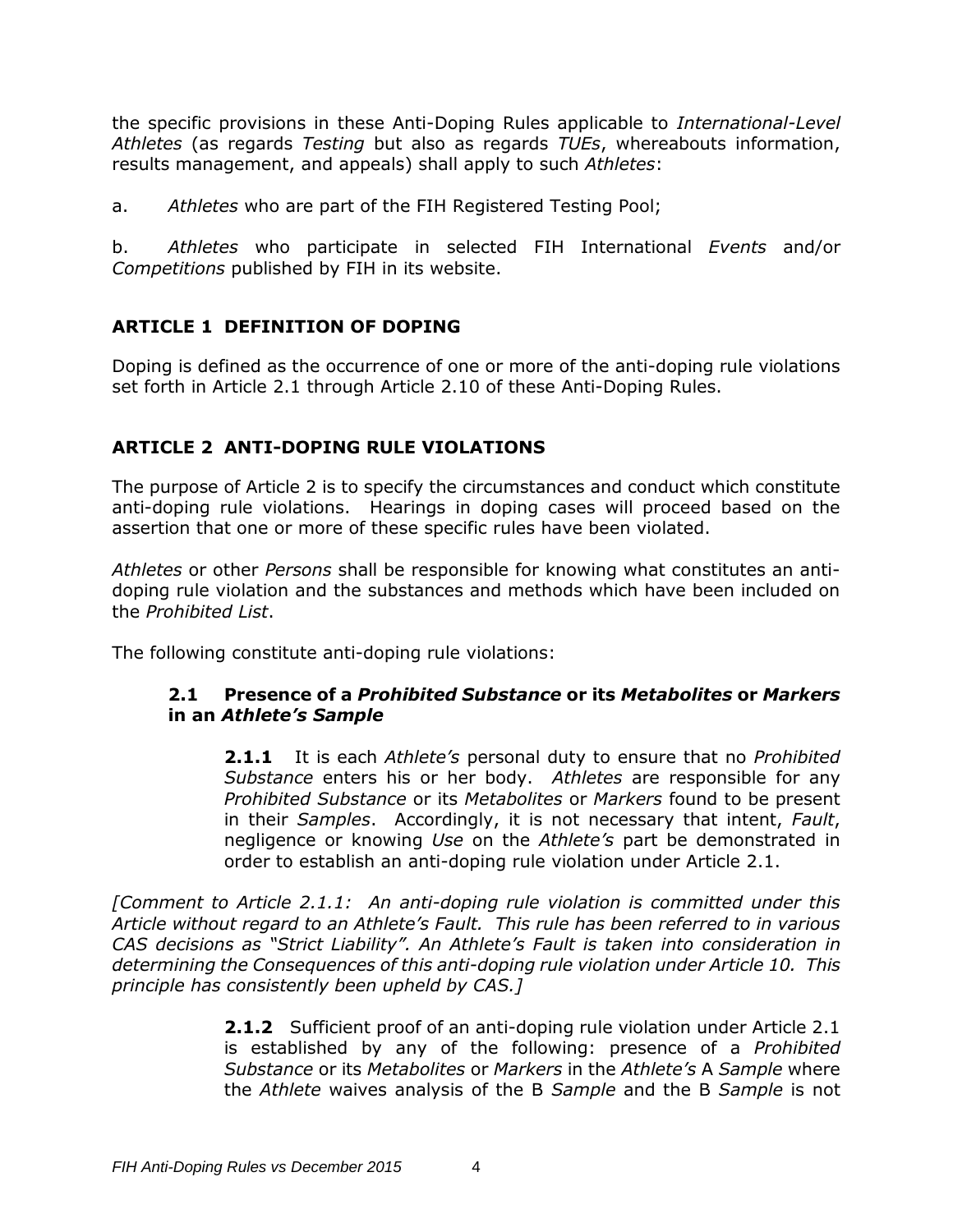the specific provisions in these Anti-Doping Rules applicable to *International-Level Athletes* (as regards *Testing* but also as regards *TUEs*, whereabouts information, results management, and appeals) shall apply to such *Athletes*:

a. *Athletes* who are part of the FIH Registered Testing Pool;

b. *Athletes* who participate in selected FIH International *Events* and/or *Competitions* published by FIH in its website.

## ARTICLE 1 DEFINITION OF DOPING

Doping is defined as the occurrence of one or more of the anti-doping rule violations set forth in Article 2.1 through Article 2.10 of these Anti-Doping Rules.

## ARTICLE 2 ANTI-DOPING RULE VIOLATIONS

The purpose of Article 2 is to specify the circumstances and conduct which constitute anti-doping rule violations. Hearings in doping cases will proceed based on the assertion that one or more of these specific rules have been violated.

*Athletes* or other *Persons* shall be responsible for knowing what constitutes an anti-doping rule violation and the substances and methods which have been included on the *Prohibited List*.

The following constitute anti-doping rule violations:

### 2.1 Presence of a *Prohibited Substance* or its *Metabolites* or *Markers* in an *Athlete's Sample*

**2.1.1** It is each *Athlete's* personal duty to ensure that no *Prohibited Substance* enters his or her body. *Athletes* are responsible for any *Prohibited Substance* or its *Metabolites* or *Markers* found to be present in their *Samples*. Accordingly, it is not necessary that intent, *Fault*, negligence or knowing *Use* on the *Athlete's* part be demonstrated in order to establish an anti-doping rule violation under Article 2.1.

*[Comment to Article 2.1.1: An anti-doping rule violation is committed under this Article without regard to an Athlete's Fault. This rule has been referred to in various CAS decisions as "Strict Liability". An Athlete's Fault is taken into consideration in determining the Consequences of this anti-doping rule violation under Article 10. This principle has consistently been upheld by CAS.]*

**2.1.2** Sufficient proof of an anti-doping rule violation under Article 2.1 is established by any of the following: presence of a *Prohibited Substance* or its *Metabolites* or *Markers* in the *Athlete's* A *Sample* where the *Athlete* waives analysis of the B *Sample* and the B *Sample* is not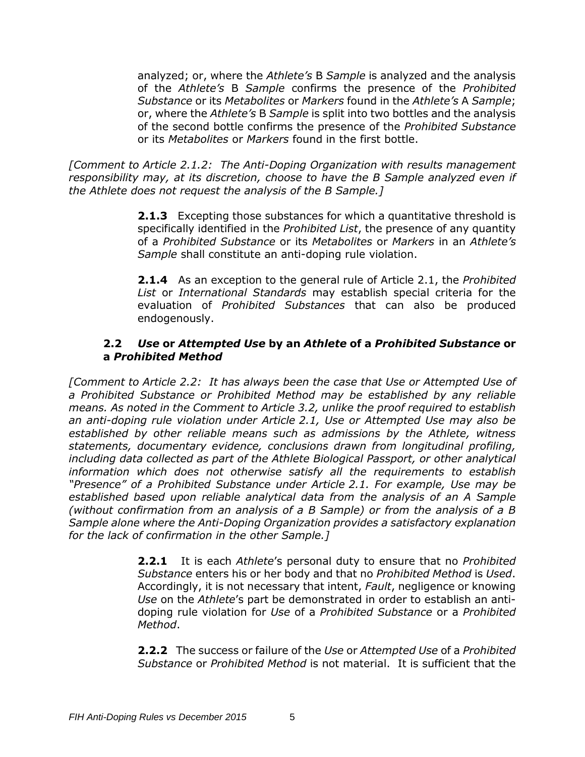analyzed; or, where the *Athlete's* B *Sample* is analyzed and the analysis of the *Athlete's* B *Sample* confirms the presence of the *Prohibited Substance* or its *Metabolites* or *Markers* found in the *Athlete's* A *Sample*; or, where the *Athlete's* B *Sample* is split into two bottles and the analysis of the second bottle confirms the presence of the *Prohibited Substance* or its *Metabolites* or *Markers* found in the first bottle.

*[Comment to Article 2.1.2: The Anti-Doping Organization with results management responsibility may, at its discretion, choose to have the B Sample analyzed even if the Athlete does not request the analysis of the B Sample.]*

**2.1.3** Excepting those substances for which a quantitative threshold is specifically identified in the *Prohibited List*, the presence of any quantity of a *Prohibited Substance* or its *Metabolites* or *Markers* in an *Athlete's Sample* shall constitute an anti-doping rule violation.

**2.1.4** As an exception to the general rule of Article 2.1, the *Prohibited List* or *International Standards* may establish special criteria for the evaluation of *Prohibited Substances* that can also be produced endogenously.

### 2.2 *Use* or *Attempted Use* by an *Athlete* of a *Prohibited Substance* or a *Prohibited Method*

*[Comment to Article 2.2: It has always been the case that Use or Attempted Use of a Prohibited Substance or Prohibited Method may be established by any reliable means. As noted in the Comment to Article 3.2, unlike the proof required to establish an anti-doping rule violation under Article 2.1, Use or Attempted Use may also be established by other reliable means such as admissions by the Athlete, witness statements, documentary evidence, conclusions drawn from longitudinal profiling, including data collected as part of the Athlete Biological Passport, or other analytical information which does not otherwise satisfy all the requirements to establish "Presence" of a Prohibited Substance under Article 2.1. For example, Use may be established based upon reliable analytical data from the analysis of an A Sample (without confirmation from an analysis of a B Sample) or from the analysis of a B Sample alone where the Anti-Doping Organization provides a satisfactory explanation for the lack of confirmation in the other Sample.]*

**2.2.1** It is each *Athlete*'s personal duty to ensure that no *Prohibited Substance* enters his or her body and that no *Prohibited Method* is *Used*. Accordingly, it is not necessary that intent, *Fault*, negligence or knowing *Use* on the *Athlete*'s part be demonstrated in order to establish an anti-doping rule violation for *Use* of a *Prohibited Substance* or a *Prohibited Method*.

**2.2.2** The success or failure of the *Use* or *Attempted Use* of a *Prohibited Substance* or *Prohibited Method* is not material. It is sufficient that the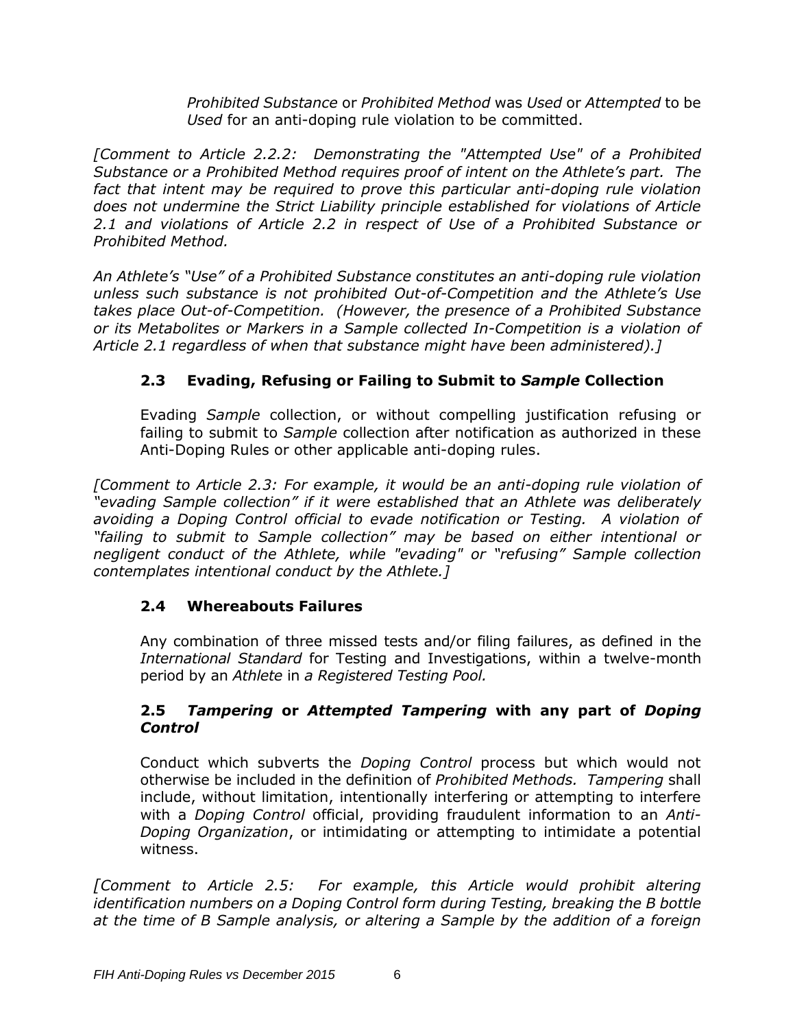*Prohibited Substance* or *Prohibited Method* was *Used* or *Attempted* to be *Used* for an anti-doping rule violation to be committed.

*[Comment to Article 2.2.2: Demonstrating the "Attempted Use" of a Prohibited Substance or a Prohibited Method requires proof of intent on the Athlete's part. The fact that intent may be required to prove this particular anti-doping rule violation does not undermine the Strict Liability principle established for violations of Article 2.1 and violations of Article 2.2 in respect of Use of a Prohibited Substance or Prohibited Method.*

*An Athlete's "Use" of a Prohibited Substance constitutes an anti-doping rule violation unless such substance is not prohibited Out-of-Competition and the Athlete's Use takes place Out-of-Competition. (However, the presence of a Prohibited Substance or its Metabolites or Markers in a Sample collected In-Competition is a violation of Article 2.1 regardless of when that substance might have been administered).]*

### 2.3 Evading, Refusing or Failing to Submit to *Sample* Collection

Evading *Sample* collection, or without compelling justification refusing or failing to submit to *Sample* collection after notification as authorized in these Anti-Doping Rules or other applicable anti-doping rules.

*[Comment to Article 2.3: For example, it would be an anti-doping rule violation of "evading Sample collection" if it were established that an Athlete was deliberately avoiding a Doping Control official to evade notification or Testing. A violation of "failing to submit to Sample collection" may be based on either intentional or negligent conduct of the Athlete, while "evading" or "refusing" Sample collection contemplates intentional conduct by the Athlete.]*

### 2.4 Whereabouts Failures

Any combination of three missed tests and/or filing failures, as defined in the *International Standard* for Testing and Investigations, within a twelve-month period by an *Athlete* in *a Registered Testing Pool.*

### 2.5 *Tampering* or *Attempted Tampering* with any part of *Doping Control*

Conduct which subverts the *Doping Control* process but which would not otherwise be included in the definition of *Prohibited Methods. Tampering* shall include, without limitation, intentionally interfering or attempting to interfere with a *Doping Control* official, providing fraudulent information to an *Anti-Doping Organization*, or intimidating or attempting to intimidate a potential witness.

*[Comment to Article 2.5: For example, this Article would prohibit altering identification numbers on a Doping Control form during Testing, breaking the B bottle at the time of B Sample analysis, or altering a Sample by the addition of a foreign*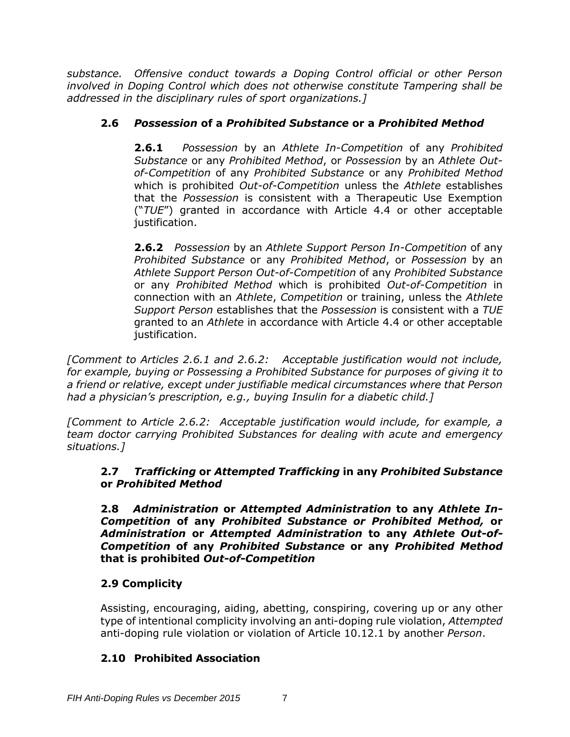*substance. Offensive conduct towards a Doping Control official or other Person involved in Doping Control which does not otherwise constitute Tampering shall be addressed in the disciplinary rules of sport organizations.]*

### 2.6 *Possession* of a *Prohibited Substance* or a *Prohibited Method*

**2.6.1** *Possession* by an *Athlete In-Competition* of any *Prohibited Substance* or any *Prohibited Method*, or *Possession* by an *Athlete Out-of-Competition* of any *Prohibited Substance* or any *Prohibited Method* which is prohibited *Out-of-Competition* unless the *Athlete* establishes that the *Possession* is consistent with a Therapeutic Use Exemption ("*TUE*") granted in accordance with Article 4.4 or other acceptable justification.

**2.6.2** *Possession* by an *Athlete Support Person In-Competition* of any *Prohibited Substance* or any *Prohibited Method*, or *Possession* by an *Athlete Support Person Out-of-Competition* of any *Prohibited Substance* or any *Prohibited Method* which is prohibited *Out-of-Competition* in connection with an *Athlete*, *Competition* or training, unless the *Athlete Support Person* establishes that the *Possession* is consistent with a *TUE* granted to an *Athlete* in accordance with Article 4.4 or other acceptable justification.

*[Comment to Articles 2.6.1 and 2.6.2: Acceptable justification would not include, for example, buying or Possessing a Prohibited Substance for purposes of giving it to a friend or relative, except under justifiable medical circumstances where that Person had a physician's prescription, e.g., buying Insulin for a diabetic child.]*

*[Comment to Article 2.6.2: Acceptable justification would include, for example, a team doctor carrying Prohibited Substances for dealing with acute and emergency situations.]*

### 2.7 *Trafficking* or *Attempted Trafficking* in any *Prohibited Substance* or *Prohibited Method*

### 2.8 *Administration* or *Attempted Administration* to any *Athlete In-Competition* of any *Prohibited Substance or Prohibited Method,* or *Administration* or *Attempted Administration* to any *Athlete Out-of-Competition* of any *Prohibited Substance* or any *Prohibited Method* that is prohibited *Out-of-Competition*

### 2.9 Complicity

Assisting, encouraging, aiding, abetting, conspiring, covering up or any other type of intentional complicity involving an anti-doping rule violation, *Attempted* anti-doping rule violation or violation of Article 10.12.1 by another *Person*.

### 2.10 Prohibited Association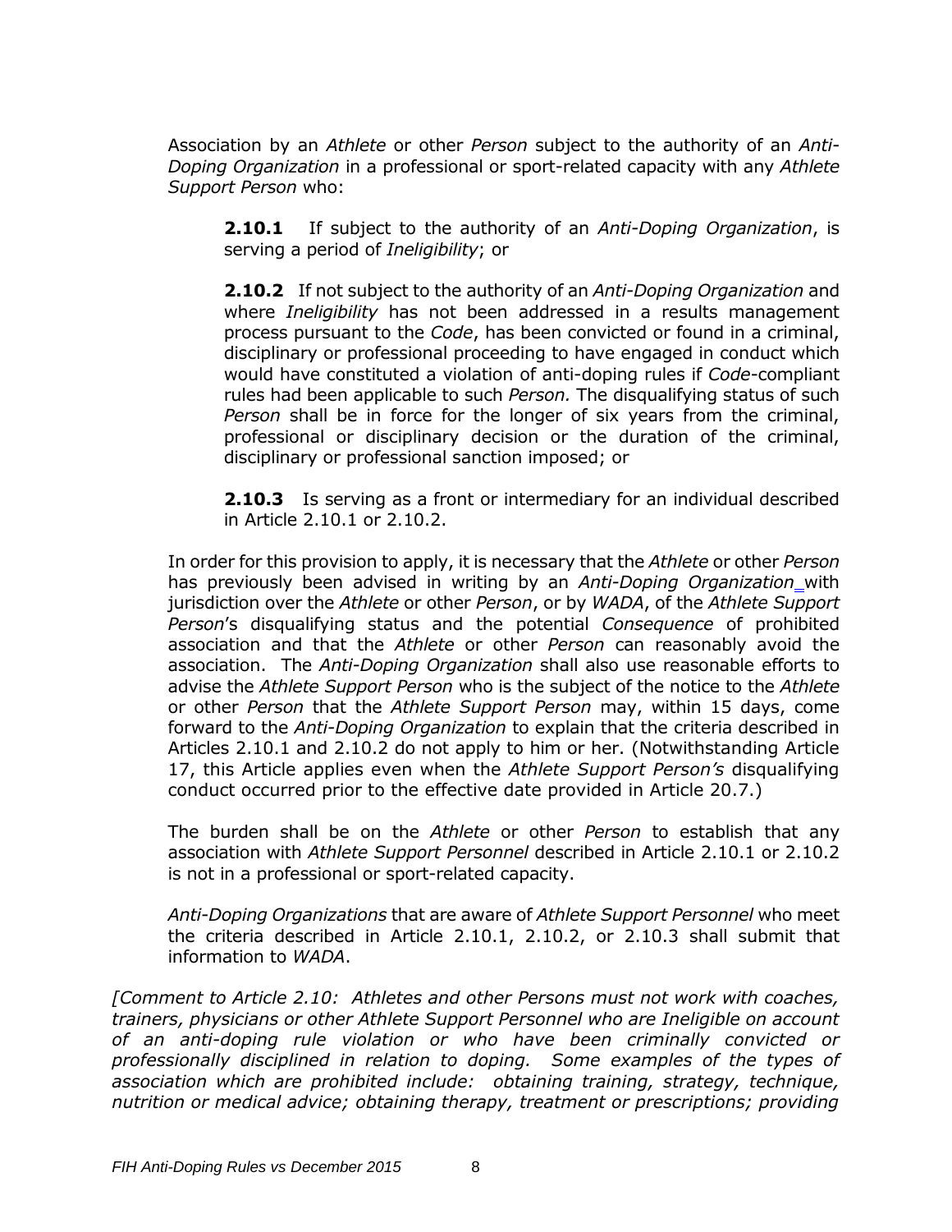Association by an *Athlete* or other *Person* subject to the authority of an *Anti-Doping Organization* in a professional or sport-related capacity with any *Athlete Support Person* who:

**2.10.1** If subject to the authority of an *Anti-Doping Organization*, is serving a period of *Ineligibility*; or

**2.10.2** If not subject to the authority of an *Anti-Doping Organization* and where *Ineligibility* has not been addressed in a results management process pursuant to the *Code*, has been convicted or found in a criminal, disciplinary or professional proceeding to have engaged in conduct which would have constituted a violation of anti-doping rules if *Code*-compliant rules had been applicable to such *Person.* The disqualifying status of such *Person* shall be in force for the longer of six years from the criminal, professional or disciplinary decision or the duration of the criminal, disciplinary or professional sanction imposed; or

**2.10.3** Is serving as a front or intermediary for an individual described in Article 2.10.1 or 2.10.2.

In order for this provision to apply, it is necessary that the *Athlete* or other *Person* has previously been advised in writing by an *Anti-Doping Organization* with jurisdiction over the *Athlete* or other *Person*, or by *WADA*, of the *Athlete Support Person*'s disqualifying status and the potential *Consequence* of prohibited association and that the *Athlete* or other *Person* can reasonably avoid the association. The *Anti-Doping Organization* shall also use reasonable efforts to advise the *Athlete Support Person* who is the subject of the notice to the *Athlete* or other *Person* that the *Athlete Support Person* may, within 15 days, come forward to the *Anti-Doping Organization* to explain that the criteria described in Articles 2.10.1 and 2.10.2 do not apply to him or her. (Notwithstanding Article 17, this Article applies even when the *Athlete Support Person's* disqualifying conduct occurred prior to the effective date provided in Article 20.7.)

The burden shall be on the *Athlete* or other *Person* to establish that any association with *Athlete Support Personnel* described in Article 2.10.1 or 2.10.2 is not in a professional or sport-related capacity.

*Anti-Doping Organizations* that are aware of *Athlete Support Personnel* who meet the criteria described in Article 2.10.1, 2.10.2, or 2.10.3 shall submit that information to *WADA*.

*[Comment to Article 2.10: Athletes and other Persons must not work with coaches, trainers, physicians or other Athlete Support Personnel who are Ineligible on account of an anti-doping rule violation or who have been criminally convicted or professionally disciplined in relation to doping. Some examples of the types of association which are prohibited include: obtaining training, strategy, technique, nutrition or medical advice; obtaining therapy, treatment or prescriptions; providing*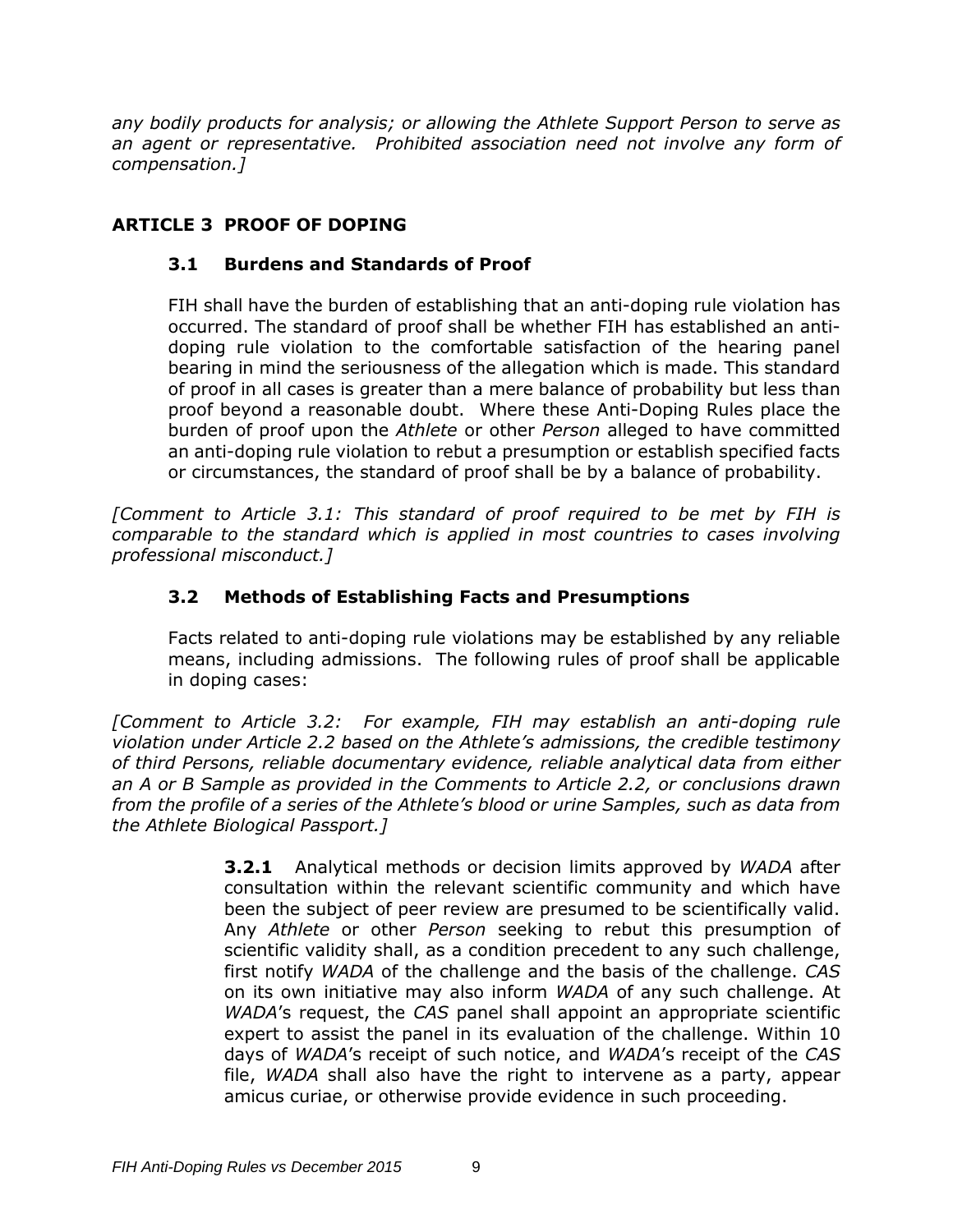*any bodily products for analysis; or allowing the Athlete Support Person to serve as an agent or representative. Prohibited association need not involve any form of compensation.]*

## ARTICLE 3 PROOF OF DOPING

### 3.1 Burdens and Standards of Proof

FIH shall have the burden of establishing that an anti-doping rule violation has occurred. The standard of proof shall be whether FIH has established an anti-doping rule violation to the comfortable satisfaction of the hearing panel bearing in mind the seriousness of the allegation which is made. This standard of proof in all cases is greater than a mere balance of probability but less than proof beyond a reasonable doubt. Where these Anti-Doping Rules place the burden of proof upon the *Athlete* or other *Person* alleged to have committed an anti-doping rule violation to rebut a presumption or establish specified facts or circumstances, the standard of proof shall be by a balance of probability.

*[Comment to Article 3.1: This standard of proof required to be met by FIH is comparable to the standard which is applied in most countries to cases involving professional misconduct.]*

### 3.2 Methods of Establishing Facts and Presumptions

Facts related to anti-doping rule violations may be established by any reliable means, including admissions. The following rules of proof shall be applicable in doping cases:

*[Comment to Article 3.2: For example, FIH may establish an anti-doping rule violation under Article 2.2 based on the Athlete's admissions, the credible testimony of third Persons, reliable documentary evidence, reliable analytical data from either an A or B Sample as provided in the Comments to Article 2.2, or conclusions drawn from the profile of a series of the Athlete's blood or urine Samples, such as data from the Athlete Biological Passport.]*

**3.2.1** Analytical methods or decision limits approved by *WADA* after consultation within the relevant scientific community and which have been the subject of peer review are presumed to be scientifically valid. Any *Athlete* or other *Person* seeking to rebut this presumption of scientific validity shall, as a condition precedent to any such challenge, first notify *WADA* of the challenge and the basis of the challenge. *CAS* on its own initiative may also inform *WADA* of any such challenge. At *WADA*'s request, the *CAS* panel shall appoint an appropriate scientific expert to assist the panel in its evaluation of the challenge. Within 10 days of *WADA*'s receipt of such notice, and *WADA*'s receipt of the *CAS* file, *WADA* shall also have the right to intervene as a party, appear amicus curiae, or otherwise provide evidence in such proceeding.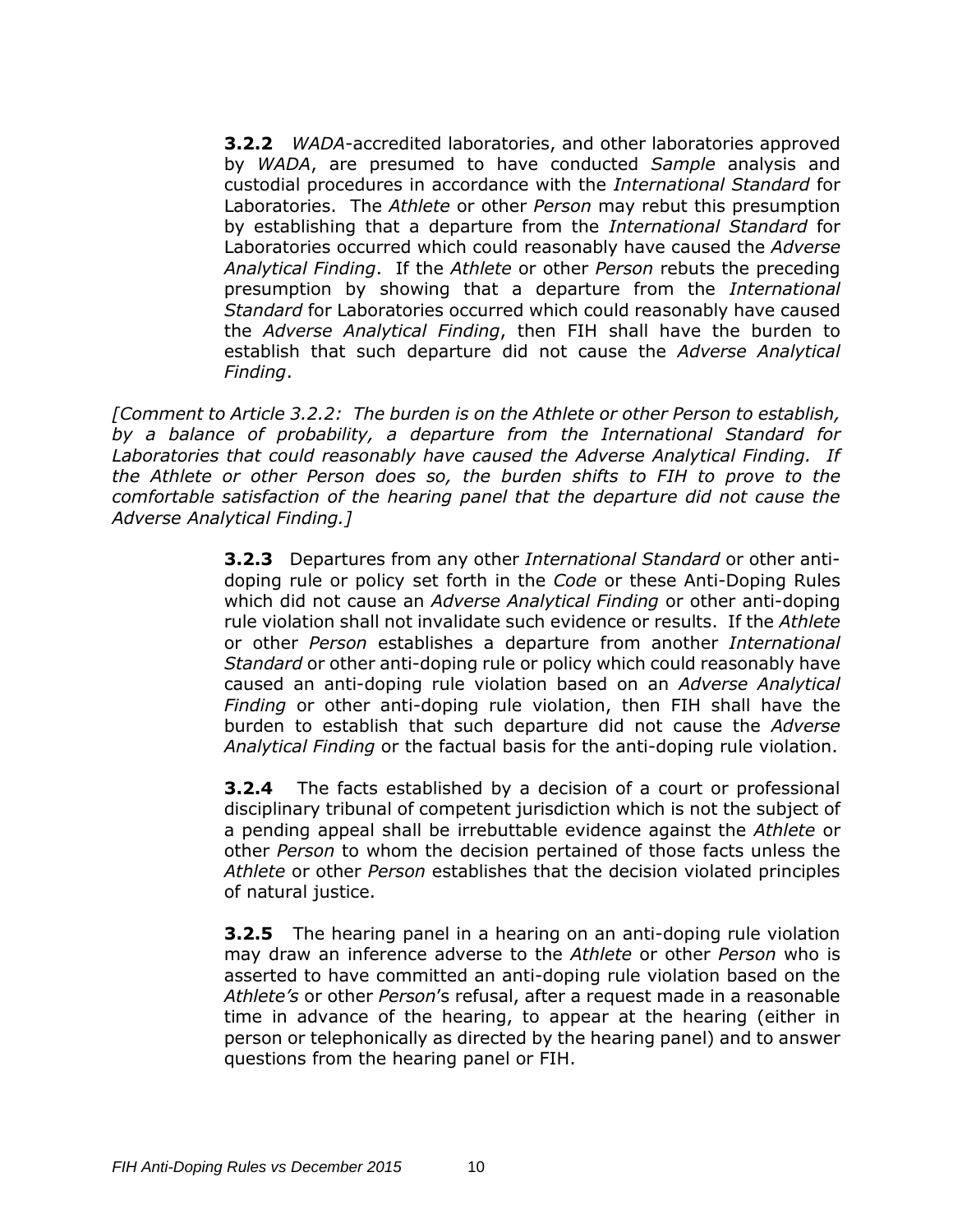**3.2.2** *WADA*-accredited laboratories, and other laboratories approved by *WADA*, are presumed to have conducted *Sample* analysis and custodial procedures in accordance with the *International Standard* for Laboratories. The *Athlete* or other *Person* may rebut this presumption by establishing that a departure from the *International Standard* for Laboratories occurred which could reasonably have caused the *Adverse Analytical Finding*. If the *Athlete* or other *Person* rebuts the preceding presumption by showing that a departure from the *International Standard* for Laboratories occurred which could reasonably have caused the *Adverse Analytical Finding*, then FIH shall have the burden to establish that such departure did not cause the *Adverse Analytical Finding*.

*[Comment to Article 3.2.2: The burden is on the Athlete or other Person to establish, by a balance of probability, a departure from the International Standard for Laboratories that could reasonably have caused the Adverse Analytical Finding. If the Athlete or other Person does so, the burden shifts to FIH to prove to the comfortable satisfaction of the hearing panel that the departure did not cause the Adverse Analytical Finding.]*

**3.2.3** Departures from any other *International Standard* or other anti-doping rule or policy set forth in the *Code* or these Anti-Doping Rules which did not cause an *Adverse Analytical Finding* or other anti-doping rule violation shall not invalidate such evidence or results. If the *Athlete* or other *Person* establishes a departure from another *International Standard* or other anti-doping rule or policy which could reasonably have caused an anti-doping rule violation based on an *Adverse Analytical Finding* or other anti-doping rule violation, then FIH shall have the burden to establish that such departure did not cause the *Adverse Analytical Finding* or the factual basis for the anti-doping rule violation.

**3.2.4** The facts established by a decision of a court or professional disciplinary tribunal of competent jurisdiction which is not the subject of a pending appeal shall be irrebuttable evidence against the *Athlete* or other *Person* to whom the decision pertained of those facts unless the *Athlete* or other *Person* establishes that the decision violated principles of natural justice.

**3.2.5** The hearing panel in a hearing on an anti-doping rule violation may draw an inference adverse to the *Athlete* or other *Person* who is asserted to have committed an anti-doping rule violation based on the *Athlete's* or other *Person*'s refusal, after a request made in a reasonable time in advance of the hearing, to appear at the hearing (either in person or telephonically as directed by the hearing panel) and to answer questions from the hearing panel or FIH.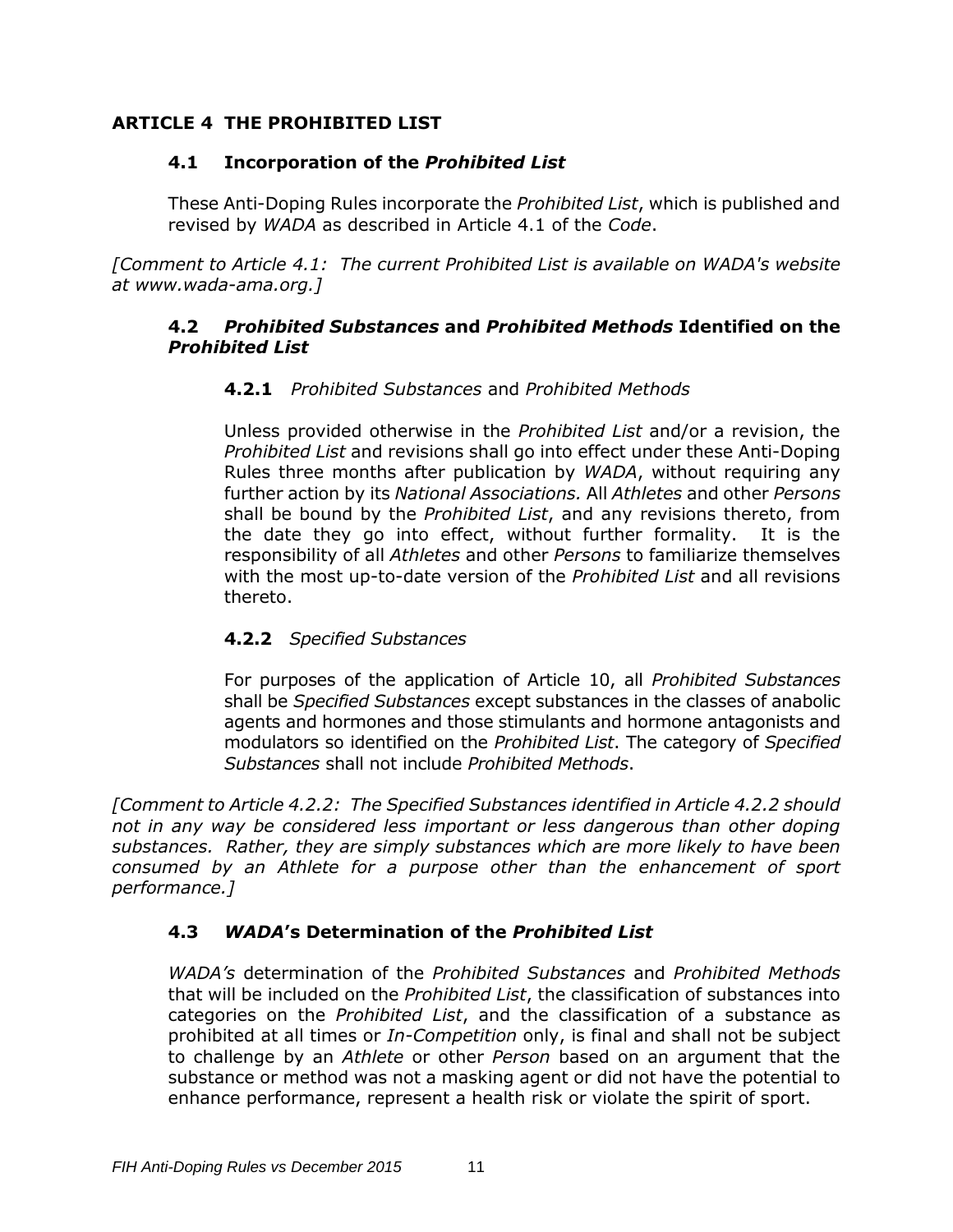## ARTICLE 4 THE PROHIBITED LIST

### 4.1 Incorporation of the *Prohibited List*

These Anti-Doping Rules incorporate the *Prohibited List*, which is published and revised by *WADA* as described in Article 4.1 of the *Code*.

*[Comment to Article 4.1: The current Prohibited List is available on WADA's website at www.wada-ama.org.]*

### 4.2 *Prohibited Substances* and *Prohibited Methods* Identified on the *Prohibited List*

#### 4.2.1 *Prohibited Substances* and *Prohibited Methods*

Unless provided otherwise in the *Prohibited List* and/or a revision, the *Prohibited List* and revisions shall go into effect under these Anti-Doping Rules three months after publication by *WADA*, without requiring any further action by its *National Associations.* All *Athletes* and other *Persons* shall be bound by the *Prohibited List*, and any revisions thereto, from the date they go into effect, without further formality. It is the responsibility of all *Athletes* and other *Persons* to familiarize themselves with the most up-to-date version of the *Prohibited List* and all revisions thereto.

#### 4.2.2 *Specified Substances*

For purposes of the application of Article 10, all *Prohibited Substances* shall be *Specified Substances* except substances in the classes of anabolic agents and hormones and those stimulants and hormone antagonists and modulators so identified on the *Prohibited List*. The category of *Specified Substances* shall not include *Prohibited Methods*.

*[Comment to Article 4.2.2: The Specified Substances identified in Article 4.2.2 should not in any way be considered less important or less dangerous than other doping substances. Rather, they are simply substances which are more likely to have been consumed by an Athlete for a purpose other than the enhancement of sport performance.]*

### 4.3 *WADA*'s Determination of the *Prohibited List*

*WADA's* determination of the *Prohibited Substances* and *Prohibited Methods* that will be included on the *Prohibited List*, the classification of substances into categories on the *Prohibited List*, and the classification of a substance as prohibited at all times or *In-Competition* only, is final and shall not be subject to challenge by an *Athlete* or other *Person* based on an argument that the substance or method was not a masking agent or did not have the potential to enhance performance, represent a health risk or violate the spirit of sport.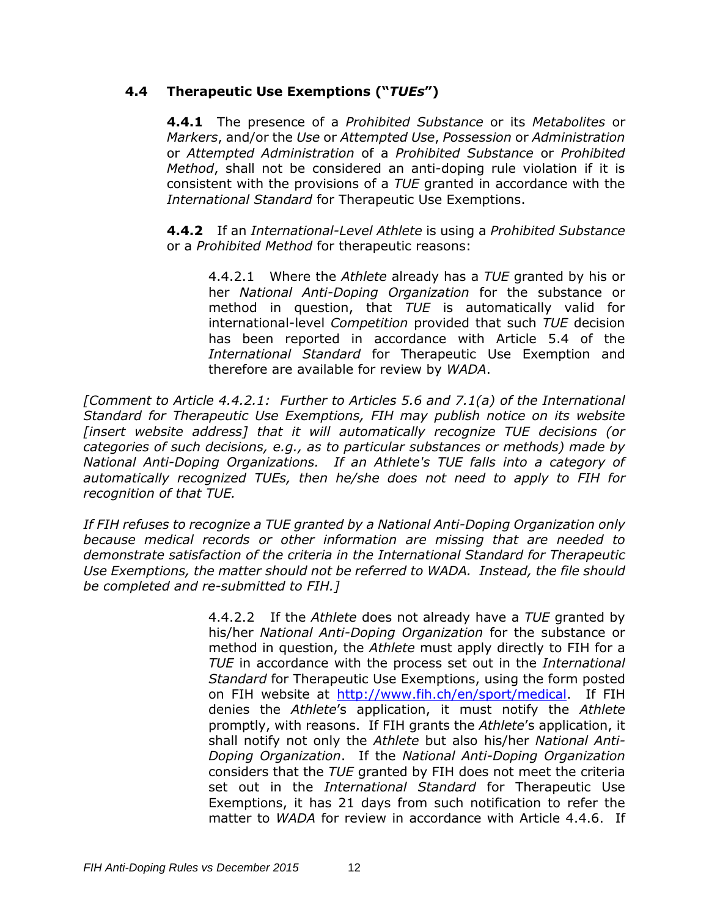### 4.4 Therapeutic Use Exemptions ("*TUEs*")

**4.4.1** The presence of a *Prohibited Substance* or its *Metabolites* or *Markers*, and/or the *Use* or *Attempted Use*, *Possession* or *Administration* or *Attempted Administration* of a *Prohibited Substance* or *Prohibited Method*, shall not be considered an anti-doping rule violation if it is consistent with the provisions of a *TUE* granted in accordance with the *International Standard* for Therapeutic Use Exemptions.

**4.4.2** If an *International-Level Athlete* is using a *Prohibited Substance* or a *Prohibited Method* for therapeutic reasons:

4.4.2.1 Where the *Athlete* already has a *TUE* granted by his or her *National Anti-Doping Organization* for the substance or method in question, that *TUE* is automatically valid for international-level *Competition* provided that such *TUE* decision has been reported in accordance with Article 5.4 of the *International Standard* for Therapeutic Use Exemption and therefore are available for review by *WADA*.

*[Comment to Article 4.4.2.1: Further to Articles 5.6 and 7.1(a) of the International Standard for Therapeutic Use Exemptions, FIH may publish notice on its website [insert website address] that it will automatically recognize TUE decisions (or categories of such decisions, e.g., as to particular substances or methods) made by National Anti-Doping Organizations. If an Athlete's TUE falls into a category of automatically recognized TUEs, then he/she does not need to apply to FIH for recognition of that TUE.*

*If FIH refuses to recognize a TUE granted by a National Anti-Doping Organization only because medical records or other information are missing that are needed to demonstrate satisfaction of the criteria in the International Standard for Therapeutic Use Exemptions, the matter should not be referred to WADA. Instead, the file should be completed and re-submitted to FIH.]*

4.4.2.2 If the *Athlete* does not already have a *TUE* granted by his/her *National Anti-Doping Organization* for the substance or method in question, the *Athlete* must apply directly to FIH for a *TUE* in accordance with the process set out in the *International Standard* for Therapeutic Use Exemptions, using the form posted on FIH website at http://www.fih.ch/en/sport/medical. If FIH denies the *Athlete*'s application, it must notify the *Athlete* promptly, with reasons. If FIH grants the *Athlete*'s application, it shall notify not only the *Athlete* but also his/her *National Anti-Doping Organization*. If the *National Anti-Doping Organization* considers that the *TUE* granted by FIH does not meet the criteria set out in the *International Standard* for Therapeutic Use Exemptions, it has 21 days from such notification to refer the matter to *WADA* for review in accordance with Article 4.4.6. If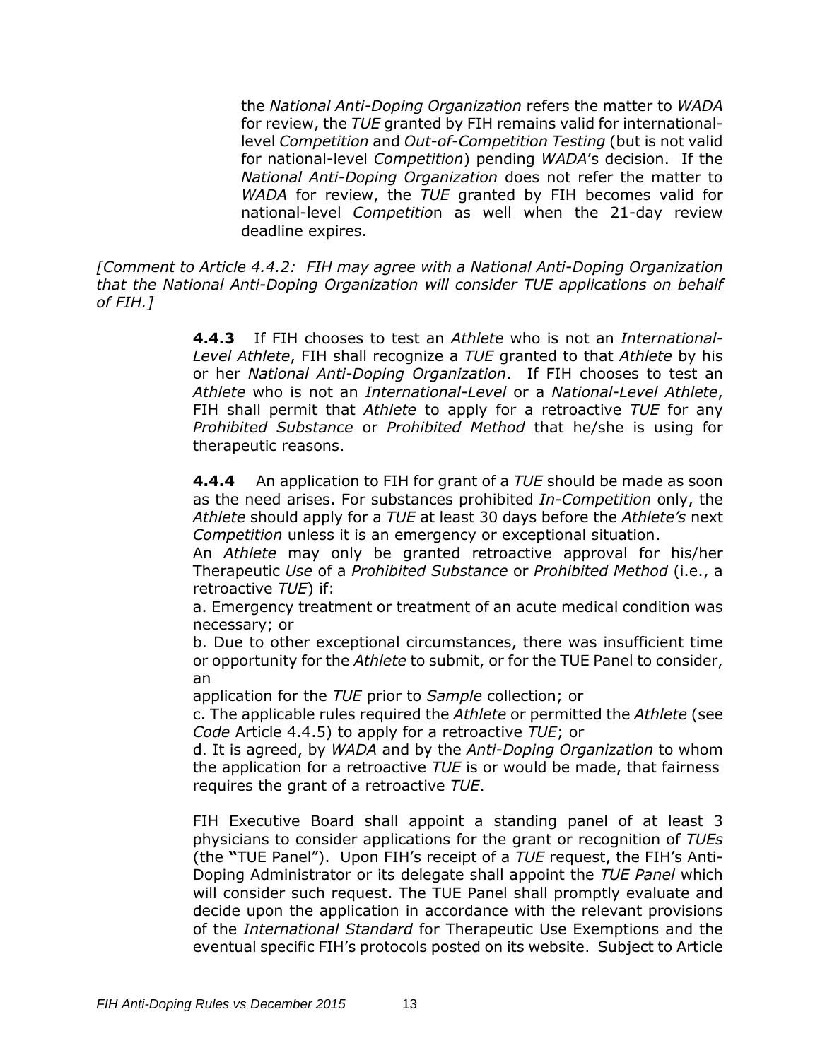the *National Anti-Doping Organization* refers the matter to *WADA* for review, the *TUE* granted by FIH remains valid for international-level *Competition* and *Out-of-Competition Testing* (but is not valid for national-level *Competition*) pending *WADA*'s decision. If the *National Anti-Doping Organization* does not refer the matter to *WADA* for review, the *TUE* granted by FIH becomes valid for national-level *Competition* as well when the 21-day review deadline expires.

*[Comment to Article 4.4.2: FIH may agree with a National Anti-Doping Organization that the National Anti-Doping Organization will consider TUE applications on behalf of FIH.]*

**4.4.3** If FIH chooses to test an *Athlete* who is not an *International-Level Athlete*, FIH shall recognize a *TUE* granted to that *Athlete* by his or her *National Anti-Doping Organization*. If FIH chooses to test an *Athlete* who is not an *International-Level* or a *National-Level Athlete*, FIH shall permit that *Athlete* to apply for a retroactive *TUE* for any *Prohibited Substance* or *Prohibited Method* that he/she is using for therapeutic reasons.

**4.4.4** An application to FIH for grant of a *TUE* should be made as soon as the need arises. For substances prohibited *In-Competition* only, the *Athlete* should apply for a *TUE* at least 30 days before the *Athlete's* next *Competition* unless it is an emergency or exceptional situation.
An *Athlete* may only be granted retroactive approval for his/her Therapeutic *Use* of a *Prohibited Substance* or *Prohibited Method* (i.e., a retroactive *TUE*) if:

a. Emergency treatment or treatment of an acute medical condition was necessary; or

b. Due to other exceptional circumstances, there was insufficient time or opportunity for the *Athlete* to submit, or for the TUE Panel to consider, an application for the *TUE* prior to *Sample* collection; or

c. The applicable rules required the *Athlete* or permitted the *Athlete* (see *Code* Article 4.4.5) to apply for a retroactive *TUE*; or

d. It is agreed, by *WADA* and by the *Anti-Doping Organization* to whom the application for a retroactive *TUE* is or would be made, that fairness requires the grant of a retroactive *TUE*.

FIH Executive Board shall appoint a standing panel of at least 3 physicians to consider applications for the grant or recognition of *TUEs* (the "TUE Panel"). Upon FIH's receipt of a *TUE* request, the FIH's Anti-Doping Administrator or its delegate shall appoint the *TUE Panel* which will consider such request. The TUE Panel shall promptly evaluate and decide upon the application in accordance with the relevant provisions of the *International Standard* for Therapeutic Use Exemptions and the eventual specific FIH's protocols posted on its website. Subject to Article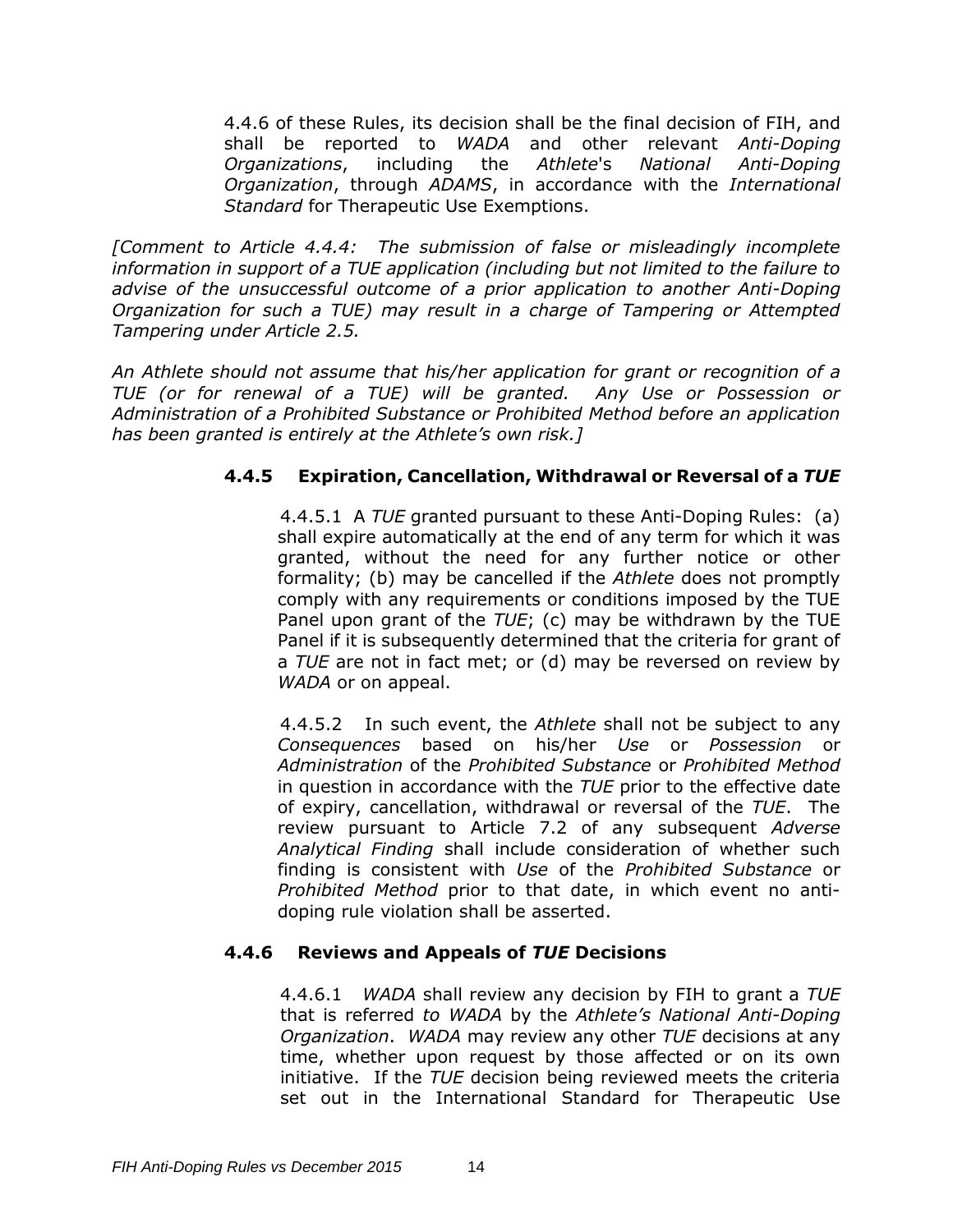4.4.6 of these Rules, its decision shall be the final decision of FIH, and shall be reported to *WADA* and other relevant *Anti-Doping Organizations*, including the *Athlete*'s *National Anti-Doping Organization*, through *ADAMS*, in accordance with the *International Standard* for Therapeutic Use Exemptions.

*[Comment to Article 4.4.4: The submission of false or misleadingly incomplete information in support of a TUE application (including but not limited to the failure to advise of the unsuccessful outcome of a prior application to another Anti-Doping Organization for such a TUE) may result in a charge of Tampering or Attempted Tampering under Article 2.5.*

*An Athlete should not assume that his/her application for grant or recognition of a TUE (or for renewal of a TUE) will be granted. Any Use or Possession or Administration of a Prohibited Substance or Prohibited Method before an application has been granted is entirely at the Athlete's own risk.]*

#### 4.4.5 Expiration, Cancellation, Withdrawal or Reversal of a *TUE*

4.4.5.1 A *TUE* granted pursuant to these Anti-Doping Rules: (a) shall expire automatically at the end of any term for which it was granted, without the need for any further notice or other formality; (b) may be cancelled if the *Athlete* does not promptly comply with any requirements or conditions imposed by the TUE Panel upon grant of the *TUE*; (c) may be withdrawn by the TUE Panel if it is subsequently determined that the criteria for grant of a *TUE* are not in fact met; or (d) may be reversed on review by *WADA* or on appeal.

4.4.5.2 In such event, the *Athlete* shall not be subject to any *Consequences* based on his/her *Use* or *Possession* or *Administration* of the *Prohibited Substance* or *Prohibited Method* in question in accordance with the *TUE* prior to the effective date of expiry, cancellation, withdrawal or reversal of the *TUE*. The review pursuant to Article 7.2 of any subsequent *Adverse Analytical Finding* shall include consideration of whether such finding is consistent with *Use* of the *Prohibited Substance* or *Prohibited Method* prior to that date, in which event no anti-doping rule violation shall be asserted.

#### 4.4.6 Reviews and Appeals of *TUE* Decisions

4.4.6.1 *WADA* shall review any decision by FIH to grant a *TUE* that is referred *to WADA* by the *Athlete's National Anti-Doping Organization*. *WADA* may review any other *TUE* decisions at any time, whether upon request by those affected or on its own initiative. If the *TUE* decision being reviewed meets the criteria set out in the International Standard for Therapeutic Use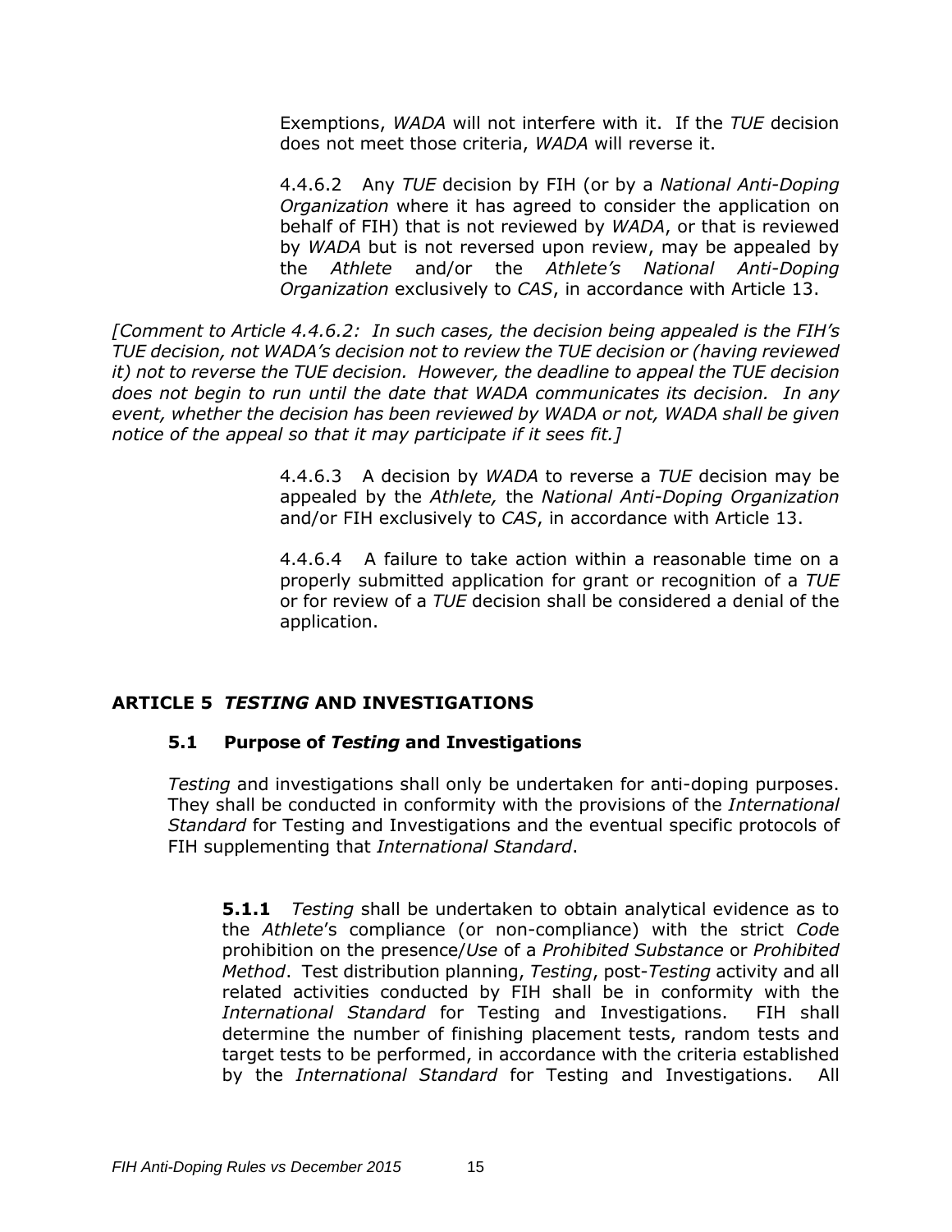Exemptions, *WADA* will not interfere with it. If the *TUE* decision does not meet those criteria, *WADA* will reverse it.

4.4.6.2 Any *TUE* decision by FIH (or by a *National Anti-Doping Organization* where it has agreed to consider the application on behalf of FIH) that is not reviewed by *WADA*, or that is reviewed by *WADA* but is not reversed upon review, may be appealed by the *Athlete* and/or the *Athlete's National Anti-Doping Organization* exclusively to *CAS*, in accordance with Article 13.

*[Comment to Article 4.4.6.2: In such cases, the decision being appealed is the FIH's TUE decision, not WADA's decision not to review the TUE decision or (having reviewed it) not to reverse the TUE decision. However, the deadline to appeal the TUE decision does not begin to run until the date that WADA communicates its decision. In any event, whether the decision has been reviewed by WADA or not, WADA shall be given notice of the appeal so that it may participate if it sees fit.]*

4.4.6.3 A decision by *WADA* to reverse a *TUE* decision may be appealed by the *Athlete,* the *National Anti-Doping Organization* and/or FIH exclusively to *CAS*, in accordance with Article 13.

4.4.6.4 A failure to take action within a reasonable time on a properly submitted application for grant or recognition of a *TUE* or for review of a *TUE* decision shall be considered a denial of the application.

## ARTICLE 5 *TESTING* AND INVESTIGATIONS

### 5.1 Purpose of *Testing* and Investigations

*Testing* and investigations shall only be undertaken for anti-doping purposes. They shall be conducted in conformity with the provisions of the *International Standard* for Testing and Investigations and the eventual specific protocols of FIH supplementing that *International Standard*.

**5.1.1** *Testing* shall be undertaken to obtain analytical evidence as to the *Athlete*'s compliance (or non-compliance) with the strict *Code* prohibition on the presence/*Use* of a *Prohibited Substance* or *Prohibited Method*. Test distribution planning, *Testing*, post-*Testing* activity and all related activities conducted by FIH shall be in conformity with the *International Standard* for Testing and Investigations. FIH shall determine the number of finishing placement tests, random tests and target tests to be performed, in accordance with the criteria established by the *International Standard* for Testing and Investigations. All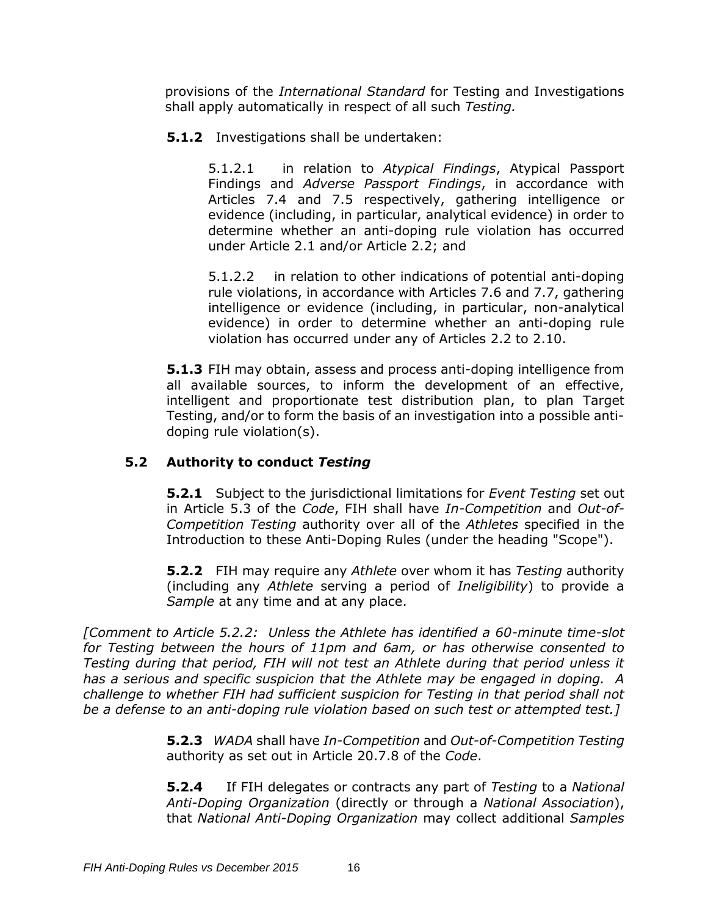provisions of the *International Standard* for Testing and Investigations shall apply automatically in respect of all such *Testing.*

**5.1.2** Investigations shall be undertaken:

5.1.2.1 in relation to *Atypical Findings*, Atypical Passport Findings and *Adverse Passport Findings*, in accordance with Articles 7.4 and 7.5 respectively, gathering intelligence or evidence (including, in particular, analytical evidence) in order to determine whether an anti-doping rule violation has occurred under Article 2.1 and/or Article 2.2; and

5.1.2.2 in relation to other indications of potential anti-doping rule violations, in accordance with Articles 7.6 and 7.7, gathering intelligence or evidence (including, in particular, non-analytical evidence) in order to determine whether an anti-doping rule violation has occurred under any of Articles 2.2 to 2.10.

**5.1.3** FIH may obtain, assess and process anti-doping intelligence from all available sources, to inform the development of an effective, intelligent and proportionate test distribution plan, to plan Target Testing, and/or to form the basis of an investigation into a possible anti-doping rule violation(s).

### 5.2 Authority to conduct *Testing*

**5.2.1** Subject to the jurisdictional limitations for *Event Testing* set out in Article 5.3 of the *Code*, FIH shall have *In-Competition* and *Out-of-Competition Testing* authority over all of the *Athletes* specified in the Introduction to these Anti-Doping Rules (under the heading "Scope").

**5.2.2** FIH may require any *Athlete* over whom it has *Testing* authority (including any *Athlete* serving a period of *Ineligibility*) to provide a *Sample* at any time and at any place.

*[Comment to Article 5.2.2: Unless the Athlete has identified a 60-minute time-slot for Testing between the hours of 11pm and 6am, or has otherwise consented to Testing during that period, FIH will not test an Athlete during that period unless it has a serious and specific suspicion that the Athlete may be engaged in doping. A challenge to whether FIH had sufficient suspicion for Testing in that period shall not be a defense to an anti-doping rule violation based on such test or attempted test.]*

**5.2.3** *WADA* shall have *In-Competition* and *Out-of-Competition Testing* authority as set out in Article 20.7.8 of the *Code*.

**5.2.4** If FIH delegates or contracts any part of *Testing* to a *National Anti-Doping Organization* (directly or through a *National Association*), that *National Anti-Doping Organization* may collect additional *Samples*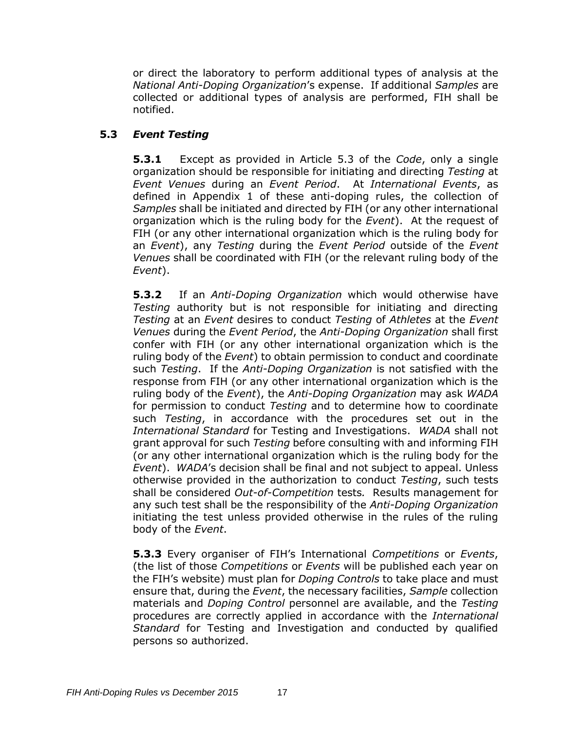or direct the laboratory to perform additional types of analysis at the *National Anti-Doping Organization*'s expense. If additional *Samples* are collected or additional types of analysis are performed, FIH shall be notified.

### 5.3 *Event Testing*

**5.3.1** Except as provided in Article 5.3 of the *Code*, only a single organization should be responsible for initiating and directing *Testing* at *Event Venues* during an *Event Period*. At *International Events*, as defined in Appendix 1 of these anti-doping rules, the collection of *Samples* shall be initiated and directed by FIH (or any other international organization which is the ruling body for the *Event*). At the request of FIH (or any other international organization which is the ruling body for an *Event*), any *Testing* during the *Event Period* outside of the *Event Venues* shall be coordinated with FIH (or the relevant ruling body of the *Event*).

**5.3.2** If an *Anti-Doping Organization* which would otherwise have *Testing* authority but is not responsible for initiating and directing *Testing* at an *Event* desires to conduct *Testing* of *Athletes* at the *Event Venues* during the *Event Period*, the *Anti-Doping Organization* shall first confer with FIH (or any other international organization which is the ruling body of the *Event*) to obtain permission to conduct and coordinate such *Testing*. If the *Anti-Doping Organization* is not satisfied with the response from FIH (or any other international organization which is the ruling body of the *Event*), the *Anti-Doping Organization* may ask *WADA* for permission to conduct *Testing* and to determine how to coordinate such *Testing*, in accordance with the procedures set out in the *International Standard* for Testing and Investigations. *WADA* shall not grant approval for such *Testing* before consulting with and informing FIH (or any other international organization which is the ruling body for the *Event*). *WADA*'s decision shall be final and not subject to appeal. Unless otherwise provided in the authorization to conduct *Testing*, such tests shall be considered *Out-of-Competition* tests. Results management for any such test shall be the responsibility of the *Anti-Doping Organization* initiating the test unless provided otherwise in the rules of the ruling body of the *Event*.

**5.3.3** Every organiser of FIH's International *Competitions* or *Events*, (the list of those *Competitions* or *Events* will be published each year on the FIH's website) must plan for *Doping Controls* to take place and must ensure that, during the *Event*, the necessary facilities, *Sample* collection materials and *Doping Control* personnel are available, and the *Testing* procedures are correctly applied in accordance with the *International Standard* for Testing and Investigation and conducted by qualified persons so authorized.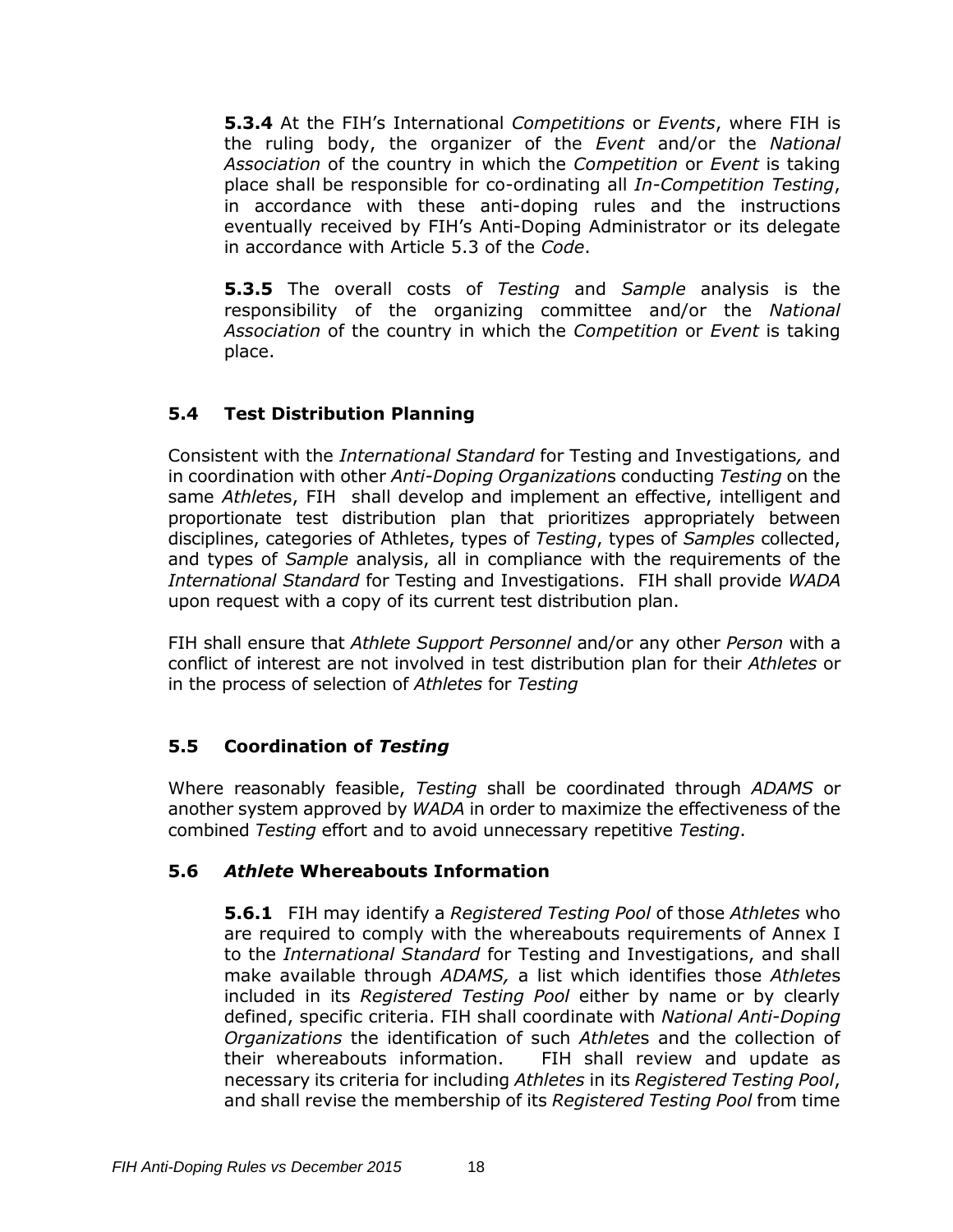**5.3.4** At the FIH's International *Competitions* or *Events*, where FIH is the ruling body, the organizer of the *Event* and/or the *National Association* of the country in which the *Competition* or *Event* is taking place shall be responsible for co-ordinating all *In-Competition Testing*, in accordance with these anti-doping rules and the instructions eventually received by FIH's Anti-Doping Administrator or its delegate in accordance with Article 5.3 of the *Code*.

**5.3.5** The overall costs of *Testing* and *Sample* analysis is the responsibility of the organizing committee and/or the *National Association* of the country in which the *Competition* or *Event* is taking place.

### 5.4 Test Distribution Planning

Consistent with the *International Standard* for Testing and Investigations*,* and in coordination with other *Anti-Doping Organization*s conducting *Testing* on the same *Athlete*s, FIH shall develop and implement an effective, intelligent and proportionate test distribution plan that prioritizes appropriately between disciplines, categories of Athletes, types of *Testing*, types of *Samples* collected, and types of *Sample* analysis, all in compliance with the requirements of the *International Standard* for Testing and Investigations. FIH shall provide *WADA* upon request with a copy of its current test distribution plan.

FIH shall ensure that *Athlete Support Personnel* and/or any other *Person* with a conflict of interest are not involved in test distribution plan for their *Athletes* or in the process of selection of *Athletes* for *Testing*

### 5.5 Coordination of *Testing*

Where reasonably feasible, *Testing* shall be coordinated through *ADAMS* or another system approved by *WADA* in order to maximize the effectiveness of the combined *Testing* effort and to avoid unnecessary repetitive *Testing*.

### 5.6 *Athlete* Whereabouts Information

**5.6.1** FIH may identify a *Registered Testing Pool* of those *Athletes* who are required to comply with the whereabouts requirements of Annex I to the *International Standard* for Testing and Investigations, and shall make available through *ADAMS,* a list which identifies those *Athlete*s included in its *Registered Testing Pool* either by name or by clearly defined, specific criteria. FIH shall coordinate with *National Anti-Doping Organizations* the identification of such *Athlete*s and the collection of their whereabouts information. FIH shall review and update as necessary its criteria for including *Athletes* in its *Registered Testing Pool*, and shall revise the membership of its *Registered Testing Pool* from time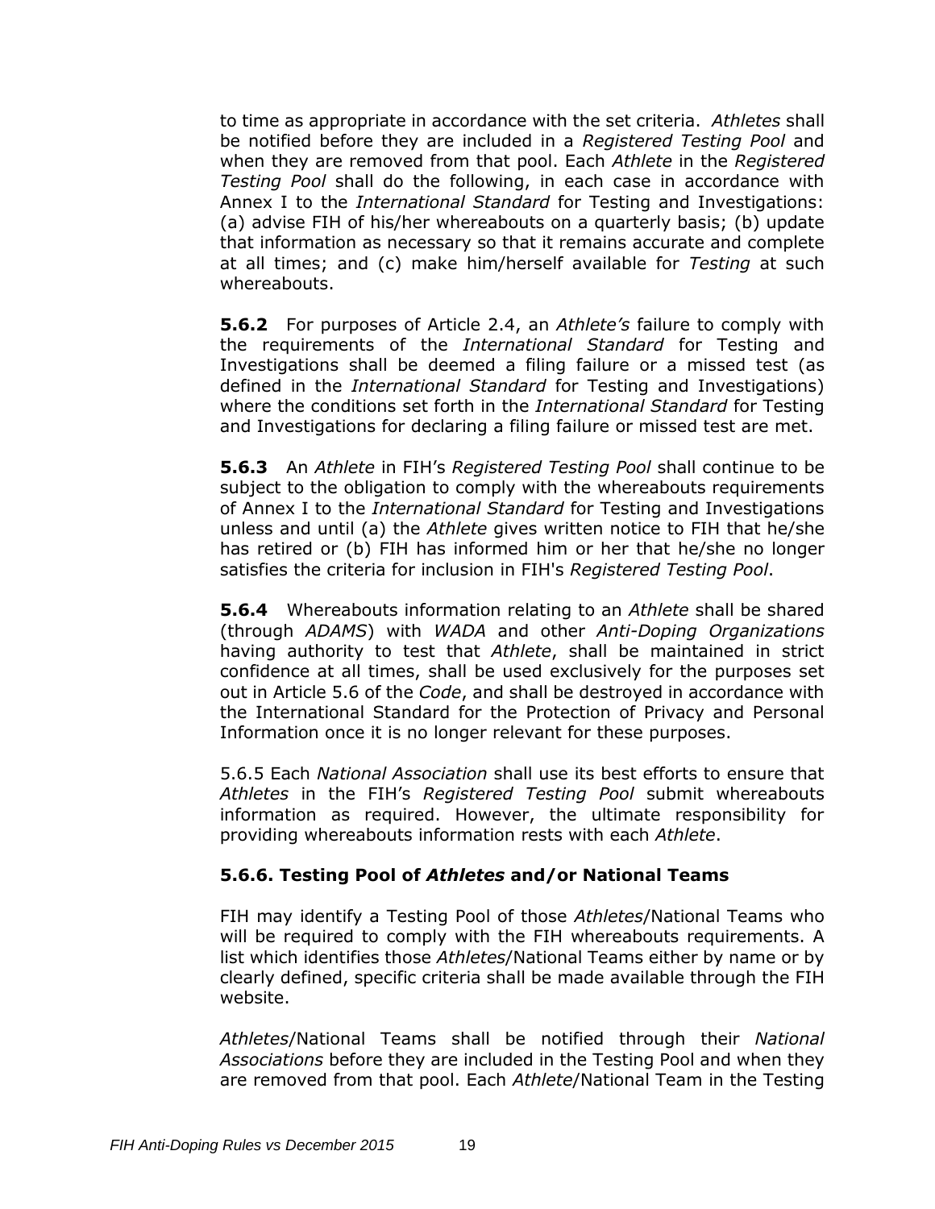to time as appropriate in accordance with the set criteria. *Athletes* shall be notified before they are included in a *Registered Testing Pool* and when they are removed from that pool. Each *Athlete* in the *Registered Testing Pool* shall do the following, in each case in accordance with Annex I to the *International Standard* for Testing and Investigations: (a) advise FIH of his/her whereabouts on a quarterly basis; (b) update that information as necessary so that it remains accurate and complete at all times; and (c) make him/herself available for *Testing* at such whereabouts.

**5.6.2** For purposes of Article 2.4, an *Athlete's* failure to comply with the requirements of the *International Standard* for Testing and Investigations shall be deemed a filing failure or a missed test (as defined in the *International Standard* for Testing and Investigations) where the conditions set forth in the *International Standard* for Testing and Investigations for declaring a filing failure or missed test are met.

**5.6.3** An *Athlete* in FIH's *Registered Testing Pool* shall continue to be subject to the obligation to comply with the whereabouts requirements of Annex I to the *International Standard* for Testing and Investigations unless and until (a) the *Athlete* gives written notice to FIH that he/she has retired or (b) FIH has informed him or her that he/she no longer satisfies the criteria for inclusion in FIH's *Registered Testing Pool*.

**5.6.4** Whereabouts information relating to an *Athlete* shall be shared (through *ADAMS*) with *WADA* and other *Anti-Doping Organizations* having authority to test that *Athlete*, shall be maintained in strict confidence at all times, shall be used exclusively for the purposes set out in Article 5.6 of the *Code*, and shall be destroyed in accordance with the International Standard for the Protection of Privacy and Personal Information once it is no longer relevant for these purposes.

5.6.5 Each *National Association* shall use its best efforts to ensure that *Athletes* in the FIH's *Registered Testing Pool* submit whereabouts information as required. However, the ultimate responsibility for providing whereabouts information rests with each *Athlete*.

**5.6.6. Testing Pool of *Athletes* and/or National Teams**

FIH may identify a Testing Pool of those *Athletes*/National Teams who will be required to comply with the FIH whereabouts requirements. A list which identifies those *Athletes*/National Teams either by name or by clearly defined, specific criteria shall be made available through the FIH website.

*Athletes*/National Teams shall be notified through their *National Associations* before they are included in the Testing Pool and when they are removed from that pool. Each *Athlete*/National Team in the Testing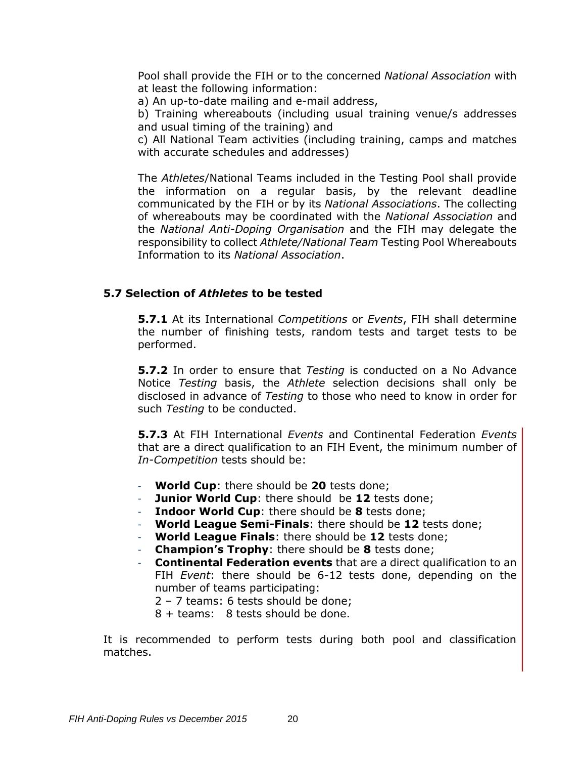Pool shall provide the FIH or to the concerned *National Association* with at least the following information:

a) An up-to-date mailing and e-mail address,

b) Training whereabouts (including usual training venue/s addresses and usual timing of the training) and

c) All National Team activities (including training, camps and matches with accurate schedules and addresses)

The *Athletes*/National Teams included in the Testing Pool shall provide the information on a regular basis, by the relevant deadline communicated by the FIH or by its *National Associations*. The collecting of whereabouts may be coordinated with the *National Association* and the *National Anti-Doping Organisation* and the FIH may delegate the responsibility to collect *Athlete/National Team* Testing Pool Whereabouts Information to its *National Association*.

### 5.7 Selection of *Athletes* to be tested

**5.7.1** At its International *Competitions* or *Events*, FIH shall determine the number of finishing tests, random tests and target tests to be performed.

**5.7.2** In order to ensure that *Testing* is conducted on a No Advance Notice *Testing* basis, the *Athlete* selection decisions shall only be disclosed in advance of *Testing* to those who need to know in order for such *Testing* to be conducted.

**5.7.3** At FIH International *Events* and Continental Federation *Events* that are a direct qualification to an FIH Event, the minimum number of *In-Competition* tests should be:

- **World Cup**: there should be **20** tests done;
- **Junior World Cup**: there should be **12** tests done;
- **Indoor World Cup**: there should be **8** tests done;
- **World League Semi-Finals**: there should be **12** tests done;
- **World League Finals**: there should be **12** tests done;
- **Champion's Trophy**: there should be **8** tests done;
- **Continental Federation events** that are a direct qualification to an FIH *Event*: there should be 6-12 tests done, depending on the number of teams participating:
  
  2 – 7 teams: 6 tests should be done;
  
  8 + teams: 8 tests should be done.

It is recommended to perform tests during both pool and classification matches.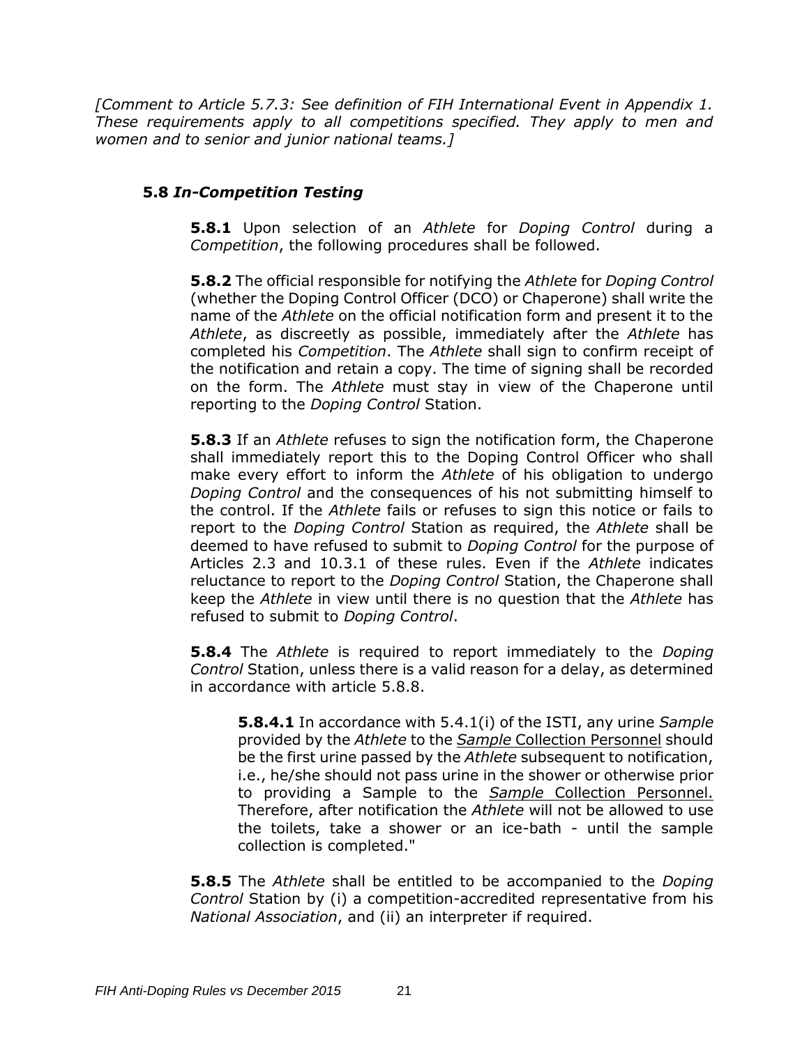*[Comment to Article 5.7.3: See definition of FIH International Event in Appendix 1. These requirements apply to all competitions specified. They apply to men and women and to senior and junior national teams.]*

### 5.8 *In-Competition Testing*

**5.8.1** Upon selection of an *Athlete* for *Doping Control* during a *Competition*, the following procedures shall be followed.

**5.8.2** The official responsible for notifying the *Athlete* for *Doping Control* (whether the Doping Control Officer (DCO) or Chaperone) shall write the name of the *Athlete* on the official notification form and present it to the *Athlete*, as discreetly as possible, immediately after the *Athlete* has completed his *Competition*. The *Athlete* shall sign to confirm receipt of the notification and retain a copy. The time of signing shall be recorded on the form. The *Athlete* must stay in view of the Chaperone until reporting to the *Doping Control* Station.

**5.8.3** If an *Athlete* refuses to sign the notification form, the Chaperone shall immediately report this to the Doping Control Officer who shall make every effort to inform the *Athlete* of his obligation to undergo *Doping Control* and the consequences of his not submitting himself to the control. If the *Athlete* fails or refuses to sign this notice or fails to report to the *Doping Control* Station as required, the *Athlete* shall be deemed to have refused to submit to *Doping Control* for the purpose of Articles 2.3 and 10.3.1 of these rules. Even if the *Athlete* indicates reluctance to report to the *Doping Control* Station, the Chaperone shall keep the *Athlete* in view until there is no question that the *Athlete* has refused to submit to *Doping Control*.

**5.8.4** The *Athlete* is required to report immediately to the *Doping Control* Station, unless there is a valid reason for a delay, as determined in accordance with article 5.8.8.

**5.8.4.1** In accordance with 5.4.1(i) of the ISTI, any urine *Sample* provided by the *Athlete* to the *Sample* Collection Personnel should be the first urine passed by the *Athlete* subsequent to notification, i.e., he/she should not pass urine in the shower or otherwise prior to providing a Sample to the *Sample* Collection Personnel. Therefore, after notification the *Athlete* will not be allowed to use the toilets, take a shower or an ice-bath - until the sample collection is completed."

**5.8.5** The *Athlete* shall be entitled to be accompanied to the *Doping Control* Station by (i) a competition-accredited representative from his *National Association*, and (ii) an interpreter if required.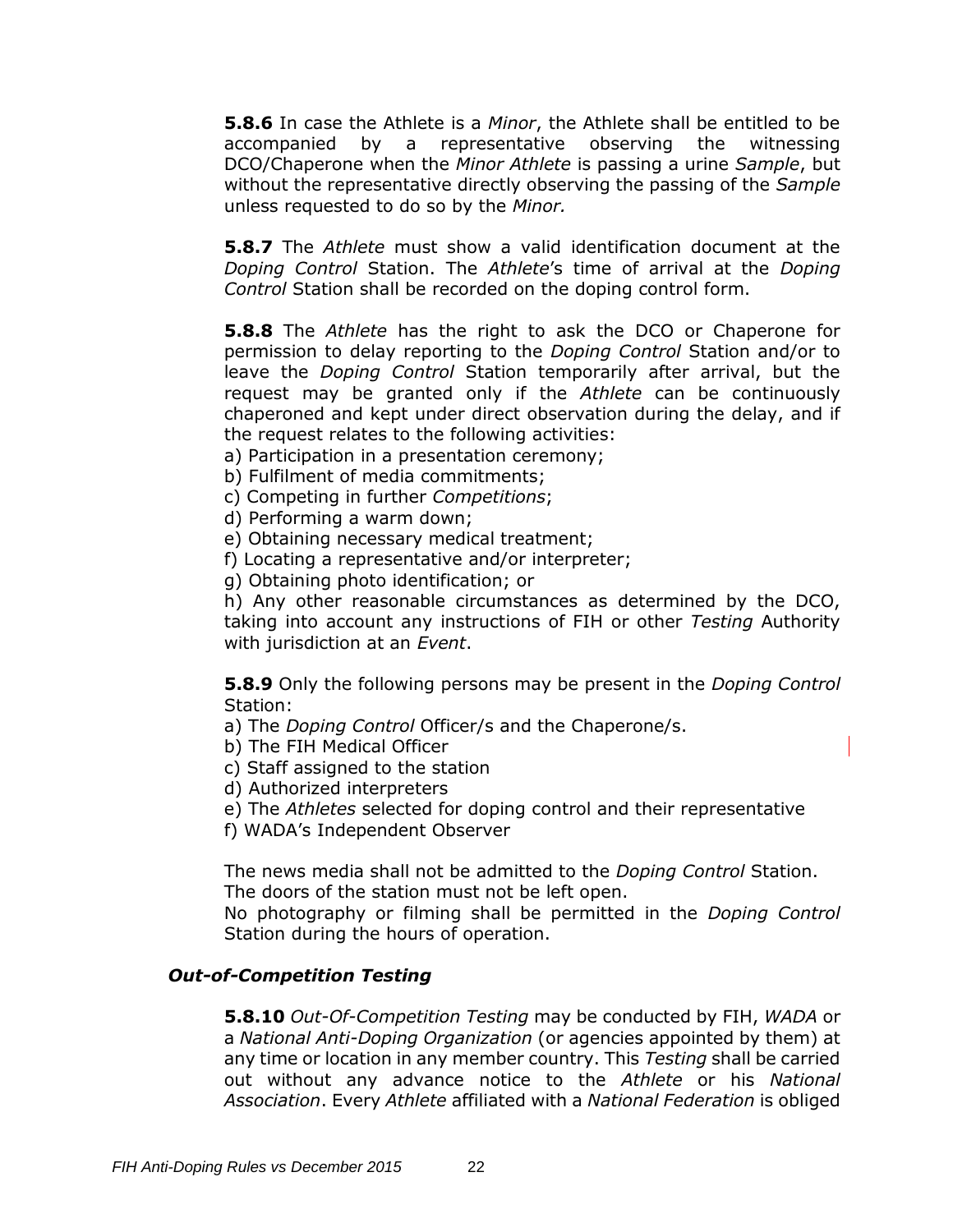**5.8.6** In case the Athlete is a *Minor*, the Athlete shall be entitled to be accompanied by a representative observing the witnessing DCO/Chaperone when the *Minor Athlete* is passing a urine *Sample*, but without the representative directly observing the passing of the *Sample* unless requested to do so by the *Minor.*

**5.8.7** The *Athlete* must show a valid identification document at the *Doping Control* Station. The *Athlete*'s time of arrival at the *Doping Control* Station shall be recorded on the doping control form.

**5.8.8** The *Athlete* has the right to ask the DCO or Chaperone for permission to delay reporting to the *Doping Control* Station and/or to leave the *Doping Control* Station temporarily after arrival, but the request may be granted only if the *Athlete* can be continuously chaperoned and kept under direct observation during the delay, and if the request relates to the following activities:

a) Participation in a presentation ceremony;
b) Fulfilment of media commitments;
c) Competing in further *Competitions*;
d) Performing a warm down;
e) Obtaining necessary medical treatment;
f) Locating a representative and/or interpreter;
g) Obtaining photo identification; or
h) Any other reasonable circumstances as determined by the DCO, taking into account any instructions of FIH or other *Testing* Authority with jurisdiction at an *Event*.

**5.8.9** Only the following persons may be present in the *Doping Control* Station:

a) The *Doping Control* Officer/s and the Chaperone/s.
b) The FIH Medical Officer
c) Staff assigned to the station
d) Authorized interpreters
e) The *Athletes* selected for doping control and their representative
f) WADA's Independent Observer

The news media shall not be admitted to the *Doping Control* Station.
The doors of the station must not be left open.
No photography or filming shall be permitted in the *Doping Control* Station during the hours of operation.

### *Out-of-Competition Testing*

**5.8.10** *Out-Of-Competition Testing* may be conducted by FIH, *WADA* or a *National Anti-Doping Organization* (or agencies appointed by them) at any time or location in any member country. This *Testing* shall be carried out without any advance notice to the *Athlete* or his *National Association*. Every *Athlete* affiliated with a *National Federation* is obliged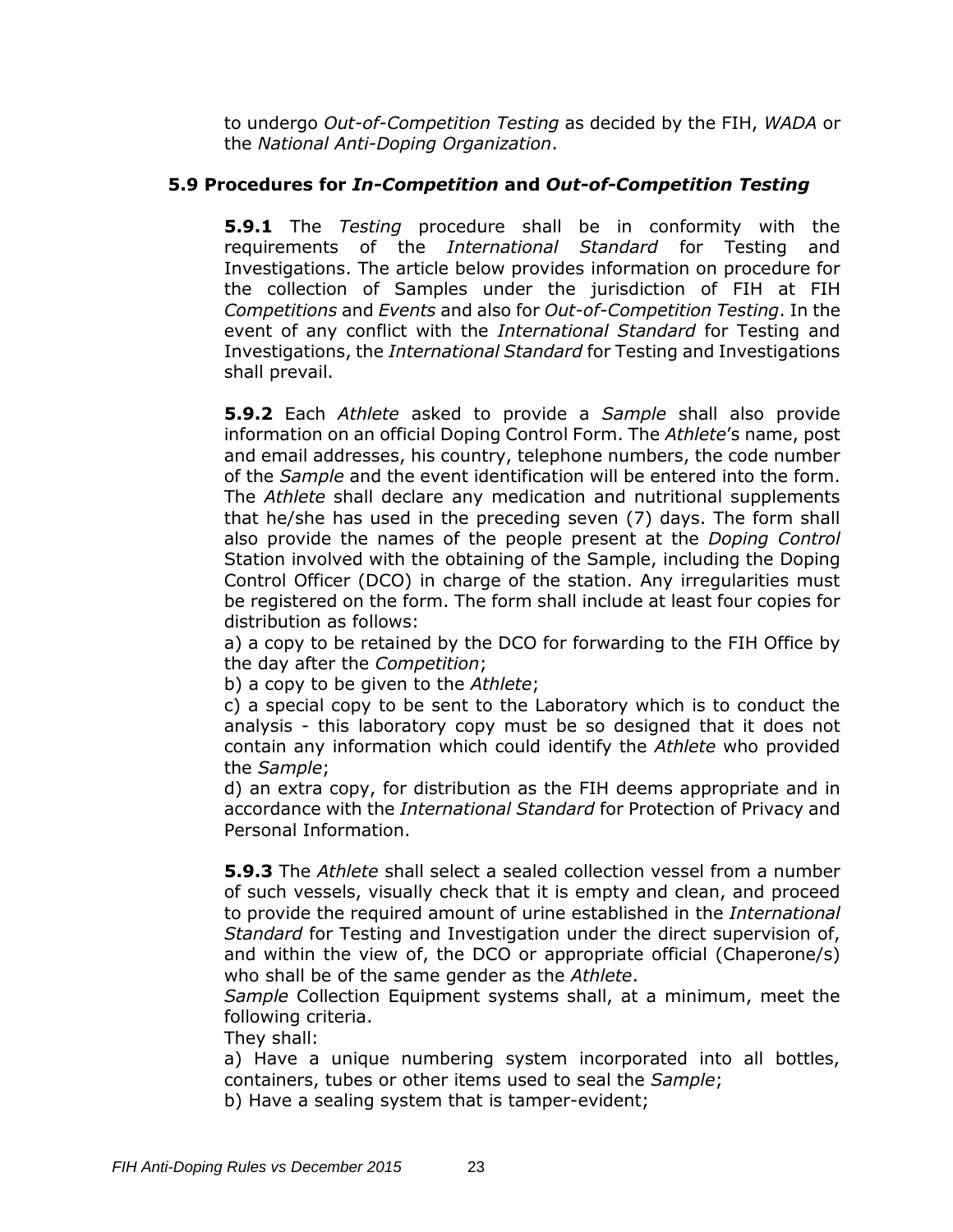to undergo *Out-of-Competition Testing* as decided by the FIH, *WADA* or the *National Anti-Doping Organization*.

### 5.9 Procedures for *In-Competition* and *Out-of-Competition Testing*

**5.9.1** The *Testing* procedure shall be in conformity with the requirements of the *International Standard* for Testing and Investigations. The article below provides information on procedure for the collection of Samples under the jurisdiction of FIH at FIH *Competitions* and *Events* and also for *Out-of-Competition Testing*. In the event of any conflict with the *International Standard* for Testing and Investigations, the *International Standard* for Testing and Investigations shall prevail.

**5.9.2** Each *Athlete* asked to provide a *Sample* shall also provide information on an official Doping Control Form. The *Athlete*'s name, post and email addresses, his country, telephone numbers, the code number of the *Sample* and the event identification will be entered into the form. The *Athlete* shall declare any medication and nutritional supplements that he/she has used in the preceding seven (7) days. The form shall also provide the names of the people present at the *Doping Control* Station involved with the obtaining of the Sample, including the Doping Control Officer (DCO) in charge of the station. Any irregularities must be registered on the form. The form shall include at least four copies for distribution as follows:

a) a copy to be retained by the DCO for forwarding to the FIH Office by the day after the *Competition*;

b) a copy to be given to the *Athlete*;

c) a special copy to be sent to the Laboratory which is to conduct the analysis - this laboratory copy must be so designed that it does not contain any information which could identify the *Athlete* who provided the *Sample*;

d) an extra copy, for distribution as the FIH deems appropriate and in accordance with the *International Standard* for Protection of Privacy and Personal Information.

**5.9.3** The *Athlete* shall select a sealed collection vessel from a number of such vessels, visually check that it is empty and clean, and proceed to provide the required amount of urine established in the *International Standard* for Testing and Investigation under the direct supervision of, and within the view of, the DCO or appropriate official (Chaperone/s) who shall be of the same gender as the *Athlete*.

*Sample* Collection Equipment systems shall, at a minimum, meet the following criteria.

They shall:

a) Have a unique numbering system incorporated into all bottles, containers, tubes or other items used to seal the *Sample*;

b) Have a sealing system that is tamper-evident;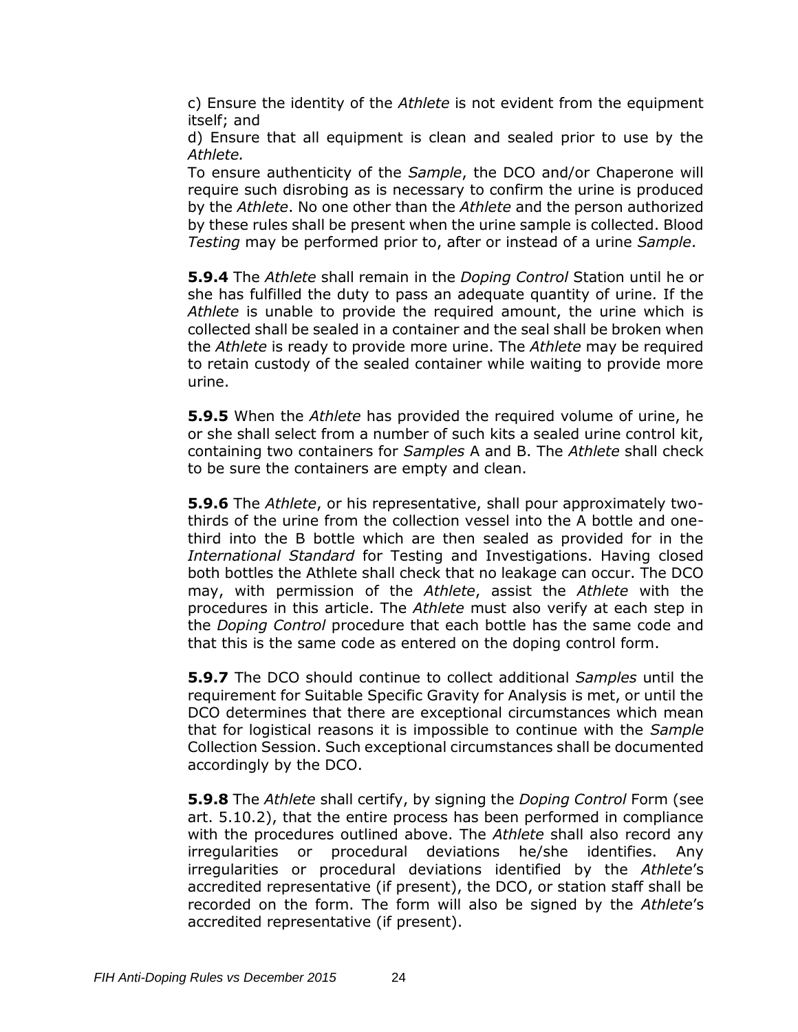c) Ensure the identity of the *Athlete* is not evident from the equipment itself; and

d) Ensure that all equipment is clean and sealed prior to use by the *Athlete.*

To ensure authenticity of the *Sample*, the DCO and/or Chaperone will require such disrobing as is necessary to confirm the urine is produced by the *Athlete*. No one other than the *Athlete* and the person authorized by these rules shall be present when the urine sample is collected. Blood *Testing* may be performed prior to, after or instead of a urine *Sample*.

**5.9.4** The *Athlete* shall remain in the *Doping Control* Station until he or she has fulfilled the duty to pass an adequate quantity of urine. If the *Athlete* is unable to provide the required amount, the urine which is collected shall be sealed in a container and the seal shall be broken when the *Athlete* is ready to provide more urine. The *Athlete* may be required to retain custody of the sealed container while waiting to provide more urine.

**5.9.5** When the *Athlete* has provided the required volume of urine, he or she shall select from a number of such kits a sealed urine control kit, containing two containers for *Samples* A and B. The *Athlete* shall check to be sure the containers are empty and clean.

**5.9.6** The *Athlete*, or his representative, shall pour approximately two-thirds of the urine from the collection vessel into the A bottle and one-third into the B bottle which are then sealed as provided for in the *International Standard* for Testing and Investigations. Having closed both bottles the Athlete shall check that no leakage can occur. The DCO may, with permission of the *Athlete*, assist the *Athlete* with the procedures in this article. The *Athlete* must also verify at each step in the *Doping Control* procedure that each bottle has the same code and that this is the same code as entered on the doping control form.

**5.9.7** The DCO should continue to collect additional *Samples* until the requirement for Suitable Specific Gravity for Analysis is met, or until the DCO determines that there are exceptional circumstances which mean that for logistical reasons it is impossible to continue with the *Sample* Collection Session. Such exceptional circumstances shall be documented accordingly by the DCO.

**5.9.8** The *Athlete* shall certify, by signing the *Doping Control* Form (see art. 5.10.2), that the entire process has been performed in compliance with the procedures outlined above. The *Athlete* shall also record any irregularities or procedural deviations he/she identifies. Any irregularities or procedural deviations identified by the *Athlete*'s accredited representative (if present), the DCO, or station staff shall be recorded on the form. The form will also be signed by the *Athlete*'s accredited representative (if present).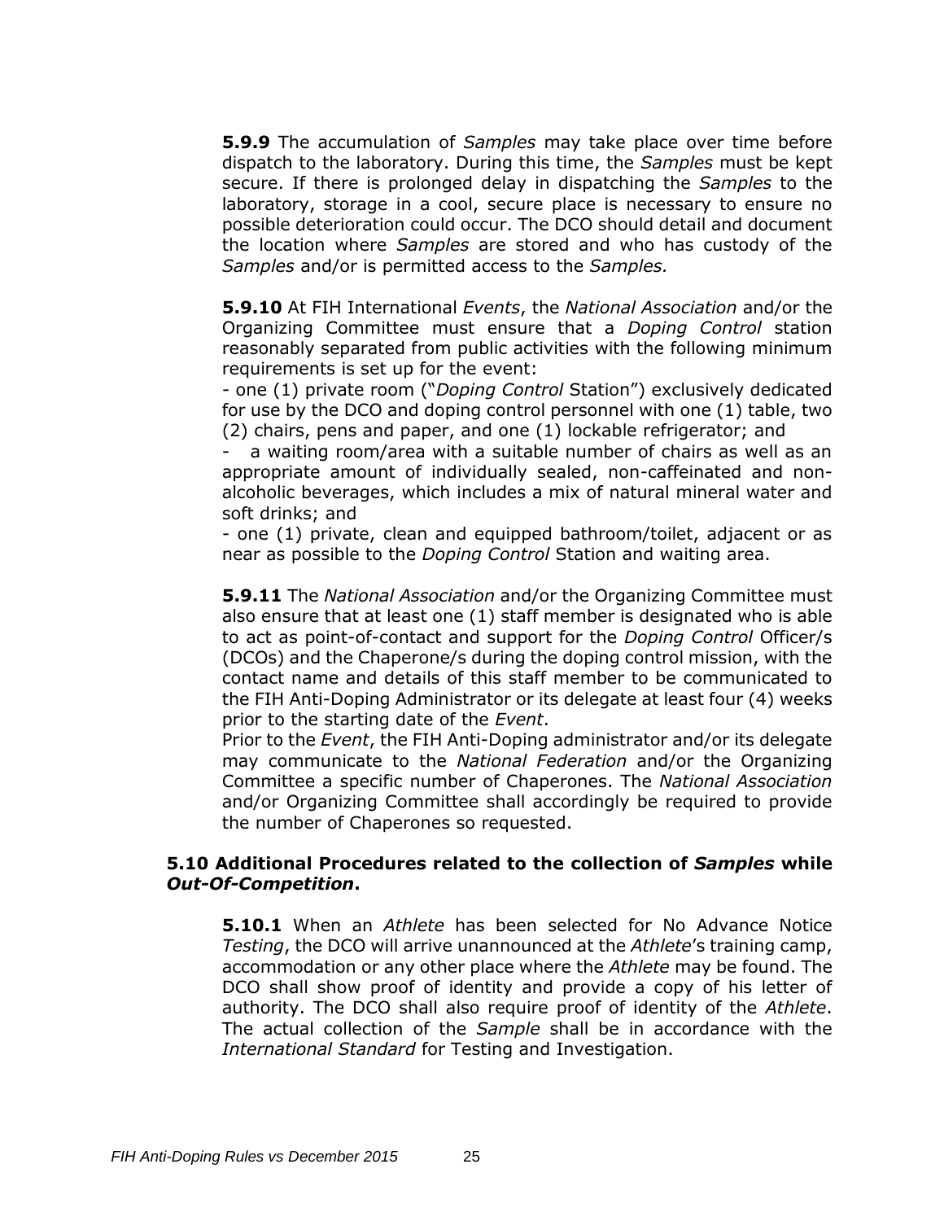**5.9.9** The accumulation of *Samples* may take place over time before dispatch to the laboratory. During this time, the *Samples* must be kept secure. If there is prolonged delay in dispatching the *Samples* to the laboratory, storage in a cool, secure place is necessary to ensure no possible deterioration could occur. The DCO should detail and document the location where *Samples* are stored and who has custody of the *Samples* and/or is permitted access to the *Samples.*

**5.9.10** At FIH International *Events*, the *National Association* and/or the Organizing Committee must ensure that a *Doping Control* station reasonably separated from public activities with the following minimum requirements is set up for the event:

- one (1) private room ("*Doping Control* Station") exclusively dedicated for use by the DCO and doping control personnel with one (1) table, two (2) chairs, pens and paper, and one (1) lockable refrigerator; and
- a waiting room/area with a suitable number of chairs as well as an appropriate amount of individually sealed, non-caffeinated and non-alcoholic beverages, which includes a mix of natural mineral water and soft drinks; and
- one (1) private, clean and equipped bathroom/toilet, adjacent or as near as possible to the *Doping Control* Station and waiting area.

**5.9.11** The *National Association* and/or the Organizing Committee must also ensure that at least one (1) staff member is designated who is able to act as point-of-contact and support for the *Doping Control* Officer/s (DCOs) and the Chaperone/s during the doping control mission, with the contact name and details of this staff member to be communicated to the FIH Anti-Doping Administrator or its delegate at least four (4) weeks prior to the starting date of the *Event*.

Prior to the *Event*, the FIH Anti-Doping administrator and/or its delegate may communicate to the *National Federation* and/or the Organizing Committee a specific number of Chaperones. The *National Association* and/or Organizing Committee shall accordingly be required to provide the number of Chaperones so requested.

### 5.10 Additional Procedures related to the collection of *Samples* while *Out-Of-Competition*.

**5.10.1** When an *Athlete* has been selected for No Advance Notice *Testing*, the DCO will arrive unannounced at the *Athlete*'s training camp, accommodation or any other place where the *Athlete* may be found. The DCO shall show proof of identity and provide a copy of his letter of authority. The DCO shall also require proof of identity of the *Athlete*. The actual collection of the *Sample* shall be in accordance with the *International Standard* for Testing and Investigation.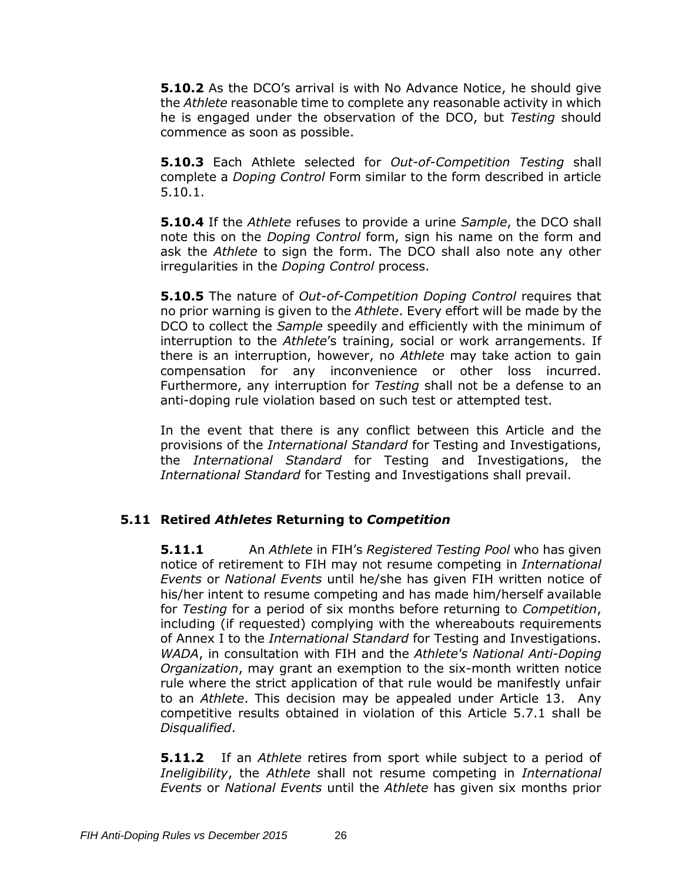**5.10.2** As the DCO's arrival is with No Advance Notice, he should give the *Athlete* reasonable time to complete any reasonable activity in which he is engaged under the observation of the DCO, but *Testing* should commence as soon as possible.

**5.10.3** Each Athlete selected for *Out-of-Competition Testing* shall complete a *Doping Control* Form similar to the form described in article 5.10.1.

**5.10.4** If the *Athlete* refuses to provide a urine *Sample*, the DCO shall note this on the *Doping Control* form, sign his name on the form and ask the *Athlete* to sign the form. The DCO shall also note any other irregularities in the *Doping Control* process.

**5.10.5** The nature of *Out-of-Competition Doping Control* requires that no prior warning is given to the *Athlete*. Every effort will be made by the DCO to collect the *Sample* speedily and efficiently with the minimum of interruption to the *Athlete*'s training, social or work arrangements. If there is an interruption, however, no *Athlete* may take action to gain compensation for any inconvenience or other loss incurred. Furthermore, any interruption for *Testing* shall not be a defense to an anti-doping rule violation based on such test or attempted test.

In the event that there is any conflict between this Article and the provisions of the *International Standard* for Testing and Investigations, the *International Standard* for Testing and Investigations, the *International Standard* for Testing and Investigations shall prevail.

### 5.11 Retired *Athletes* Returning to *Competition*

**5.11.1** An *Athlete* in FIH's *Registered Testing Pool* who has given notice of retirement to FIH may not resume competing in *International Events* or *National Events* until he/she has given FIH written notice of his/her intent to resume competing and has made him/herself available for *Testing* for a period of six months before returning to *Competition*, including (if requested) complying with the whereabouts requirements of Annex I to the *International Standard* for Testing and Investigations. *WADA*, in consultation with FIH and the *Athlete's National Anti-Doping Organization*, may grant an exemption to the six-month written notice rule where the strict application of that rule would be manifestly unfair to an *Athlete*. This decision may be appealed under Article 13. Any competitive results obtained in violation of this Article 5.7.1 shall be *Disqualified*.

**5.11.2** If an *Athlete* retires from sport while subject to a period of *Ineligibility*, the *Athlete* shall not resume competing in *International Events* or *National Events* until the *Athlete* has given six months prior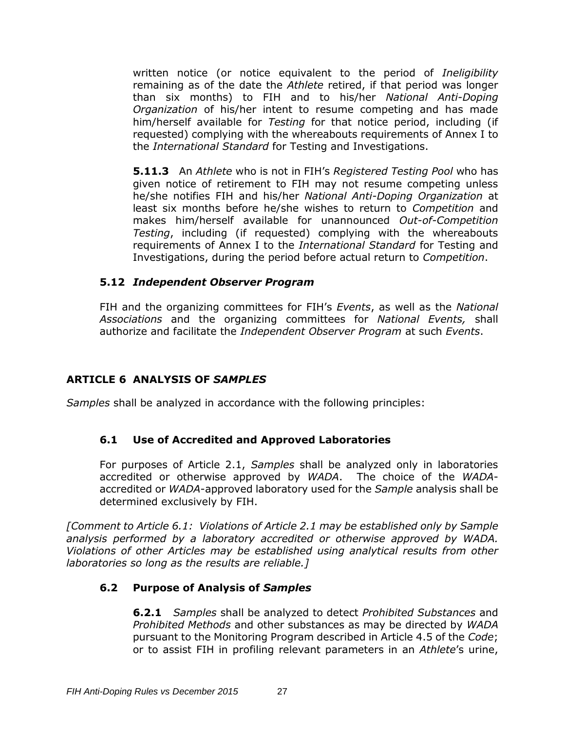written notice (or notice equivalent to the period of *Ineligibility* remaining as of the date the *Athlete* retired, if that period was longer than six months) to FIH and to his/her *National Anti-Doping Organization* of his/her intent to resume competing and has made him/herself available for *Testing* for that notice period, including (if requested) complying with the whereabouts requirements of Annex I to the *International Standard* for Testing and Investigations.

**5.11.3** An *Athlete* who is not in FIH's *Registered Testing Pool* who has given notice of retirement to FIH may not resume competing unless he/she notifies FIH and his/her *National Anti-Doping Organization* at least six months before he/she wishes to return to *Competition* and makes him/herself available for unannounced *Out-of-Competition Testing*, including (if requested) complying with the whereabouts requirements of Annex I to the *International Standard* for Testing and Investigations, during the period before actual return to *Competition*.

### 5.12 *Independent Observer Program*

FIH and the organizing committees for FIH's *Events*, as well as the *National Associations* and the organizing committees for *National Events,* shall authorize and facilitate the *Independent Observer Program* at such *Events*.

## ARTICLE 6 ANALYSIS OF *SAMPLES*

*Samples* shall be analyzed in accordance with the following principles:

### 6.1 Use of Accredited and Approved Laboratories

For purposes of Article 2.1, *Samples* shall be analyzed only in laboratories accredited or otherwise approved by *WADA*. The choice of the *WADA*-accredited or *WADA*-approved laboratory used for the *Sample* analysis shall be determined exclusively by FIH.

*[Comment to Article 6.1: Violations of Article 2.1 may be established only by Sample analysis performed by a laboratory accredited or otherwise approved by WADA. Violations of other Articles may be established using analytical results from other laboratories so long as the results are reliable.]*

### 6.2 Purpose of Analysis of *Samples*

**6.2.1** *Samples* shall be analyzed to detect *Prohibited Substances* and *Prohibited Methods* and other substances as may be directed by *WADA* pursuant to the Monitoring Program described in Article 4.5 of the *Code*; or to assist FIH in profiling relevant parameters in an *Athlete*'s urine,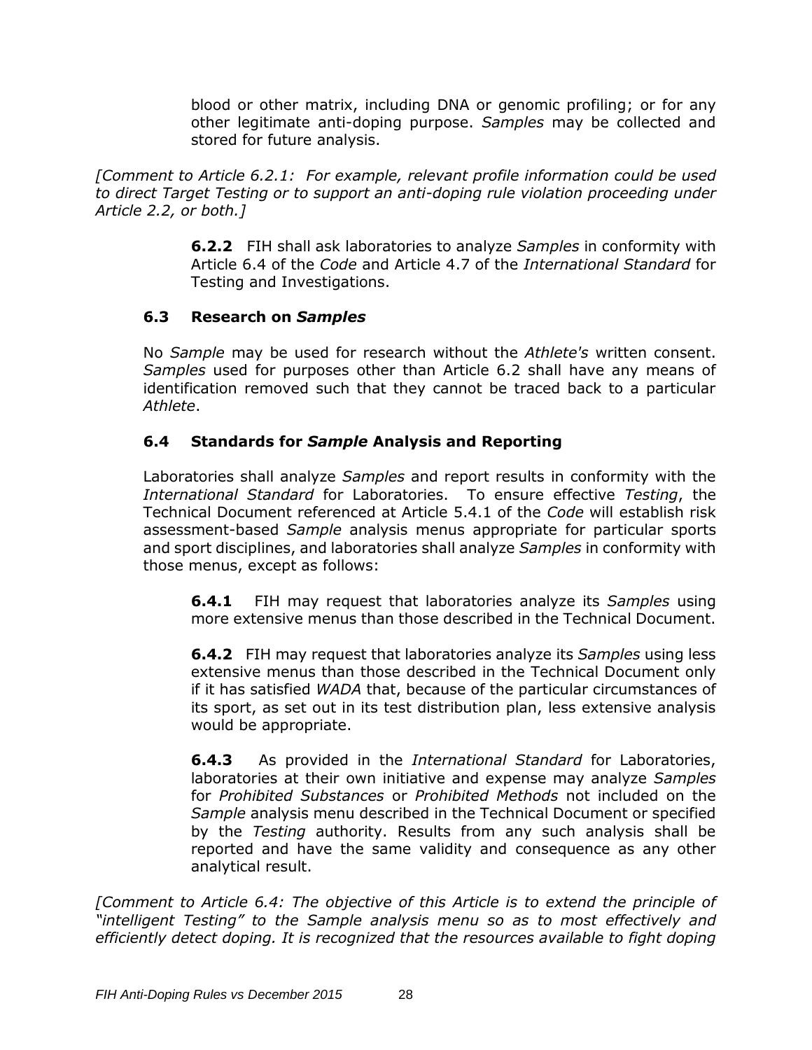blood or other matrix, including DNA or genomic profiling; or for any other legitimate anti-doping purpose. *Samples* may be collected and stored for future analysis.

*[Comment to Article 6.2.1: For example, relevant profile information could be used to direct Target Testing or to support an anti-doping rule violation proceeding under Article 2.2, or both.]*

**6.2.2** FIH shall ask laboratories to analyze *Samples* in conformity with Article 6.4 of the *Code* and Article 4.7 of the *International Standard* for Testing and Investigations.

### 6.3 Research on *Samples*

No *Sample* may be used for research without the *Athlete's* written consent. *Samples* used for purposes other than Article 6.2 shall have any means of identification removed such that they cannot be traced back to a particular *Athlete*.

### 6.4 Standards for *Sample* Analysis and Reporting

Laboratories shall analyze *Samples* and report results in conformity with the *International Standard* for Laboratories. To ensure effective *Testing*, the Technical Document referenced at Article 5.4.1 of the *Code* will establish risk assessment-based *Sample* analysis menus appropriate for particular sports and sport disciplines, and laboratories shall analyze *Samples* in conformity with those menus, except as follows:

**6.4.1** FIH may request that laboratories analyze its *Samples* using more extensive menus than those described in the Technical Document.

**6.4.2** FIH may request that laboratories analyze its *Samples* using less extensive menus than those described in the Technical Document only if it has satisfied *WADA* that, because of the particular circumstances of its sport, as set out in its test distribution plan, less extensive analysis would be appropriate.

**6.4.3** As provided in the *International Standard* for Laboratories, laboratories at their own initiative and expense may analyze *Samples* for *Prohibited Substances* or *Prohibited Methods* not included on the *Sample* analysis menu described in the Technical Document or specified by the *Testing* authority. Results from any such analysis shall be reported and have the same validity and consequence as any other analytical result.

*[Comment to Article 6.4: The objective of this Article is to extend the principle of "intelligent Testing" to the Sample analysis menu so as to most effectively and efficiently detect doping. It is recognized that the resources available to fight doping*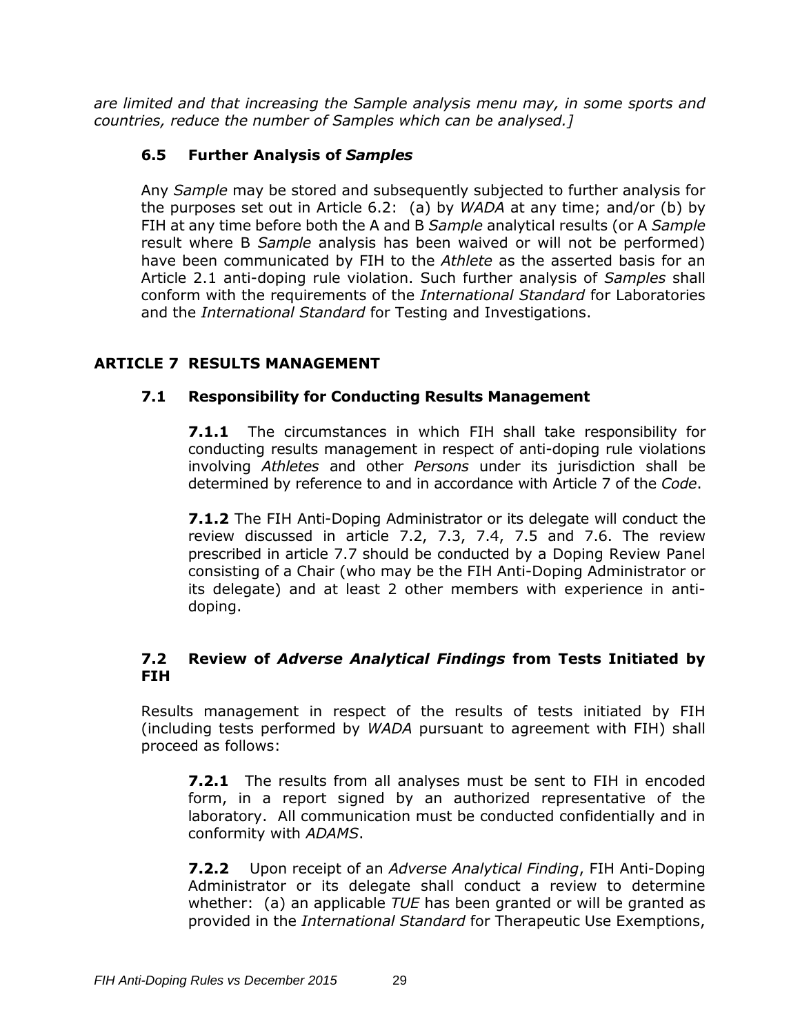*are limited and that increasing the Sample analysis menu may, in some sports and countries, reduce the number of Samples which can be analysed.]*

### 6.5 Further Analysis of *Samples*

Any *Sample* may be stored and subsequently subjected to further analysis for the purposes set out in Article 6.2: (a) by *WADA* at any time; and/or (b) by FIH at any time before both the A and B *Sample* analytical results (or A *Sample* result where B *Sample* analysis has been waived or will not be performed) have been communicated by FIH to the *Athlete* as the asserted basis for an Article 2.1 anti-doping rule violation. Such further analysis of *Samples* shall conform with the requirements of the *International Standard* for Laboratories and the *International Standard* for Testing and Investigations.

## ARTICLE 7 RESULTS MANAGEMENT

### 7.1 Responsibility for Conducting Results Management

**7.1.1** The circumstances in which FIH shall take responsibility for conducting results management in respect of anti-doping rule violations involving *Athletes* and other *Persons* under its jurisdiction shall be determined by reference to and in accordance with Article 7 of the *Code*.

**7.1.2** The FIH Anti-Doping Administrator or its delegate will conduct the review discussed in article 7.2, 7.3, 7.4, 7.5 and 7.6. The review prescribed in article 7.7 should be conducted by a Doping Review Panel consisting of a Chair (who may be the FIH Anti-Doping Administrator or its delegate) and at least 2 other members with experience in anti-doping.

### 7.2 Review of *Adverse Analytical Findings* from Tests Initiated by FIH

Results management in respect of the results of tests initiated by FIH (including tests performed by *WADA* pursuant to agreement with FIH) shall proceed as follows:

**7.2.1** The results from all analyses must be sent to FIH in encoded form, in a report signed by an authorized representative of the laboratory. All communication must be conducted confidentially and in conformity with *ADAMS*.

**7.2.2** Upon receipt of an *Adverse Analytical Finding*, FIH Anti-Doping Administrator or its delegate shall conduct a review to determine whether: (a) an applicable *TUE* has been granted or will be granted as provided in the *International Standard* for Therapeutic Use Exemptions,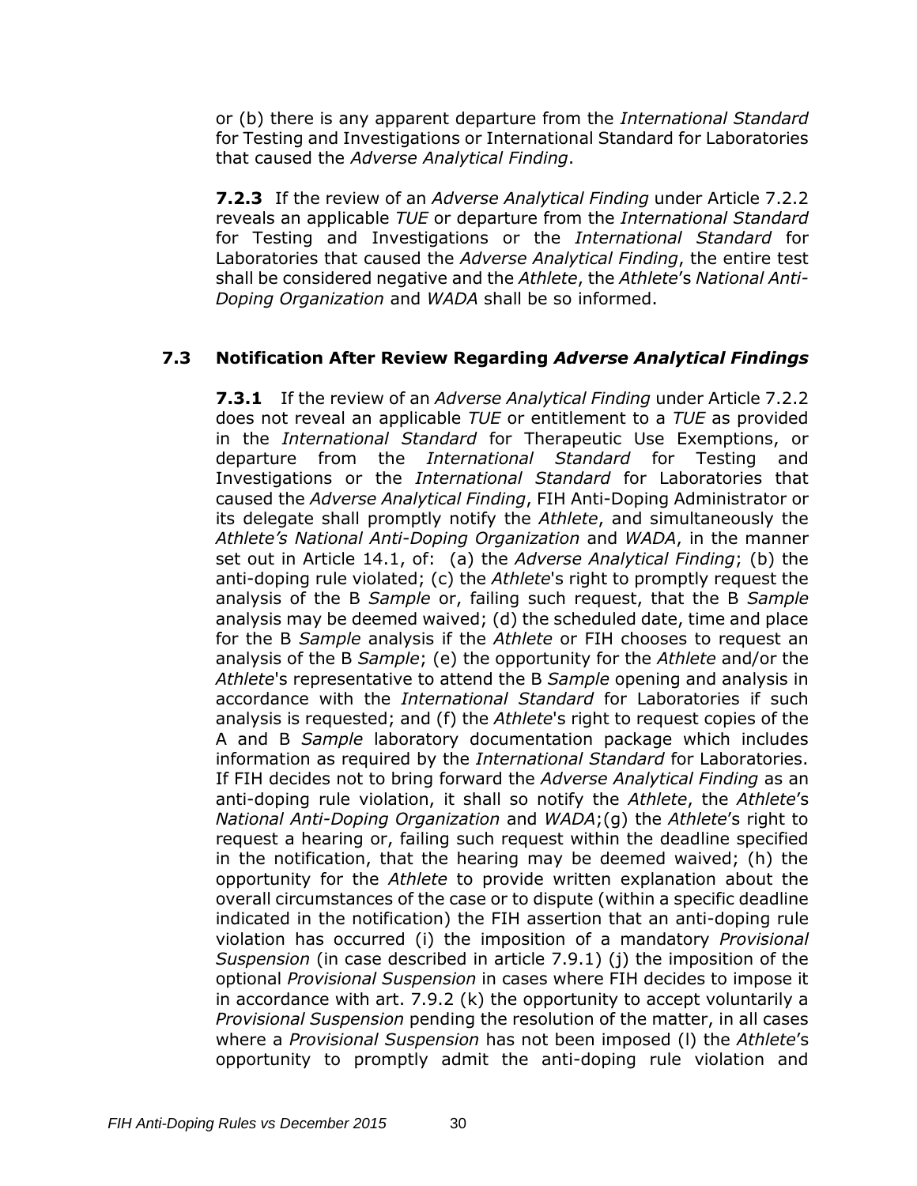or (b) there is any apparent departure from the *International Standard* for Testing and Investigations or International Standard for Laboratories that caused the *Adverse Analytical Finding*.

**7.2.3** If the review of an *Adverse Analytical Finding* under Article 7.2.2 reveals an applicable *TUE* or departure from the *International Standard* for Testing and Investigations or the *International Standard* for Laboratories that caused the *Adverse Analytical Finding*, the entire test shall be considered negative and the *Athlete*, the *Athlete*'s *National Anti-Doping Organization* and *WADA* shall be so informed.

### 7.3 Notification After Review Regarding *Adverse Analytical Findings*

**7.3.1** If the review of an *Adverse Analytical Finding* under Article 7.2.2 does not reveal an applicable *TUE* or entitlement to a *TUE* as provided in the *International Standard* for Therapeutic Use Exemptions, or departure from the *International Standard* for Testing and Investigations or the *International Standard* for Laboratories that caused the *Adverse Analytical Finding*, FIH Anti-Doping Administrator or its delegate shall promptly notify the *Athlete*, and simultaneously the *Athlete's National Anti-Doping Organization* and *WADA*, in the manner set out in Article 14.1, of: (a) the *Adverse Analytical Finding*; (b) the anti-doping rule violated; (c) the *Athlete*'s right to promptly request the analysis of the B *Sample* or, failing such request, that the B *Sample* analysis may be deemed waived; (d) the scheduled date, time and place for the B *Sample* analysis if the *Athlete* or FIH chooses to request an analysis of the B *Sample*; (e) the opportunity for the *Athlete* and/or the *Athlete*'s representative to attend the B *Sample* opening and analysis in accordance with the *International Standard* for Laboratories if such analysis is requested; and (f) the *Athlete*'s right to request copies of the A and B *Sample* laboratory documentation package which includes information as required by the *International Standard* for Laboratories. If FIH decides not to bring forward the *Adverse Analytical Finding* as an anti-doping rule violation, it shall so notify the *Athlete*, the *Athlete*'s *National Anti-Doping Organization* and *WADA*;(g) the *Athlete*'s right to request a hearing or, failing such request within the deadline specified in the notification, that the hearing may be deemed waived; (h) the opportunity for the *Athlete* to provide written explanation about the overall circumstances of the case or to dispute (within a specific deadline indicated in the notification) the FIH assertion that an anti-doping rule violation has occurred (i) the imposition of a mandatory *Provisional Suspension* (in case described in article 7.9.1) (j) the imposition of the optional *Provisional Suspension* in cases where FIH decides to impose it in accordance with art. 7.9.2 (k) the opportunity to accept voluntarily a *Provisional Suspension* pending the resolution of the matter, in all cases where a *Provisional Suspension* has not been imposed (l) the *Athlete*'s opportunity to promptly admit the anti-doping rule violation and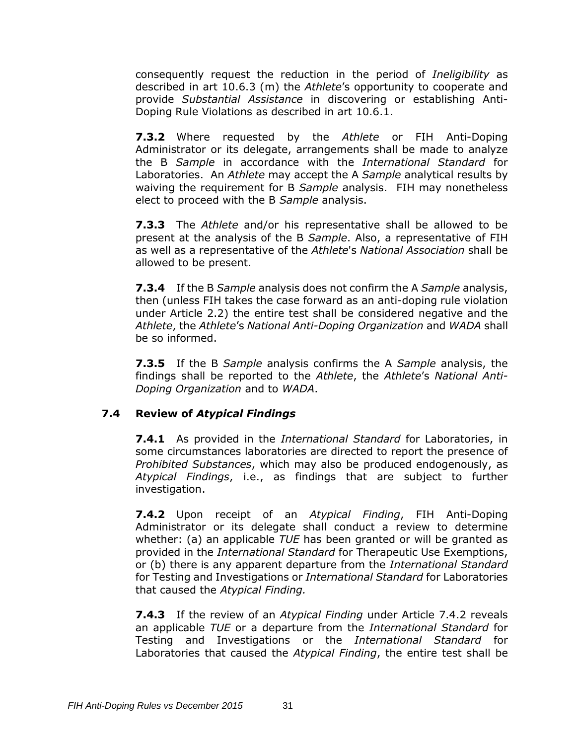consequently request the reduction in the period of *Ineligibility* as described in art 10.6.3 (m) the *Athlete*'s opportunity to cooperate and provide *Substantial Assistance* in discovering or establishing Anti-Doping Rule Violations as described in art 10.6.1.

**7.3.2** Where requested by the *Athlete* or FIH Anti-Doping Administrator or its delegate, arrangements shall be made to analyze the B *Sample* in accordance with the *International Standard* for Laboratories. An *Athlete* may accept the A *Sample* analytical results by waiving the requirement for B *Sample* analysis. FIH may nonetheless elect to proceed with the B *Sample* analysis.

**7.3.3** The *Athlete* and/or his representative shall be allowed to be present at the analysis of the B *Sample*. Also, a representative of FIH as well as a representative of the *Athlete*'s *National Association* shall be allowed to be present.

**7.3.4** If the B *Sample* analysis does not confirm the A *Sample* analysis, then (unless FIH takes the case forward as an anti-doping rule violation under Article 2.2) the entire test shall be considered negative and the *Athlete*, the *Athlete*'s *National Anti-Doping Organization* and *WADA* shall be so informed.

**7.3.5** If the B *Sample* analysis confirms the A *Sample* analysis, the findings shall be reported to the *Athlete*, the *Athlete*'s *National Anti-Doping Organization* and to *WADA*.

### 7.4 Review of *Atypical Findings*

**7.4.1** As provided in the *International Standard* for Laboratories, in some circumstances laboratories are directed to report the presence of *Prohibited Substances*, which may also be produced endogenously, as *Atypical Findings*, i.e., as findings that are subject to further investigation.

**7.4.2** Upon receipt of an *Atypical Finding*, FIH Anti-Doping Administrator or its delegate shall conduct a review to determine whether: (a) an applicable *TUE* has been granted or will be granted as provided in the *International Standard* for Therapeutic Use Exemptions, or (b) there is any apparent departure from the *International Standard* for Testing and Investigations or *International Standard* for Laboratories that caused the *Atypical Finding.*

**7.4.3** If the review of an *Atypical Finding* under Article 7.4.2 reveals an applicable *TUE* or a departure from the *International Standard* for Testing and Investigations or the *International Standard* for Laboratories that caused the *Atypical Finding*, the entire test shall be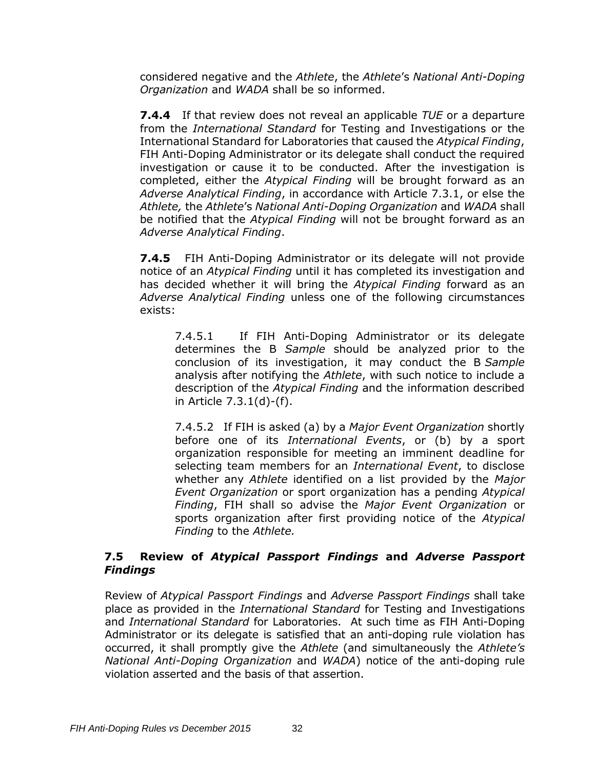considered negative and the *Athlete*, the *Athlete*'s *National Anti-Doping Organization* and *WADA* shall be so informed.

**7.4.4** If that review does not reveal an applicable *TUE* or a departure from the *International Standard* for Testing and Investigations or the International Standard for Laboratories that caused the *Atypical Finding*, FIH Anti-Doping Administrator or its delegate shall conduct the required investigation or cause it to be conducted. After the investigation is completed, either the *Atypical Finding* will be brought forward as an *Adverse Analytical Finding*, in accordance with Article 7.3.1, or else the *Athlete,* the *Athlete*'s *National Anti-Doping Organization* and *WADA* shall be notified that the *Atypical Finding* will not be brought forward as an *Adverse Analytical Finding*.

**7.4.5** FIH Anti-Doping Administrator or its delegate will not provide notice of an *Atypical Finding* until it has completed its investigation and has decided whether it will bring the *Atypical Finding* forward as an *Adverse Analytical Finding* unless one of the following circumstances exists:

7.4.5.1 If FIH Anti-Doping Administrator or its delegate determines the B *Sample* should be analyzed prior to the conclusion of its investigation, it may conduct the B *Sample* analysis after notifying the *Athlete*, with such notice to include a description of the *Atypical Finding* and the information described in Article 7.3.1(d)-(f).

7.4.5.2 If FIH is asked (a) by a *Major Event Organization* shortly before one of its *International Events*, or (b) by a sport organization responsible for meeting an imminent deadline for selecting team members for an *International Event*, to disclose whether any *Athlete* identified on a list provided by the *Major Event Organization* or sport organization has a pending *Atypical Finding*, FIH shall so advise the *Major Event Organization* or sports organization after first providing notice of the *Atypical Finding* to the *Athlete.*

### 7.5 Review of *Atypical Passport Findings* and *Adverse Passport Findings*

Review of *Atypical Passport Findings* and *Adverse Passport Findings* shall take place as provided in the *International Standard* for Testing and Investigations and *International Standard* for Laboratories. At such time as FIH Anti-Doping Administrator or its delegate is satisfied that an anti-doping rule violation has occurred, it shall promptly give the *Athlete* (and simultaneously the *Athlete's National Anti-Doping Organization* and *WADA*) notice of the anti-doping rule violation asserted and the basis of that assertion.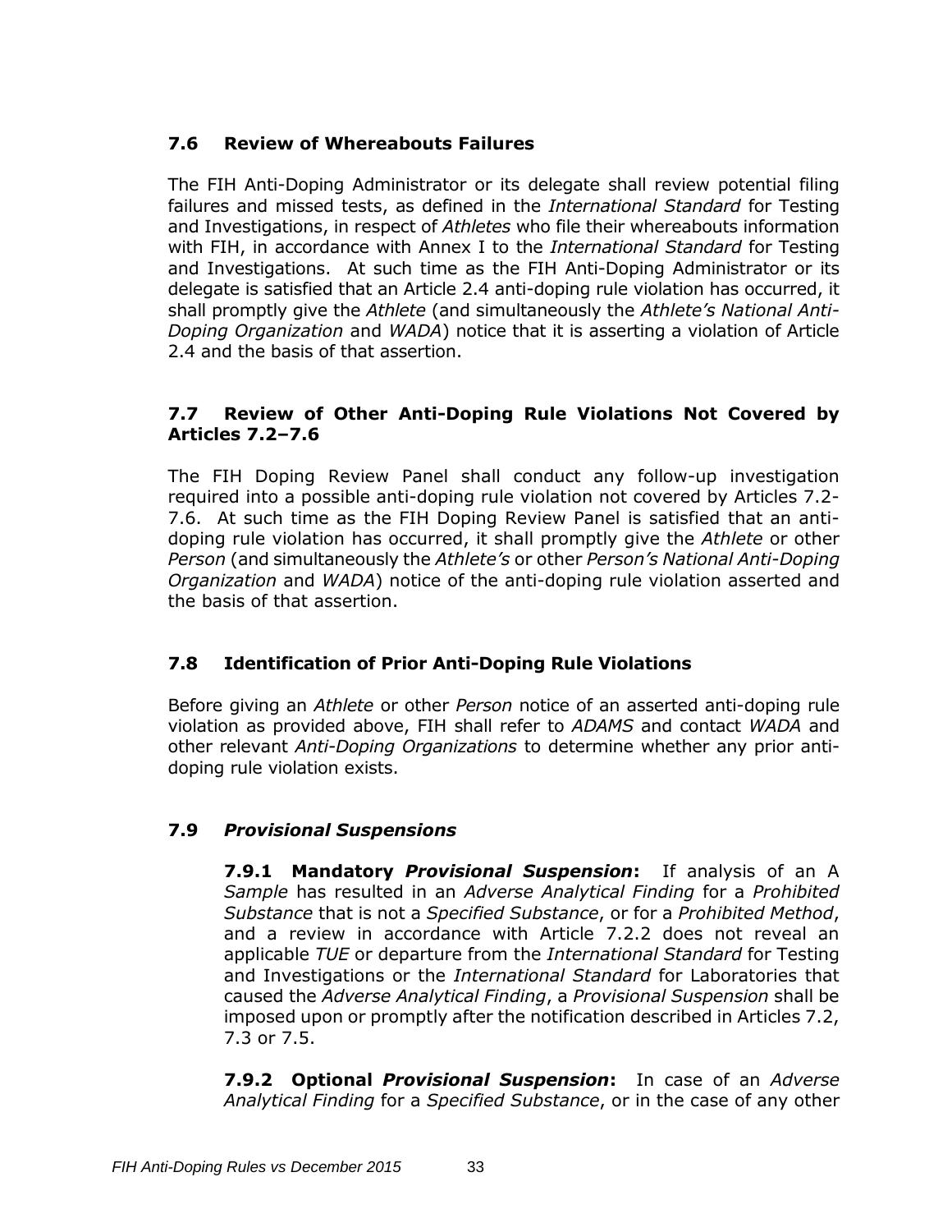### 7.6 Review of Whereabouts Failures

The FIH Anti-Doping Administrator or its delegate shall review potential filing failures and missed tests, as defined in the *International Standard* for Testing and Investigations, in respect of *Athletes* who file their whereabouts information with FIH, in accordance with Annex I to the *International Standard* for Testing and Investigations. At such time as the FIH Anti-Doping Administrator or its delegate is satisfied that an Article 2.4 anti-doping rule violation has occurred, it shall promptly give the *Athlete* (and simultaneously the *Athlete's National Anti-Doping Organization* and *WADA*) notice that it is asserting a violation of Article 2.4 and the basis of that assertion.

### 7.7 Review of Other Anti-Doping Rule Violations Not Covered by Articles 7.2–7.6

The FIH Doping Review Panel shall conduct any follow-up investigation required into a possible anti-doping rule violation not covered by Articles 7.2-7.6. At such time as the FIH Doping Review Panel is satisfied that an anti-doping rule violation has occurred, it shall promptly give the *Athlete* or other *Person* (and simultaneously the *Athlete's* or other *Person's National Anti-Doping Organization* and *WADA*) notice of the anti-doping rule violation asserted and the basis of that assertion.

### 7.8 Identification of Prior Anti-Doping Rule Violations

Before giving an *Athlete* or other *Person* notice of an asserted anti-doping rule violation as provided above, FIH shall refer to *ADAMS* and contact *WADA* and other relevant *Anti-Doping Organizations* to determine whether any prior anti-doping rule violation exists.

### 7.9 *Provisional Suspensions*

**7.9.1 Mandatory *Provisional Suspension*:** If analysis of an A *Sample* has resulted in an *Adverse Analytical Finding* for a *Prohibited Substance* that is not a *Specified Substance*, or for a *Prohibited Method*, and a review in accordance with Article 7.2.2 does not reveal an applicable *TUE* or departure from the *International Standard* for Testing and Investigations or the *International Standard* for Laboratories that caused the *Adverse Analytical Finding*, a *Provisional Suspension* shall be imposed upon or promptly after the notification described in Articles 7.2, 7.3 or 7.5.

**7.9.2 Optional *Provisional Suspension*:** In case of an *Adverse Analytical Finding* for a *Specified Substance*, or in the case of any other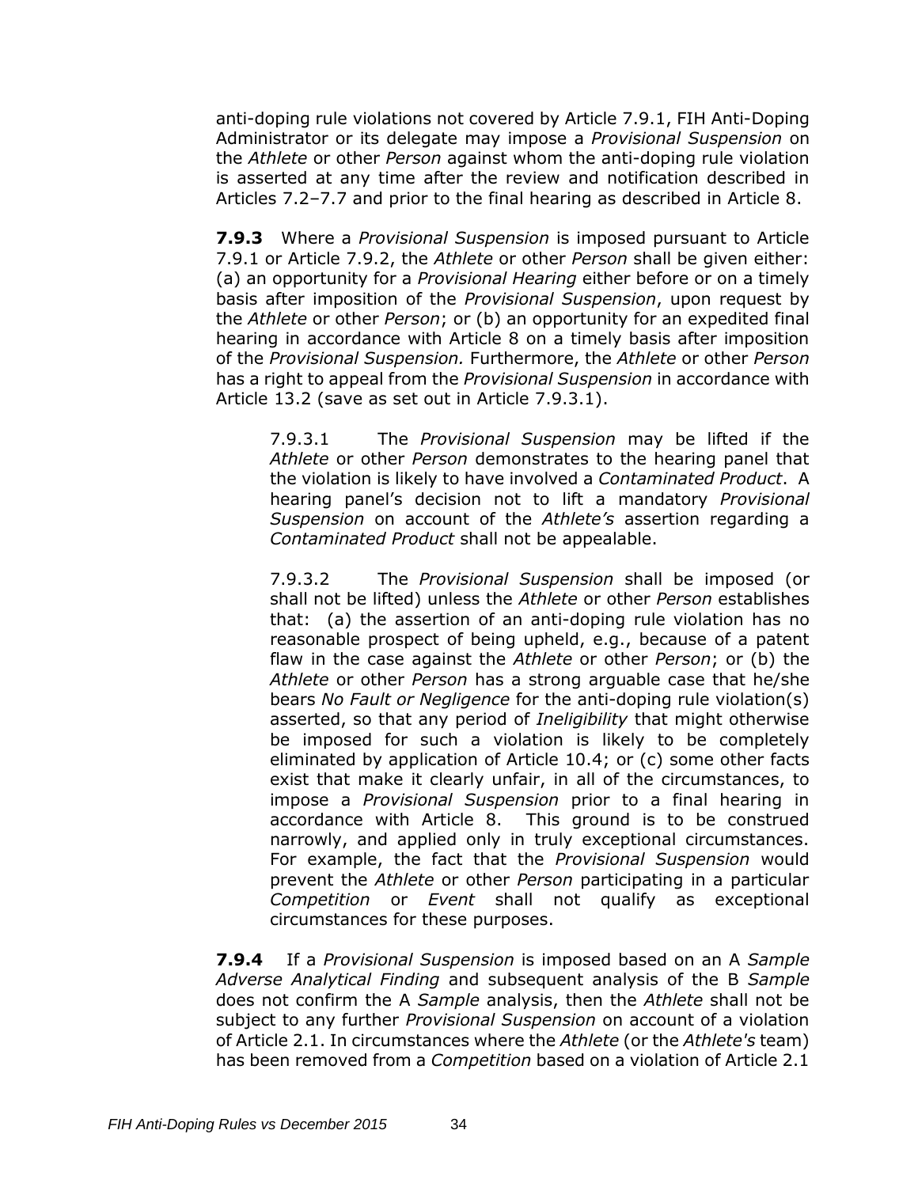anti-doping rule violations not covered by Article 7.9.1, FIH Anti-Doping Administrator or its delegate may impose a *Provisional Suspension* on the *Athlete* or other *Person* against whom the anti-doping rule violation is asserted at any time after the review and notification described in Articles 7.2–7.7 and prior to the final hearing as described in Article 8.

**7.9.3** Where a *Provisional Suspension* is imposed pursuant to Article 7.9.1 or Article 7.9.2, the *Athlete* or other *Person* shall be given either: (a) an opportunity for a *Provisional Hearing* either before or on a timely basis after imposition of the *Provisional Suspension*, upon request by the *Athlete* or other *Person*; or (b) an opportunity for an expedited final hearing in accordance with Article 8 on a timely basis after imposition of the *Provisional Suspension.* Furthermore, the *Athlete* or other *Person* has a right to appeal from the *Provisional Suspension* in accordance with Article 13.2 (save as set out in Article 7.9.3.1).

> 7.9.3.1 The *Provisional Suspension* may be lifted if the *Athlete* or other *Person* demonstrates to the hearing panel that the violation is likely to have involved a *Contaminated Product*. A hearing panel's decision not to lift a mandatory *Provisional Suspension* on account of the *Athlete's* assertion regarding a *Contaminated Product* shall not be appealable.
>
> 7.9.3.2 The *Provisional Suspension* shall be imposed (or shall not be lifted) unless the *Athlete* or other *Person* establishes that: (a) the assertion of an anti-doping rule violation has no reasonable prospect of being upheld, e.g., because of a patent flaw in the case against the *Athlete* or other *Person*; or (b) the *Athlete* or other *Person* has a strong arguable case that he/she bears *No Fault or Negligence* for the anti-doping rule violation(s) asserted, so that any period of *Ineligibility* that might otherwise be imposed for such a violation is likely to be completely eliminated by application of Article 10.4; or (c) some other facts exist that make it clearly unfair, in all of the circumstances, to impose a *Provisional Suspension* prior to a final hearing in accordance with Article 8. This ground is to be construed narrowly, and applied only in truly exceptional circumstances. For example, the fact that the *Provisional Suspension* would prevent the *Athlete* or other *Person* participating in a particular *Competition* or *Event* shall not qualify as exceptional circumstances for these purposes.

**7.9.4** If a *Provisional Suspension* is imposed based on an A *Sample Adverse Analytical Finding* and subsequent analysis of the B *Sample* does not confirm the A *Sample* analysis, then the *Athlete* shall not be subject to any further *Provisional Suspension* on account of a violation of Article 2.1. In circumstances where the *Athlete* (or the *Athlete's* team) has been removed from a *Competition* based on a violation of Article 2.1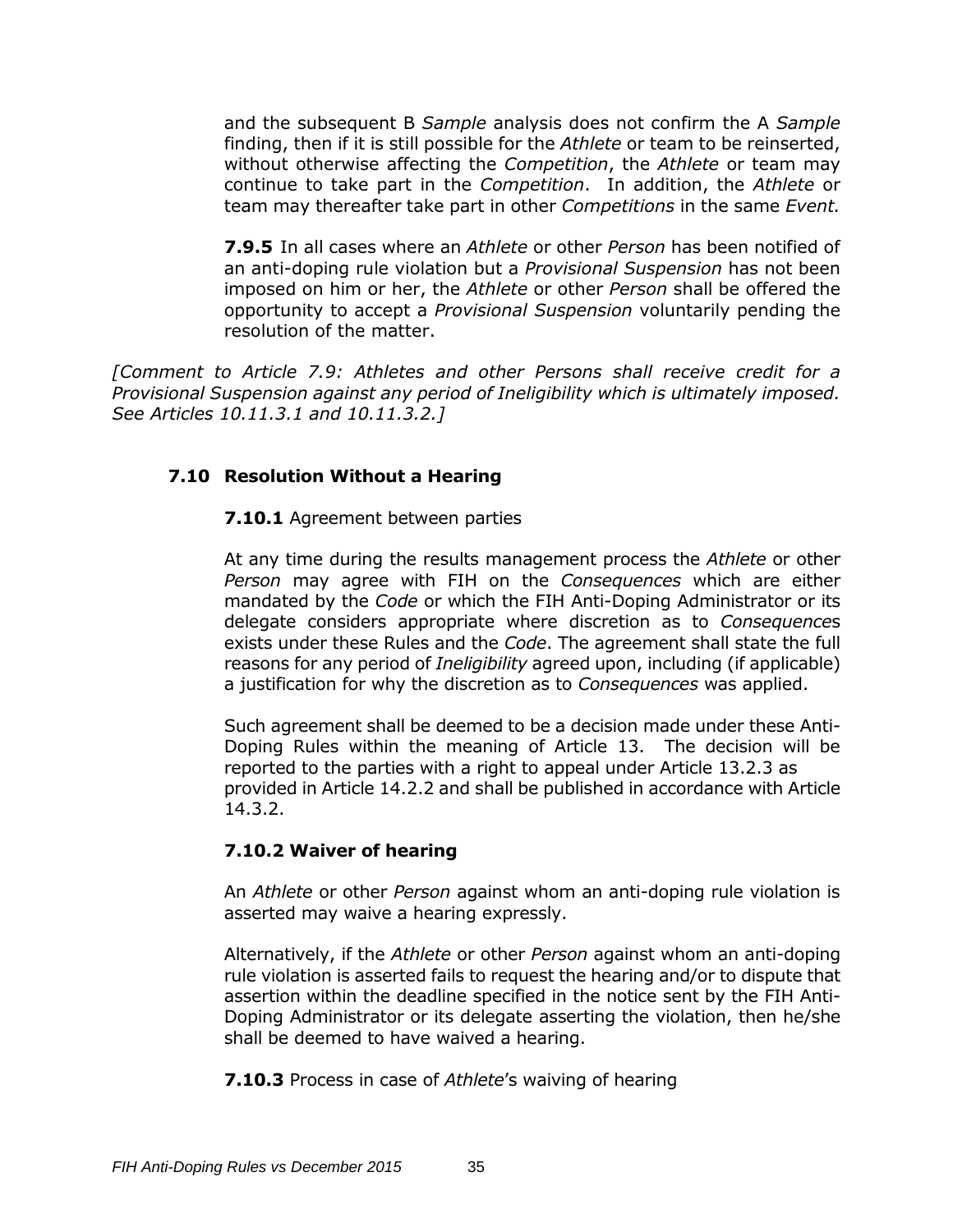and the subsequent B *Sample* analysis does not confirm the A *Sample* finding, then if it is still possible for the *Athlete* or team to be reinserted, without otherwise affecting the *Competition*, the *Athlete* or team may continue to take part in the *Competition*. In addition, the *Athlete* or team may thereafter take part in other *Competitions* in the same *Event.*

**7.9.5** In all cases where an *Athlete* or other *Person* has been notified of an anti-doping rule violation but a *Provisional Suspension* has not been imposed on him or her, the *Athlete* or other *Person* shall be offered the opportunity to accept a *Provisional Suspension* voluntarily pending the resolution of the matter.

*[Comment to Article 7.9: Athletes and other Persons shall receive credit for a Provisional Suspension against any period of Ineligibility which is ultimately imposed. See Articles 10.11.3.1 and 10.11.3.2.]*

### 7.10 Resolution Without a Hearing

**7.10.1** Agreement between parties

At any time during the results management process the *Athlete* or other *Person* may agree with FIH on the *Consequences* which are either mandated by the *Code* or which the FIH Anti-Doping Administrator or its delegate considers appropriate where discretion as to *Consequence*s exists under these Rules and the *Code*. The agreement shall state the full reasons for any period of *Ineligibility* agreed upon, including (if applicable) a justification for why the discretion as to *Consequences* was applied.

Such agreement shall be deemed to be a decision made under these Anti-Doping Rules within the meaning of Article 13. The decision will be reported to the parties with a right to appeal under Article 13.2.3 as provided in Article 14.2.2 and shall be published in accordance with Article 14.3.2.

**7.10.2 Waiver of hearing**

An *Athlete* or other *Person* against whom an anti-doping rule violation is asserted may waive a hearing expressly.

Alternatively, if the *Athlete* or other *Person* against whom an anti-doping rule violation is asserted fails to request the hearing and/or to dispute that assertion within the deadline specified in the notice sent by the FIH Anti-Doping Administrator or its delegate asserting the violation, then he/she shall be deemed to have waived a hearing.

**7.10.3** Process in case of *Athlete*'s waiving of hearing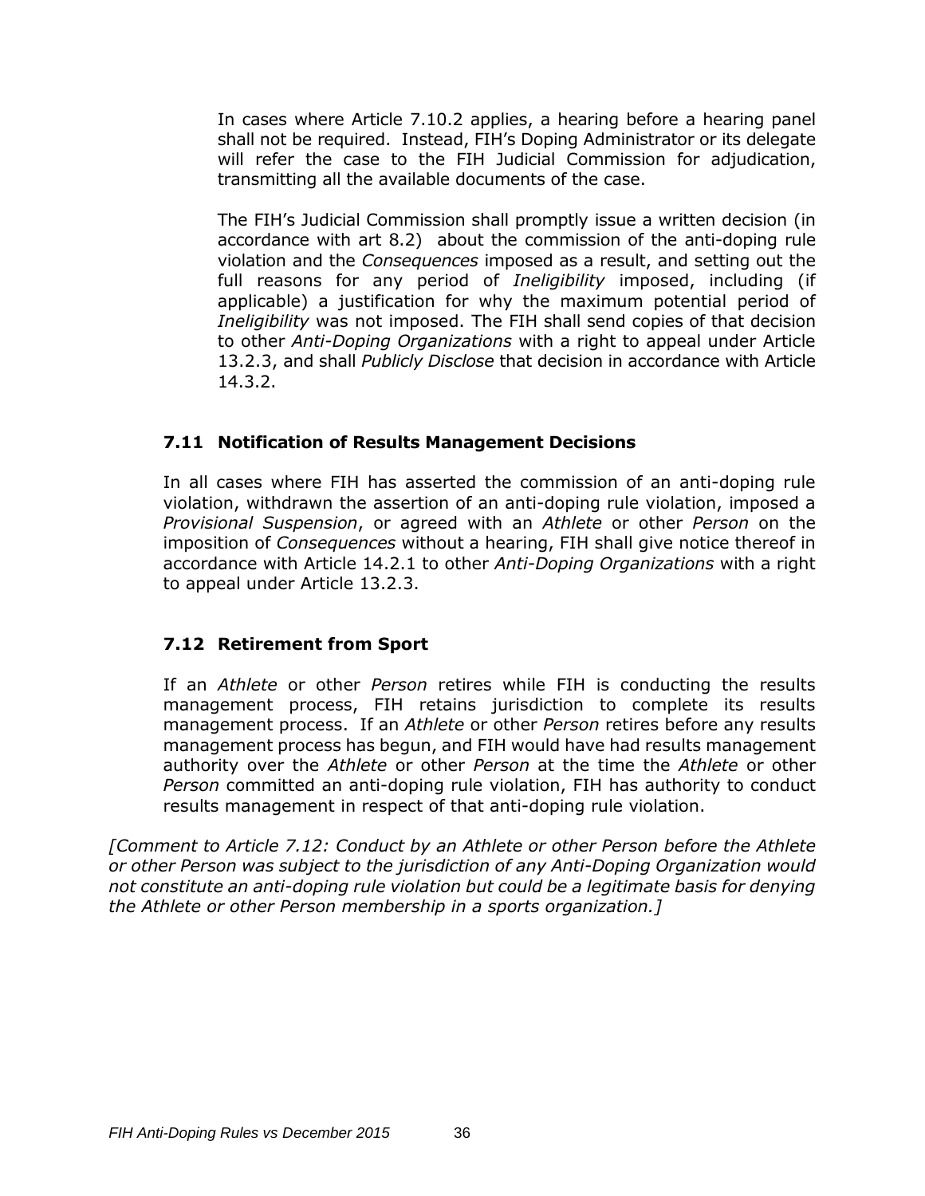In cases where Article 7.10.2 applies, a hearing before a hearing panel shall not be required. Instead, FIH's Doping Administrator or its delegate will refer the case to the FIH Judicial Commission for adjudication, transmitting all the available documents of the case.

The FIH's Judicial Commission shall promptly issue a written decision (in accordance with art 8.2) about the commission of the anti-doping rule violation and the *Consequences* imposed as a result, and setting out the full reasons for any period of *Ineligibility* imposed, including (if applicable) a justification for why the maximum potential period of *Ineligibility* was not imposed. The FIH shall send copies of that decision to other *Anti-Doping Organizations* with a right to appeal under Article 13.2.3, and shall *Publicly Disclose* that decision in accordance with Article 14.3.2.

### 7.11 Notification of Results Management Decisions

In all cases where FIH has asserted the commission of an anti-doping rule violation, withdrawn the assertion of an anti-doping rule violation, imposed a *Provisional Suspension*, or agreed with an *Athlete* or other *Person* on the imposition of *Consequences* without a hearing, FIH shall give notice thereof in accordance with Article 14.2.1 to other *Anti-Doping Organizations* with a right to appeal under Article 13.2.3.

### 7.12 Retirement from Sport

If an *Athlete* or other *Person* retires while FIH is conducting the results management process, FIH retains jurisdiction to complete its results management process. If an *Athlete* or other *Person* retires before any results management process has begun, and FIH would have had results management authority over the *Athlete* or other *Person* at the time the *Athlete* or other *Person* committed an anti-doping rule violation, FIH has authority to conduct results management in respect of that anti-doping rule violation.

*[Comment to Article 7.12: Conduct by an Athlete or other Person before the Athlete or other Person was subject to the jurisdiction of any Anti-Doping Organization would not constitute an anti-doping rule violation but could be a legitimate basis for denying the Athlete or other Person membership in a sports organization.]*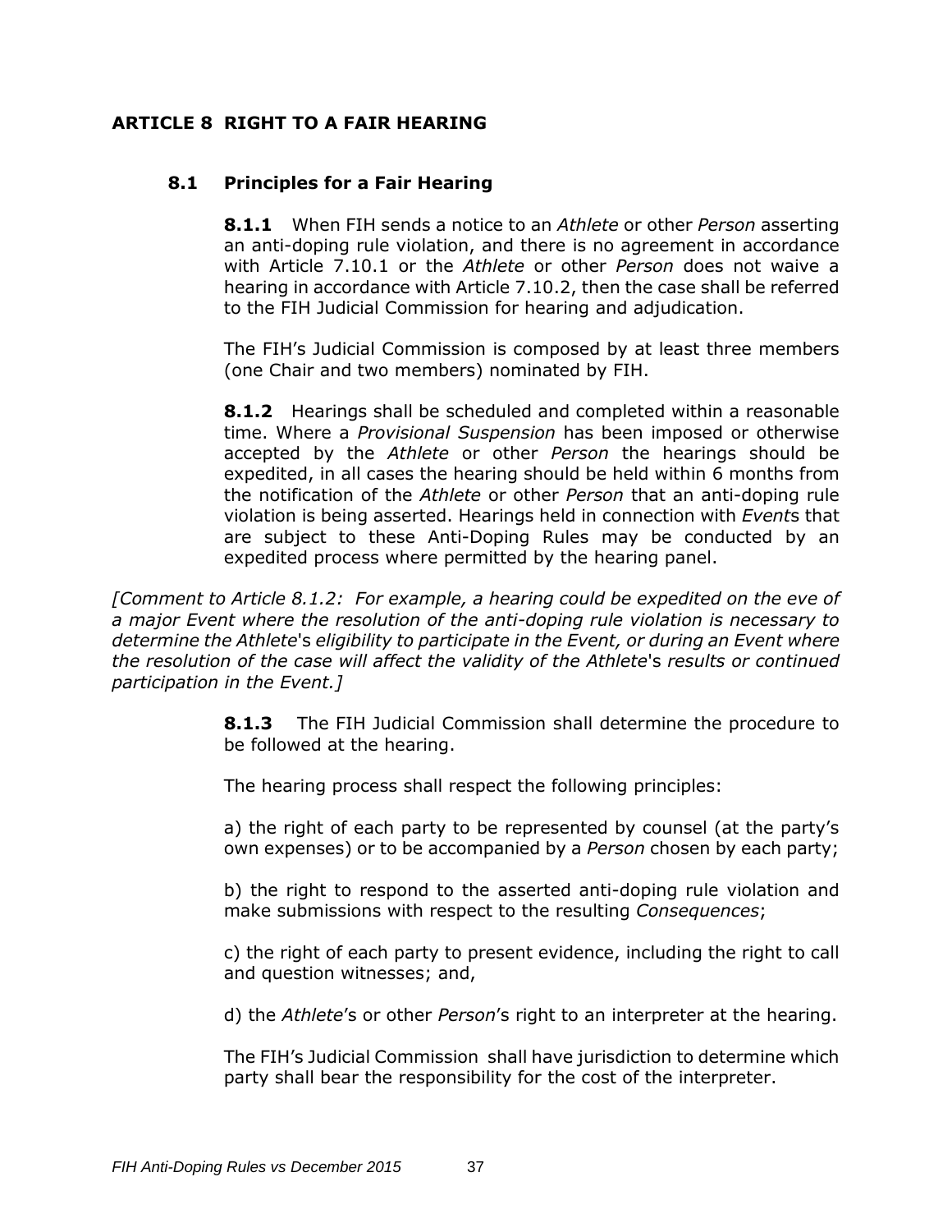## ARTICLE 8 RIGHT TO A FAIR HEARING

### 8.1 Principles for a Fair Hearing

**8.1.1** When FIH sends a notice to an *Athlete* or other *Person* asserting an anti-doping rule violation, and there is no agreement in accordance with Article 7.10.1 or the *Athlete* or other *Person* does not waive a hearing in accordance with Article 7.10.2, then the case shall be referred to the FIH Judicial Commission for hearing and adjudication.

The FIH's Judicial Commission is composed by at least three members (one Chair and two members) nominated by FIH.

**8.1.2** Hearings shall be scheduled and completed within a reasonable time. Where a *Provisional Suspension* has been imposed or otherwise accepted by the *Athlete* or other *Person* the hearings should be expedited, in all cases the hearing should be held within 6 months from the notification of the *Athlete* or other *Person* that an anti-doping rule violation is being asserted. Hearings held in connection with *Events* that are subject to these Anti-Doping Rules may be conducted by an expedited process where permitted by the hearing panel.

*[Comment to Article 8.1.2: For example, a hearing could be expedited on the eve of a major Event where the resolution of the anti-doping rule violation is necessary to determine the Athlete's eligibility to participate in the Event, or during an Event where the resolution of the case will affect the validity of the Athlete's results or continued participation in the Event.]*

**8.1.3** The FIH Judicial Commission shall determine the procedure to be followed at the hearing.

The hearing process shall respect the following principles:

a) the right of each party to be represented by counsel (at the party's own expenses) or to be accompanied by a *Person* chosen by each party;

b) the right to respond to the asserted anti-doping rule violation and make submissions with respect to the resulting *Consequences*;

c) the right of each party to present evidence, including the right to call and question witnesses; and,

d) the *Athlete*'s or other *Person*'s right to an interpreter at the hearing.

The FIH's Judicial Commission shall have jurisdiction to determine which party shall bear the responsibility for the cost of the interpreter.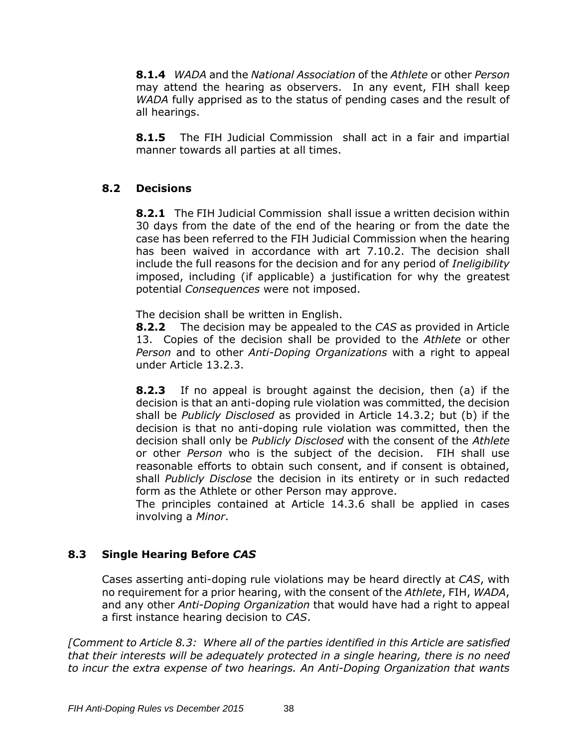**8.1.4** *WADA* and the *National Association* of the *Athlete* or other *Person* may attend the hearing as observers. In any event, FIH shall keep *WADA* fully apprised as to the status of pending cases and the result of all hearings.

**8.1.5** The FIH Judicial Commission shall act in a fair and impartial manner towards all parties at all times.

### 8.2 Decisions

**8.2.1** The FIH Judicial Commission shall issue a written decision within 30 days from the date of the end of the hearing or from the date the case has been referred to the FIH Judicial Commission when the hearing has been waived in accordance with art 7.10.2. The decision shall include the full reasons for the decision and for any period of *Ineligibility* imposed, including (if applicable) a justification for why the greatest potential *Consequences* were not imposed.

The decision shall be written in English.

**8.2.2** The decision may be appealed to the *CAS* as provided in Article 13. Copies of the decision shall be provided to the *Athlete* or other *Person* and to other *Anti-Doping Organizations* with a right to appeal under Article 13.2.3.

**8.2.3** If no appeal is brought against the decision, then (a) if the decision is that an anti-doping rule violation was committed, the decision shall be *Publicly Disclosed* as provided in Article 14.3.2; but (b) if the decision is that no anti-doping rule violation was committed, then the decision shall only be *Publicly Disclosed* with the consent of the *Athlete* or other *Person* who is the subject of the decision. FIH shall use reasonable efforts to obtain such consent, and if consent is obtained, shall *Publicly Disclose* the decision in its entirety or in such redacted form as the Athlete or other Person may approve.

The principles contained at Article 14.3.6 shall be applied in cases involving a *Minor*.

### 8.3 Single Hearing Before *CAS*

Cases asserting anti-doping rule violations may be heard directly at *CAS*, with no requirement for a prior hearing, with the consent of the *Athlete*, FIH, *WADA*, and any other *Anti-Doping Organization* that would have had a right to appeal a first instance hearing decision to *CAS*.

*[Comment to Article 8.3: Where all of the parties identified in this Article are satisfied that their interests will be adequately protected in a single hearing, there is no need to incur the extra expense of two hearings. An Anti-Doping Organization that wants*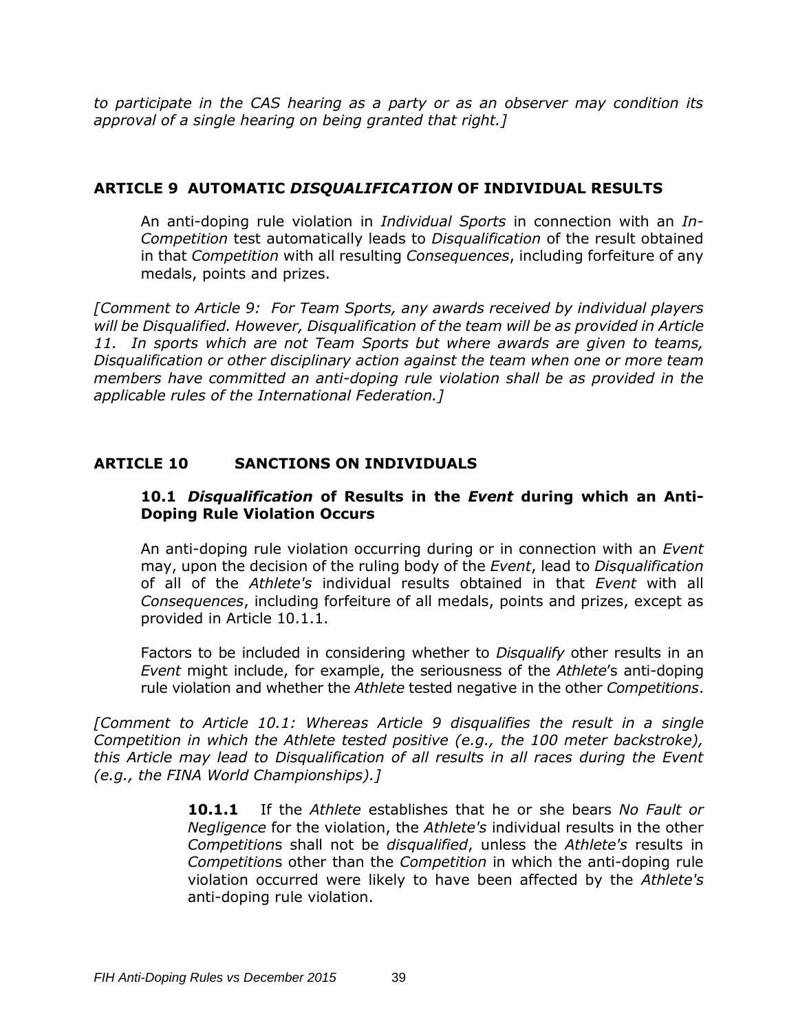*to participate in the CAS hearing as a party or as an observer may condition its approval of a single hearing on being granted that right.]*

## ARTICLE 9 AUTOMATIC *DISQUALIFICATION* OF INDIVIDUAL RESULTS

An anti-doping rule violation in *Individual Sports* in connection with an *In-Competition* test automatically leads to *Disqualification* of the result obtained in that *Competition* with all resulting *Consequences*, including forfeiture of any medals, points and prizes.

*[Comment to Article 9: For Team Sports, any awards received by individual players will be Disqualified. However, Disqualification of the team will be as provided in Article 11. In sports which are not Team Sports but where awards are given to teams, Disqualification or other disciplinary action against the team when one or more team members have committed an anti-doping rule violation shall be as provided in the applicable rules of the International Federation.]*

## ARTICLE 10 SANCTIONS ON INDIVIDUALS

### 10.1 *Disqualification* of Results in the *Event* during which an Anti-Doping Rule Violation Occurs

An anti-doping rule violation occurring during or in connection with an *Event* may, upon the decision of the ruling body of the *Event*, lead to *Disqualification* of all of the *Athlete's* individual results obtained in that *Event* with all *Consequences*, including forfeiture of all medals, points and prizes, except as provided in Article 10.1.1.

Factors to be included in considering whether to *Disqualify* other results in an *Event* might include, for example, the seriousness of the *Athlete*'s anti-doping rule violation and whether the *Athlete* tested negative in the other *Competitions*.

*[Comment to Article 10.1: Whereas Article 9 disqualifies the result in a single Competition in which the Athlete tested positive (e.g., the 100 meter backstroke), this Article may lead to Disqualification of all results in all races during the Event (e.g., the FINA World Championships).]*

**10.1.1** If the *Athlete* establishes that he or she bears *No Fault or Negligence* for the violation, the *Athlete's* individual results in the other *Competition*s shall not be *disqualified*, unless the *Athlete's* results in *Competition*s other than the *Competition* in which the anti-doping rule violation occurred were likely to have been affected by the *Athlete's* anti-doping rule violation.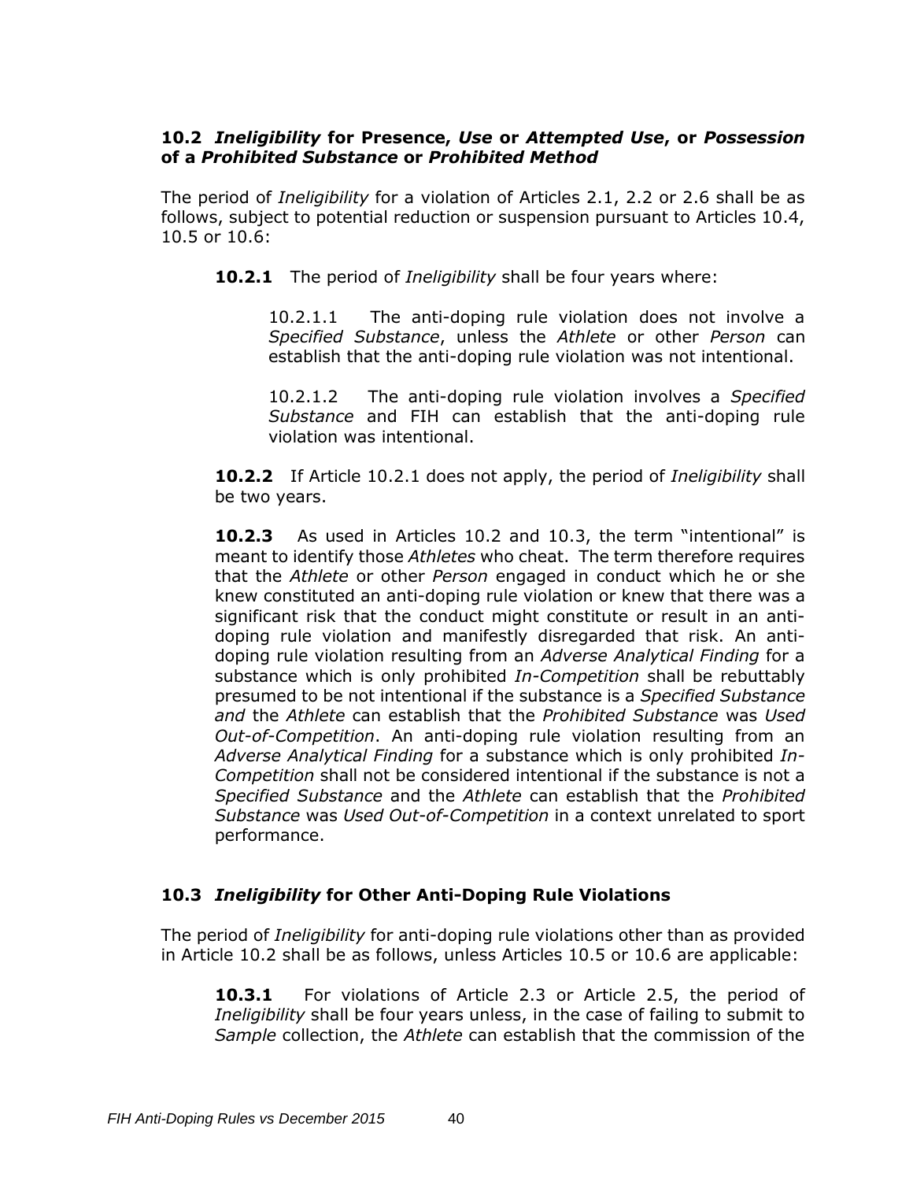### 10.2 *Ineligibility* for Presence, *Use* or *Attempted Use*, or *Possession* of a *Prohibited Substance* or *Prohibited Method*

The period of *Ineligibility* for a violation of Articles 2.1, 2.2 or 2.6 shall be as follows, subject to potential reduction or suspension pursuant to Articles 10.4, 10.5 or 10.6:

**10.2.1** The period of *Ineligibility* shall be four years where:

10.2.1.1 The anti-doping rule violation does not involve a *Specified Substance*, unless the *Athlete* or other *Person* can establish that the anti-doping rule violation was not intentional.

10.2.1.2 The anti-doping rule violation involves a *Specified Substance* and FIH can establish that the anti-doping rule violation was intentional.

**10.2.2** If Article 10.2.1 does not apply, the period of *Ineligibility* shall be two years.

**10.2.3** As used in Articles 10.2 and 10.3, the term "intentional" is meant to identify those *Athletes* who cheat. The term therefore requires that the *Athlete* or other *Person* engaged in conduct which he or she knew constituted an anti-doping rule violation or knew that there was a significant risk that the conduct might constitute or result in an anti-doping rule violation and manifestly disregarded that risk. An anti-doping rule violation resulting from an *Adverse Analytical Finding* for a substance which is only prohibited *In-Competition* shall be rebuttably presumed to be not intentional if the substance is a *Specified Substance and* the *Athlete* can establish that the *Prohibited Substance* was *Used Out-of-Competition*. An anti-doping rule violation resulting from an *Adverse Analytical Finding* for a substance which is only prohibited *In-Competition* shall not be considered intentional if the substance is not a *Specified Substance* and the *Athlete* can establish that the *Prohibited Substance* was *Used Out-of-Competition* in a context unrelated to sport performance.

### 10.3 *Ineligibility* for Other Anti-Doping Rule Violations

The period of *Ineligibility* for anti-doping rule violations other than as provided in Article 10.2 shall be as follows, unless Articles 10.5 or 10.6 are applicable:

**10.3.1** For violations of Article 2.3 or Article 2.5, the period of *Ineligibility* shall be four years unless, in the case of failing to submit to *Sample* collection, the *Athlete* can establish that the commission of the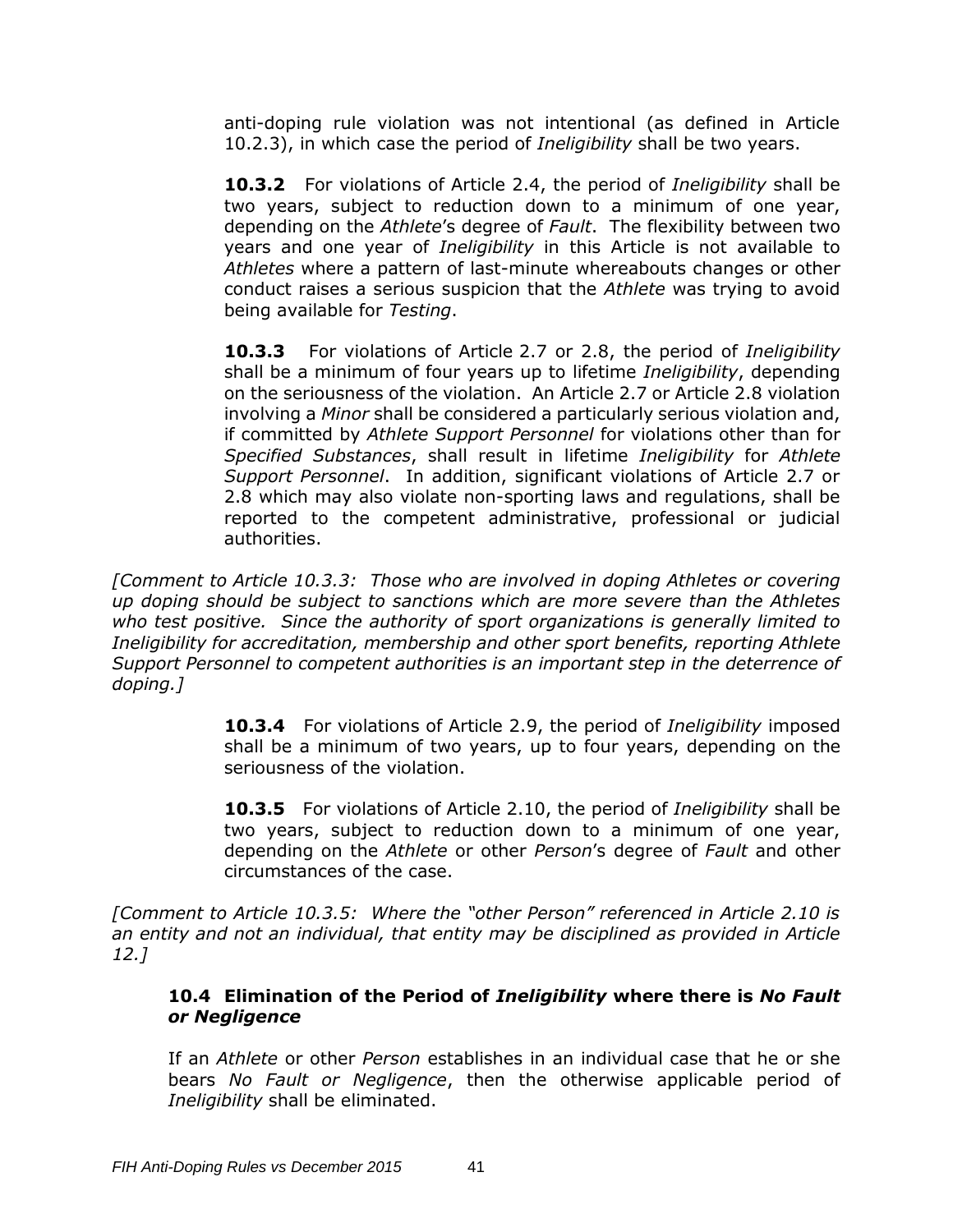anti-doping rule violation was not intentional (as defined in Article 10.2.3), in which case the period of *Ineligibility* shall be two years.

**10.3.2** For violations of Article 2.4, the period of *Ineligibility* shall be two years, subject to reduction down to a minimum of one year, depending on the *Athlete*'s degree of *Fault*. The flexibility between two years and one year of *Ineligibility* in this Article is not available to *Athletes* where a pattern of last-minute whereabouts changes or other conduct raises a serious suspicion that the *Athlete* was trying to avoid being available for *Testing*.

**10.3.3** For violations of Article 2.7 or 2.8, the period of *Ineligibility* shall be a minimum of four years up to lifetime *Ineligibility*, depending on the seriousness of the violation. An Article 2.7 or Article 2.8 violation involving a *Minor* shall be considered a particularly serious violation and, if committed by *Athlete Support Personnel* for violations other than for *Specified Substances*, shall result in lifetime *Ineligibility* for *Athlete Support Personnel*. In addition, significant violations of Article 2.7 or 2.8 which may also violate non-sporting laws and regulations, shall be reported to the competent administrative, professional or judicial authorities.

*[Comment to Article 10.3.3: Those who are involved in doping Athletes or covering up doping should be subject to sanctions which are more severe than the Athletes who test positive. Since the authority of sport organizations is generally limited to Ineligibility for accreditation, membership and other sport benefits, reporting Athlete Support Personnel to competent authorities is an important step in the deterrence of doping.]*

**10.3.4** For violations of Article 2.9, the period of *Ineligibility* imposed shall be a minimum of two years, up to four years, depending on the seriousness of the violation.

**10.3.5** For violations of Article 2.10, the period of *Ineligibility* shall be two years, subject to reduction down to a minimum of one year, depending on the *Athlete* or other *Person*'s degree of *Fault* and other circumstances of the case.

*[Comment to Article 10.3.5: Where the "other Person" referenced in Article 2.10 is an entity and not an individual, that entity may be disciplined as provided in Article 12.]*

### 10.4 Elimination of the Period of *Ineligibility* where there is *No Fault or Negligence*

If an *Athlete* or other *Person* establishes in an individual case that he or she bears *No Fault or Negligence*, then the otherwise applicable period of *Ineligibility* shall be eliminated.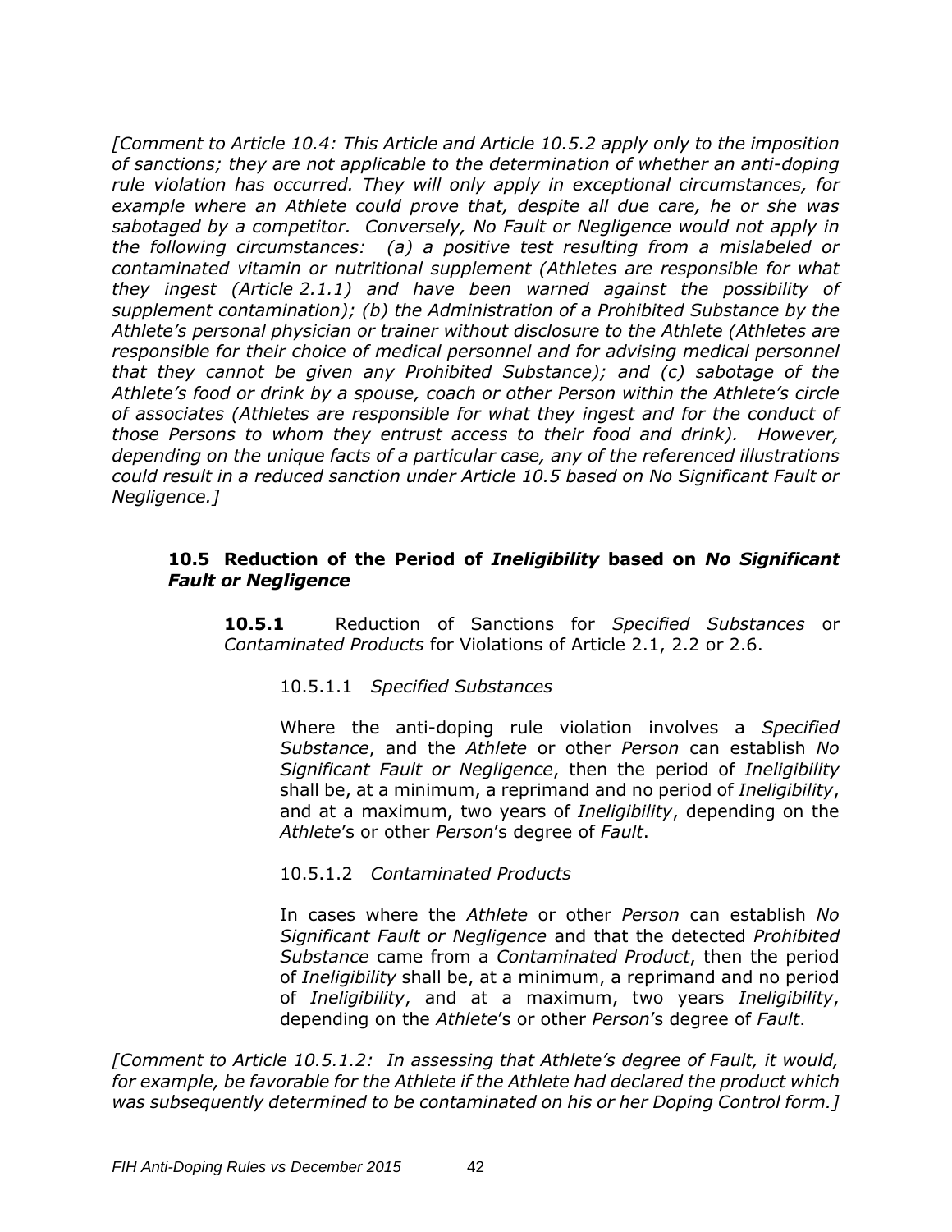*[Comment to Article 10.4: This Article and Article 10.5.2 apply only to the imposition of sanctions; they are not applicable to the determination of whether an anti-doping rule violation has occurred. They will only apply in exceptional circumstances, for example where an Athlete could prove that, despite all due care, he or she was sabotaged by a competitor. Conversely, No Fault or Negligence would not apply in the following circumstances: (a) a positive test resulting from a mislabeled or contaminated vitamin or nutritional supplement (Athletes are responsible for what they ingest (Article 2.1.1) and have been warned against the possibility of supplement contamination); (b) the Administration of a Prohibited Substance by the Athlete's personal physician or trainer without disclosure to the Athlete (Athletes are responsible for their choice of medical personnel and for advising medical personnel that they cannot be given any Prohibited Substance); and (c) sabotage of the Athlete's food or drink by a spouse, coach or other Person within the Athlete's circle of associates (Athletes are responsible for what they ingest and for the conduct of those Persons to whom they entrust access to their food and drink). However, depending on the unique facts of a particular case, any of the referenced illustrations could result in a reduced sanction under Article 10.5 based on No Significant Fault or Negligence.]*

### 10.5 Reduction of the Period of *Ineligibility* based on *No Significant Fault or Negligence*

**10.5.1** Reduction of Sanctions for *Specified Substances* or *Contaminated Products* for Violations of Article 2.1, 2.2 or 2.6.

10.5.1.1 *Specified Substances*

Where the anti-doping rule violation involves a *Specified Substance*, and the *Athlete* or other *Person* can establish *No Significant Fault or Negligence*, then the period of *Ineligibility* shall be, at a minimum, a reprimand and no period of *Ineligibility*, and at a maximum, two years of *Ineligibility*, depending on the *Athlete*'s or other *Person*'s degree of *Fault*.

10.5.1.2 *Contaminated Products*

In cases where the *Athlete* or other *Person* can establish *No Significant Fault or Negligence* and that the detected *Prohibited Substance* came from a *Contaminated Product*, then the period of *Ineligibility* shall be, at a minimum, a reprimand and no period of *Ineligibility*, and at a maximum, two years *Ineligibility*, depending on the *Athlete*'s or other *Person*'s degree of *Fault*.

*[Comment to Article 10.5.1.2: In assessing that Athlete's degree of Fault, it would, for example, be favorable for the Athlete if the Athlete had declared the product which was subsequently determined to be contaminated on his or her Doping Control form.]*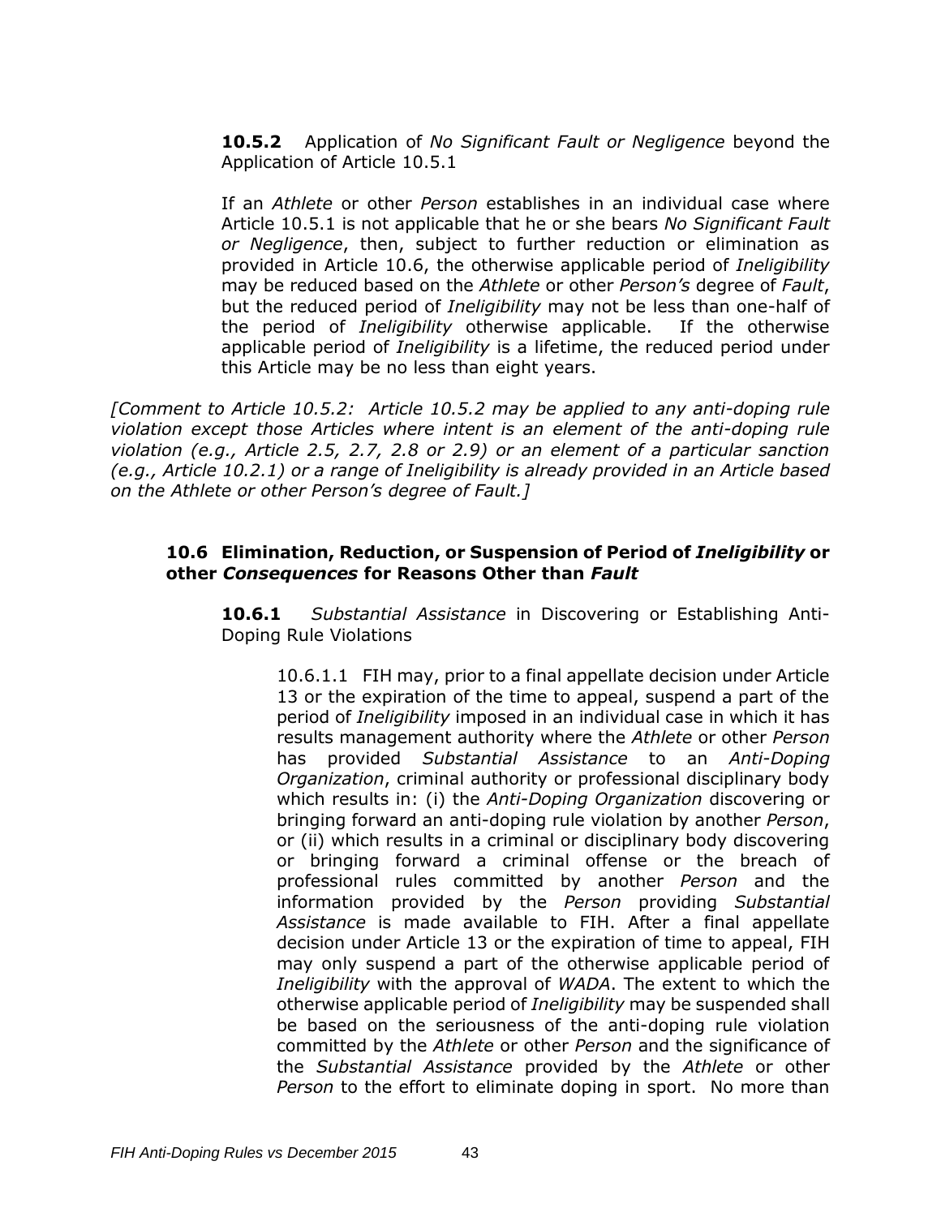**10.5.2** Application of *No Significant Fault or Negligence* beyond the Application of Article 10.5.1

If an *Athlete* or other *Person* establishes in an individual case where Article 10.5.1 is not applicable that he or she bears *No Significant Fault or Negligence*, then, subject to further reduction or elimination as provided in Article 10.6, the otherwise applicable period of *Ineligibility* may be reduced based on the *Athlete* or other *Person's* degree of *Fault*, but the reduced period of *Ineligibility* may not be less than one-half of the period of *Ineligibility* otherwise applicable. If the otherwise applicable period of *Ineligibility* is a lifetime, the reduced period under this Article may be no less than eight years.

*[Comment to Article 10.5.2: Article 10.5.2 may be applied to any anti-doping rule violation except those Articles where intent is an element of the anti-doping rule violation (e.g., Article 2.5, 2.7, 2.8 or 2.9) or an element of a particular sanction (e.g., Article 10.2.1) or a range of Ineligibility is already provided in an Article based on the Athlete or other Person's degree of Fault.]*

### 10.6 Elimination, Reduction, or Suspension of Period of *Ineligibility* or other *Consequences* for Reasons Other than *Fault*

**10.6.1** *Substantial Assistance* in Discovering or Establishing Anti-Doping Rule Violations

10.6.1.1 FIH may, prior to a final appellate decision under Article 13 or the expiration of the time to appeal, suspend a part of the period of *Ineligibility* imposed in an individual case in which it has results management authority where the *Athlete* or other *Person* has provided *Substantial Assistance* to an *Anti-Doping Organization*, criminal authority or professional disciplinary body which results in: (i) the *Anti-Doping Organization* discovering or bringing forward an anti-doping rule violation by another *Person*, or (ii) which results in a criminal or disciplinary body discovering or bringing forward a criminal offense or the breach of professional rules committed by another *Person* and the information provided by the *Person* providing *Substantial Assistance* is made available to FIH. After a final appellate decision under Article 13 or the expiration of time to appeal, FIH may only suspend a part of the otherwise applicable period of *Ineligibility* with the approval of *WADA*. The extent to which the otherwise applicable period of *Ineligibility* may be suspended shall be based on the seriousness of the anti-doping rule violation committed by the *Athlete* or other *Person* and the significance of the *Substantial Assistance* provided by the *Athlete* or other *Person* to the effort to eliminate doping in sport. No more than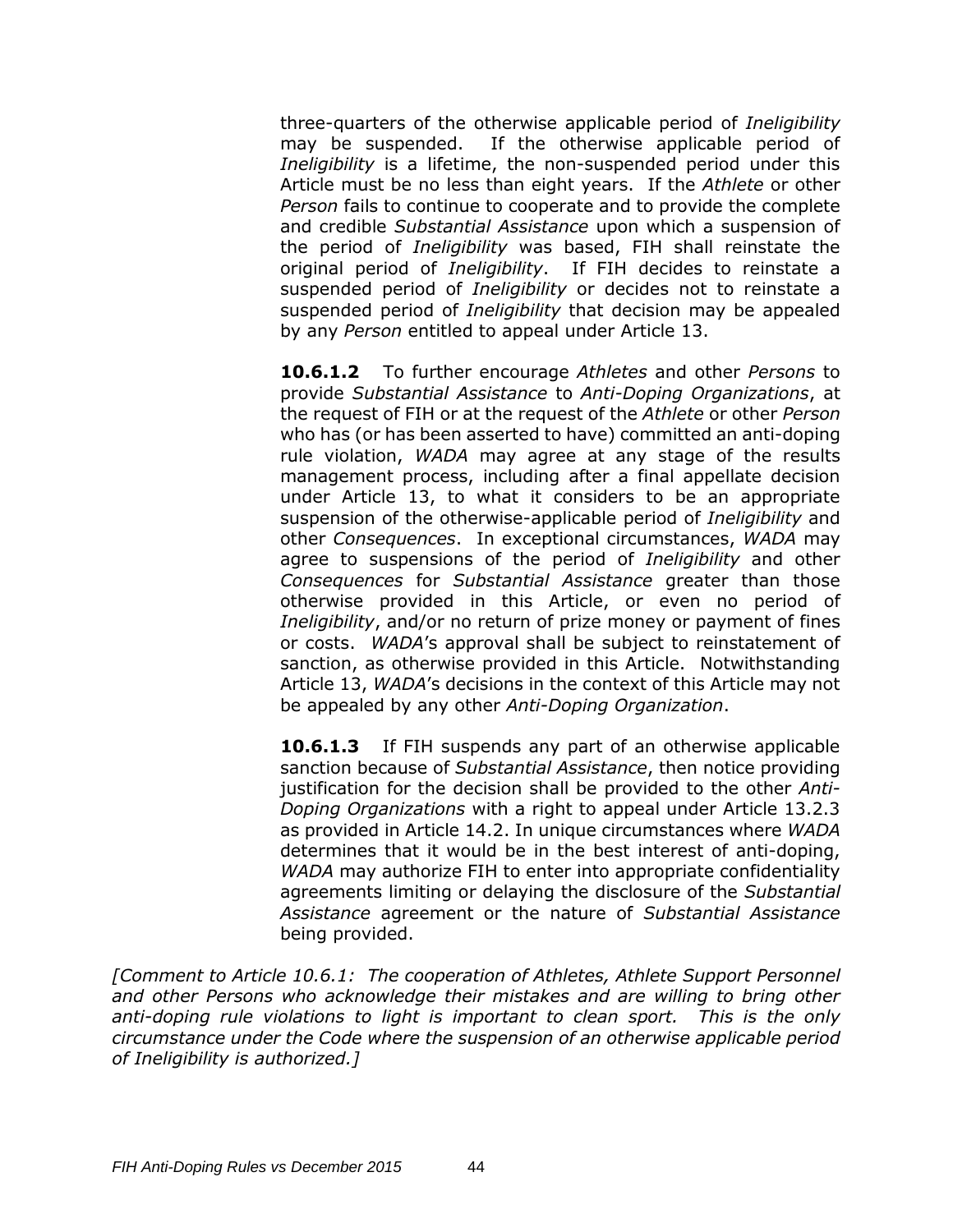three-quarters of the otherwise applicable period of *Ineligibility* may be suspended. If the otherwise applicable period of *Ineligibility* is a lifetime, the non-suspended period under this Article must be no less than eight years. If the *Athlete* or other *Person* fails to continue to cooperate and to provide the complete and credible *Substantial Assistance* upon which a suspension of the period of *Ineligibility* was based, FIH shall reinstate the original period of *Ineligibility*. If FIH decides to reinstate a suspended period of *Ineligibility* or decides not to reinstate a suspended period of *Ineligibility* that decision may be appealed by any *Person* entitled to appeal under Article 13.

**10.6.1.2** To further encourage *Athletes* and other *Persons* to provide *Substantial Assistance* to *Anti-Doping Organizations*, at the request of FIH or at the request of the *Athlete* or other *Person* who has (or has been asserted to have) committed an anti-doping rule violation, *WADA* may agree at any stage of the results management process, including after a final appellate decision under Article 13, to what it considers to be an appropriate suspension of the otherwise-applicable period of *Ineligibility* and other *Consequences*. In exceptional circumstances, *WADA* may agree to suspensions of the period of *Ineligibility* and other *Consequences* for *Substantial Assistance* greater than those otherwise provided in this Article, or even no period of *Ineligibility*, and/or no return of prize money or payment of fines or costs. *WADA*'s approval shall be subject to reinstatement of sanction, as otherwise provided in this Article. Notwithstanding Article 13, *WADA*'s decisions in the context of this Article may not be appealed by any other *Anti-Doping Organization*.

**10.6.1.3** If FIH suspends any part of an otherwise applicable sanction because of *Substantial Assistance*, then notice providing justification for the decision shall be provided to the other *Anti-Doping Organizations* with a right to appeal under Article 13.2.3 as provided in Article 14.2. In unique circumstances where *WADA* determines that it would be in the best interest of anti-doping, *WADA* may authorize FIH to enter into appropriate confidentiality agreements limiting or delaying the disclosure of the *Substantial Assistance* agreement or the nature of *Substantial Assistance* being provided.

*[Comment to Article 10.6.1: The cooperation of Athletes, Athlete Support Personnel and other Persons who acknowledge their mistakes and are willing to bring other anti-doping rule violations to light is important to clean sport. This is the only circumstance under the Code where the suspension of an otherwise applicable period of Ineligibility is authorized.]*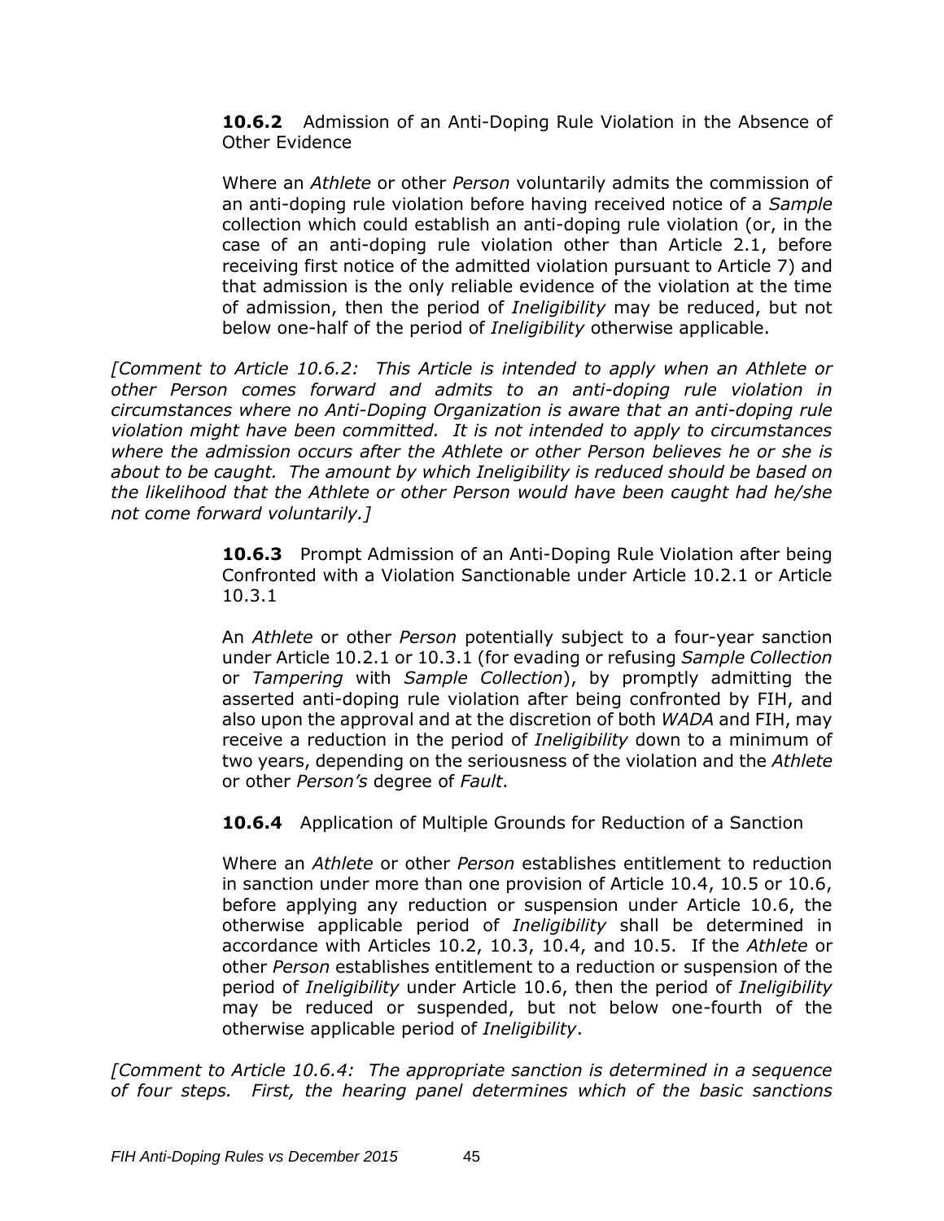**10.6.2** Admission of an Anti-Doping Rule Violation in the Absence of Other Evidence

Where an *Athlete* or other *Person* voluntarily admits the commission of an anti-doping rule violation before having received notice of a *Sample* collection which could establish an anti-doping rule violation (or, in the case of an anti-doping rule violation other than Article 2.1, before receiving first notice of the admitted violation pursuant to Article 7) and that admission is the only reliable evidence of the violation at the time of admission, then the period of *Ineligibility* may be reduced, but not below one-half of the period of *Ineligibility* otherwise applicable.

*[Comment to Article 10.6.2: This Article is intended to apply when an Athlete or other Person comes forward and admits to an anti-doping rule violation in circumstances where no Anti-Doping Organization is aware that an anti-doping rule violation might have been committed. It is not intended to apply to circumstances where the admission occurs after the Athlete or other Person believes he or she is about to be caught. The amount by which Ineligibility is reduced should be based on the likelihood that the Athlete or other Person would have been caught had he/she not come forward voluntarily.]*

**10.6.3** Prompt Admission of an Anti-Doping Rule Violation after being Confronted with a Violation Sanctionable under Article 10.2.1 or Article 10.3.1

An *Athlete* or other *Person* potentially subject to a four-year sanction under Article 10.2.1 or 10.3.1 (for evading or refusing *Sample Collection* or *Tampering* with *Sample Collection*), by promptly admitting the asserted anti-doping rule violation after being confronted by FIH, and also upon the approval and at the discretion of both *WADA* and FIH, may receive a reduction in the period of *Ineligibility* down to a minimum of two years, depending on the seriousness of the violation and the *Athlete* or other *Person's* degree of *Fault*.

**10.6.4** Application of Multiple Grounds for Reduction of a Sanction

Where an *Athlete* or other *Person* establishes entitlement to reduction in sanction under more than one provision of Article 10.4, 10.5 or 10.6, before applying any reduction or suspension under Article 10.6, the otherwise applicable period of *Ineligibility* shall be determined in accordance with Articles 10.2, 10.3, 10.4, and 10.5. If the *Athlete* or other *Person* establishes entitlement to a reduction or suspension of the period of *Ineligibility* under Article 10.6, then the period of *Ineligibility* may be reduced or suspended, but not below one-fourth of the otherwise applicable period of *Ineligibility*.

*[Comment to Article 10.6.4: The appropriate sanction is determined in a sequence of four steps. First, the hearing panel determines which of the basic sanctions*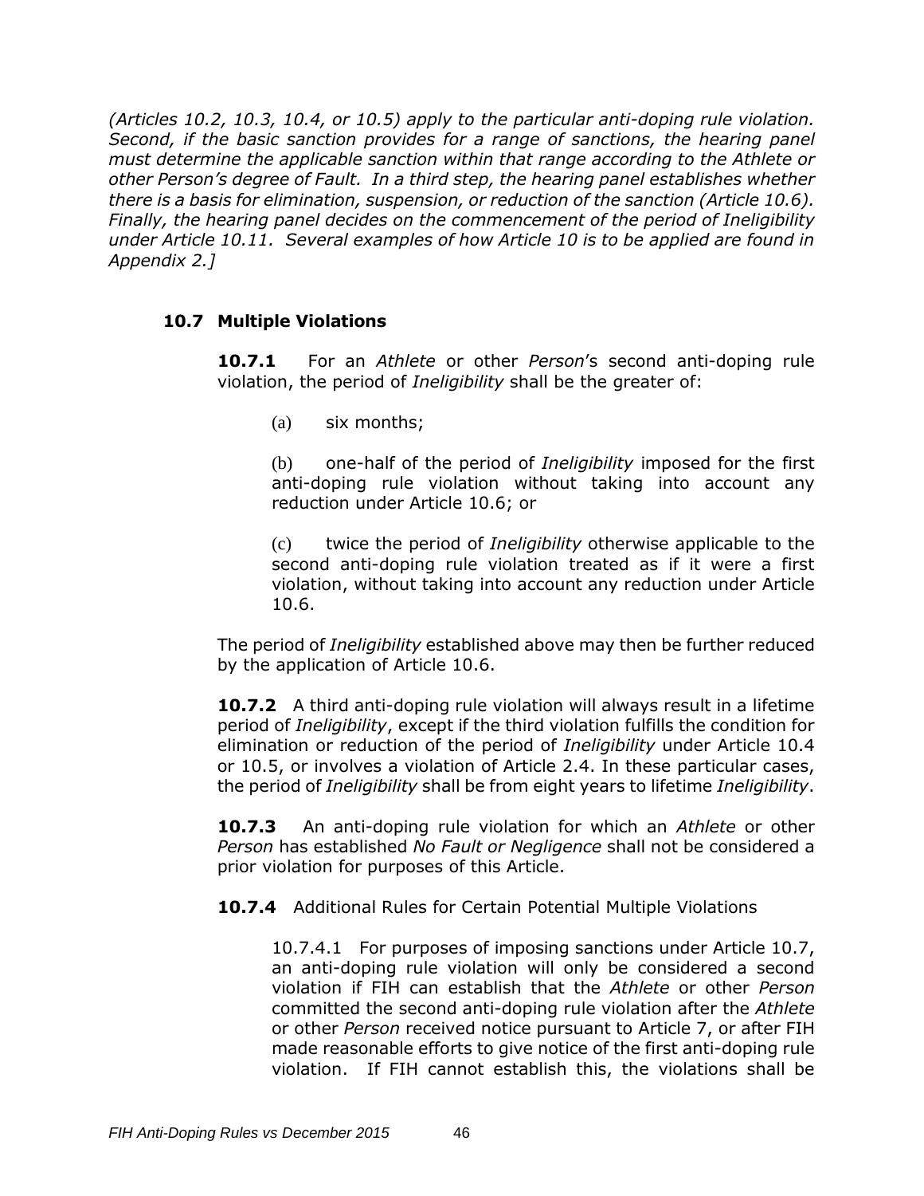*(Articles 10.2, 10.3, 10.4, or 10.5) apply to the particular anti-doping rule violation. Second, if the basic sanction provides for a range of sanctions, the hearing panel must determine the applicable sanction within that range according to the Athlete or other Person's degree of Fault. In a third step, the hearing panel establishes whether there is a basis for elimination, suspension, or reduction of the sanction (Article 10.6). Finally, the hearing panel decides on the commencement of the period of Ineligibility under Article 10.11. Several examples of how Article 10 is to be applied are found in Appendix 2.]*

### 10.7 Multiple Violations

**10.7.1** For an *Athlete* or other *Person*'s second anti-doping rule violation, the period of *Ineligibility* shall be the greater of:

(a) six months;

(b) one-half of the period of *Ineligibility* imposed for the first anti-doping rule violation without taking into account any reduction under Article 10.6; or

(c) twice the period of *Ineligibility* otherwise applicable to the second anti-doping rule violation treated as if it were a first violation, without taking into account any reduction under Article 10.6.

The period of *Ineligibility* established above may then be further reduced by the application of Article 10.6.

**10.7.2** A third anti-doping rule violation will always result in a lifetime period of *Ineligibility*, except if the third violation fulfills the condition for elimination or reduction of the period of *Ineligibility* under Article 10.4 or 10.5, or involves a violation of Article 2.4. In these particular cases, the period of *Ineligibility* shall be from eight years to lifetime *Ineligibility*.

**10.7.3** An anti-doping rule violation for which an *Athlete* or other *Person* has established *No Fault or Negligence* shall not be considered a prior violation for purposes of this Article.

**10.7.4** Additional Rules for Certain Potential Multiple Violations

10.7.4.1 For purposes of imposing sanctions under Article 10.7, an anti-doping rule violation will only be considered a second violation if FIH can establish that the *Athlete* or other *Person* committed the second anti-doping rule violation after the *Athlete* or other *Person* received notice pursuant to Article 7, or after FIH made reasonable efforts to give notice of the first anti-doping rule violation. If FIH cannot establish this, the violations shall be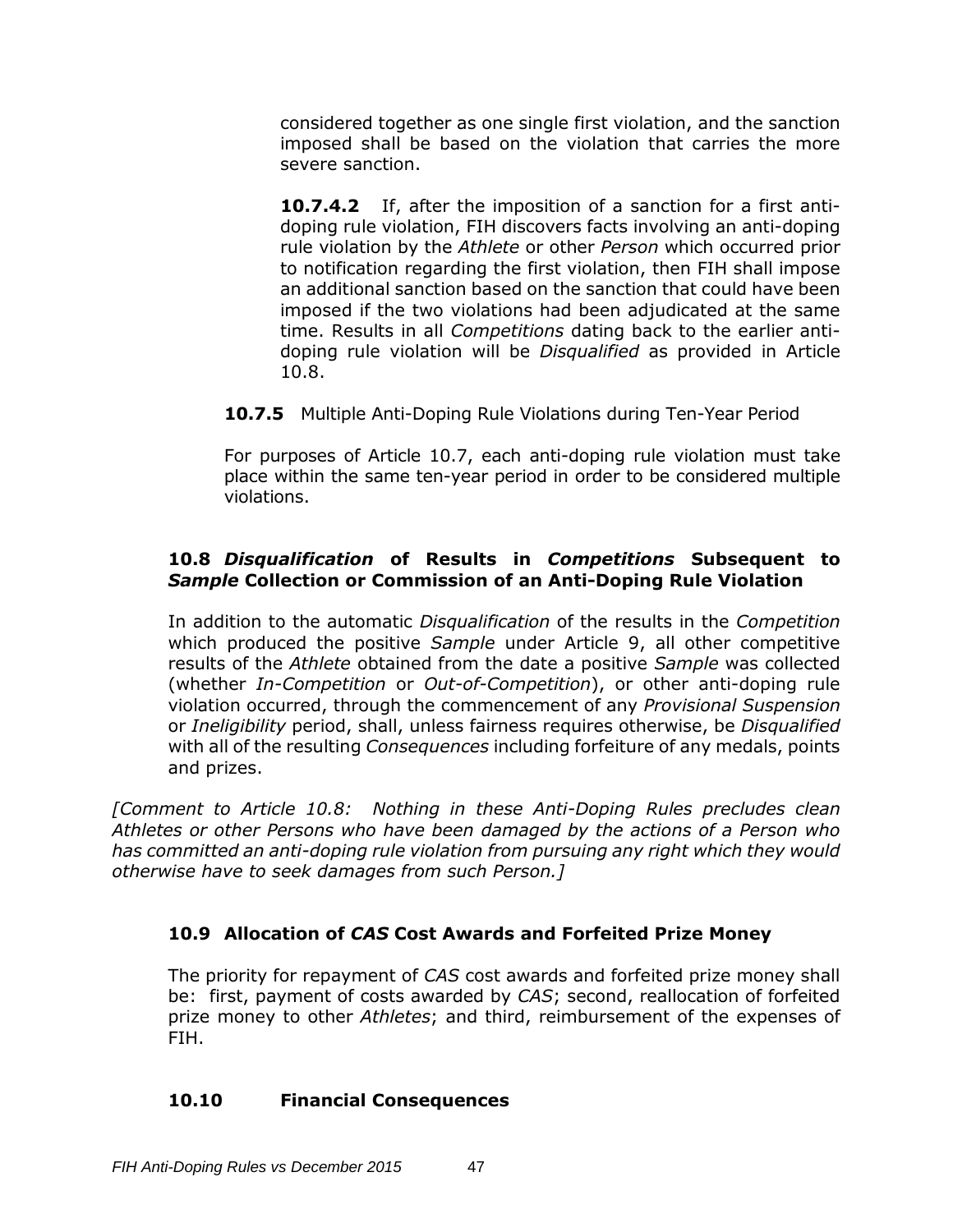considered together as one single first violation, and the sanction imposed shall be based on the violation that carries the more severe sanction.

**10.7.4.2** If, after the imposition of a sanction for a first anti-doping rule violation, FIH discovers facts involving an anti-doping rule violation by the *Athlete* or other *Person* which occurred prior to notification regarding the first violation, then FIH shall impose an additional sanction based on the sanction that could have been imposed if the two violations had been adjudicated at the same time. Results in all *Competitions* dating back to the earlier anti-doping rule violation will be *Disqualified* as provided in Article 10.8.

**10.7.5** Multiple Anti-Doping Rule Violations during Ten-Year Period

For purposes of Article 10.7, each anti-doping rule violation must take place within the same ten-year period in order to be considered multiple violations.

### 10.8 *Disqualification* of Results in *Competitions* Subsequent to *Sample* Collection or Commission of an Anti-Doping Rule Violation

In addition to the automatic *Disqualification* of the results in the *Competition* which produced the positive *Sample* under Article 9, all other competitive results of the *Athlete* obtained from the date a positive *Sample* was collected (whether *In-Competition* or *Out-of-Competition*), or other anti-doping rule violation occurred, through the commencement of any *Provisional Suspension* or *Ineligibility* period, shall, unless fairness requires otherwise, be *Disqualified* with all of the resulting *Consequences* including forfeiture of any medals, points and prizes.

*[Comment to Article 10.8: Nothing in these Anti-Doping Rules precludes clean Athletes or other Persons who have been damaged by the actions of a Person who has committed an anti-doping rule violation from pursuing any right which they would otherwise have to seek damages from such Person.]*

### 10.9 Allocation of *CAS* Cost Awards and Forfeited Prize Money

The priority for repayment of *CAS* cost awards and forfeited prize money shall be: first, payment of costs awarded by *CAS*; second, reallocation of forfeited prize money to other *Athletes*; and third, reimbursement of the expenses of FIH.

### 10.10 Financial Consequences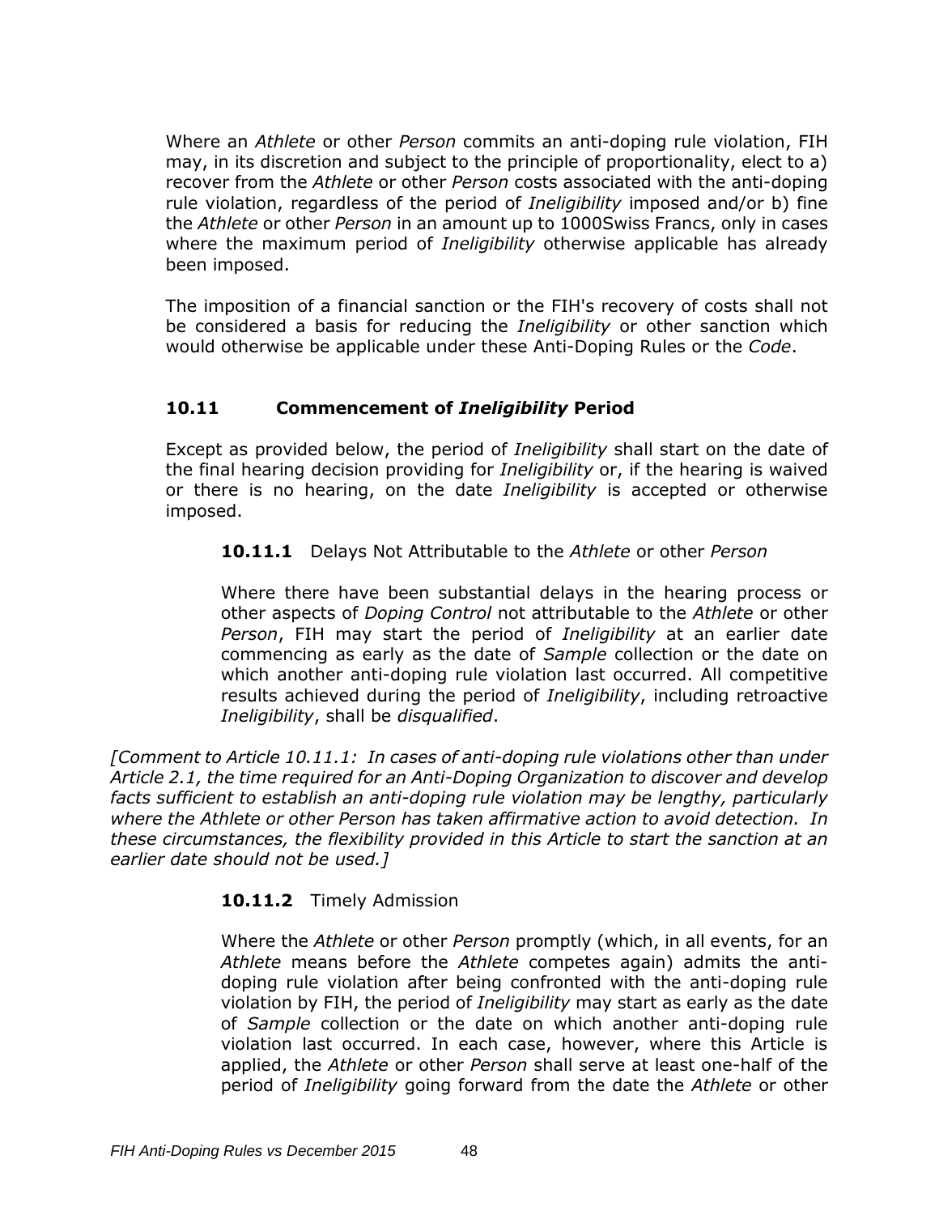Where an *Athlete* or other *Person* commits an anti-doping rule violation, FIH may, in its discretion and subject to the principle of proportionality, elect to a) recover from the *Athlete* or other *Person* costs associated with the anti-doping rule violation, regardless of the period of *Ineligibility* imposed and/or b) fine the *Athlete* or other *Person* in an amount up to 1000Swiss Francs, only in cases where the maximum period of *Ineligibility* otherwise applicable has already been imposed.

The imposition of a financial sanction or the FIH's recovery of costs shall not be considered a basis for reducing the *Ineligibility* or other sanction which would otherwise be applicable under these Anti-Doping Rules or the *Code*.

### 10.11 Commencement of *Ineligibility* Period

Except as provided below, the period of *Ineligibility* shall start on the date of the final hearing decision providing for *Ineligibility* or, if the hearing is waived or there is no hearing, on the date *Ineligibility* is accepted or otherwise imposed.

**10.11.1** Delays Not Attributable to the *Athlete* or other *Person*

Where there have been substantial delays in the hearing process or other aspects of *Doping Control* not attributable to the *Athlete* or other *Person*, FIH may start the period of *Ineligibility* at an earlier date commencing as early as the date of *Sample* collection or the date on which another anti-doping rule violation last occurred. All competitive results achieved during the period of *Ineligibility*, including retroactive *Ineligibility*, shall be *disqualified*.

*[Comment to Article 10.11.1: In cases of anti-doping rule violations other than under Article 2.1, the time required for an Anti-Doping Organization to discover and develop facts sufficient to establish an anti-doping rule violation may be lengthy, particularly where the Athlete or other Person has taken affirmative action to avoid detection. In these circumstances, the flexibility provided in this Article to start the sanction at an earlier date should not be used.]*

**10.11.2** Timely Admission

Where the *Athlete* or other *Person* promptly (which, in all events, for an *Athlete* means before the *Athlete* competes again) admits the anti-doping rule violation after being confronted with the anti-doping rule violation by FIH, the period of *Ineligibility* may start as early as the date of *Sample* collection or the date on which another anti-doping rule violation last occurred. In each case, however, where this Article is applied, the *Athlete* or other *Person* shall serve at least one-half of the period of *Ineligibility* going forward from the date the *Athlete* or other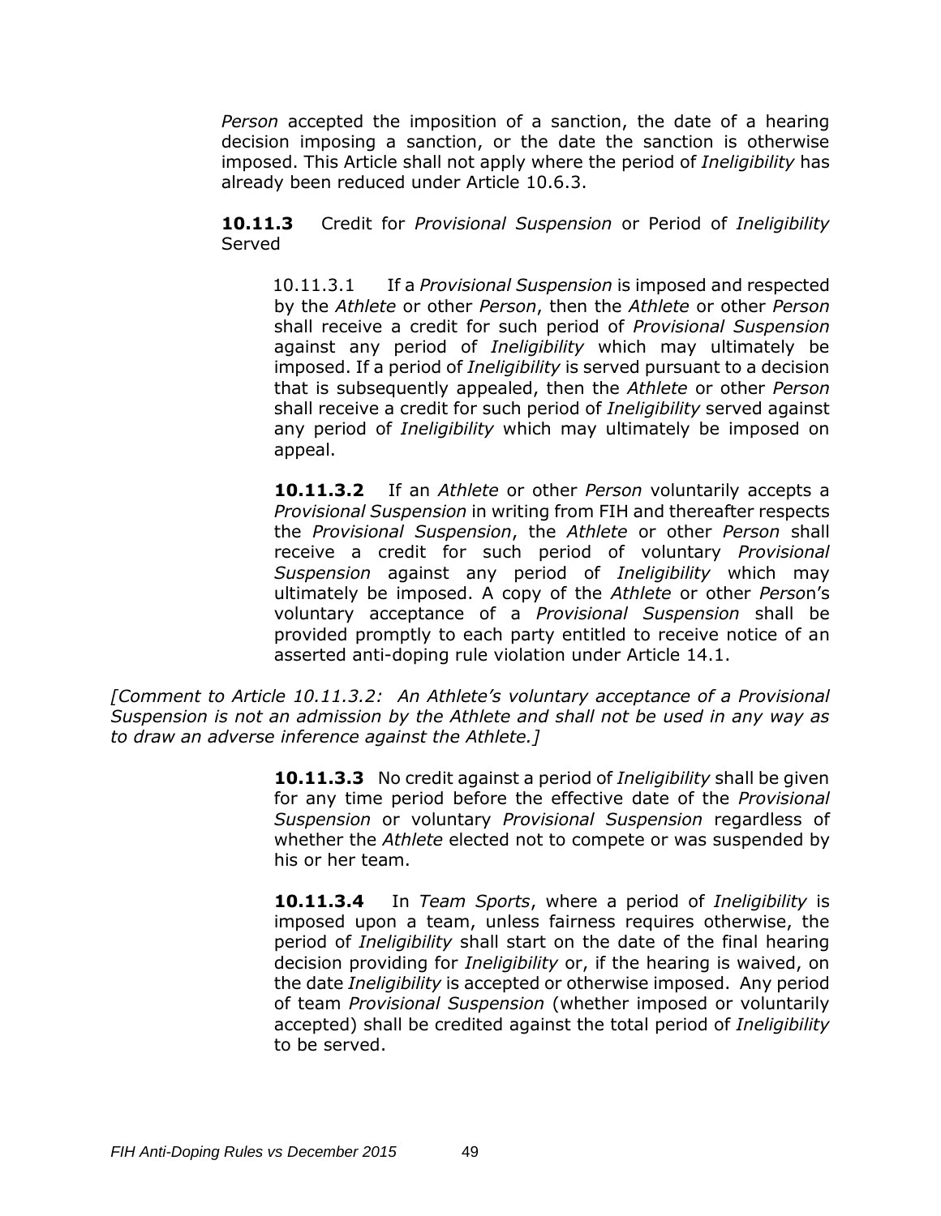*Person* accepted the imposition of a sanction, the date of a hearing decision imposing a sanction, or the date the sanction is otherwise imposed. This Article shall not apply where the period of *Ineligibility* has already been reduced under Article 10.6.3.

**10.11.3** Credit for *Provisional Suspension* or Period of *Ineligibility* Served

10.11.3.1 If a *Provisional Suspension* is imposed and respected by the *Athlete* or other *Person*, then the *Athlete* or other *Person* shall receive a credit for such period of *Provisional Suspension* against any period of *Ineligibility* which may ultimately be imposed. If a period of *Ineligibility* is served pursuant to a decision that is subsequently appealed, then the *Athlete* or other *Person* shall receive a credit for such period of *Ineligibility* served against any period of *Ineligibility* which may ultimately be imposed on appeal.

**10.11.3.2** If an *Athlete* or other *Person* voluntarily accepts a *Provisional Suspension* in writing from FIH and thereafter respects the *Provisional Suspension*, the *Athlete* or other *Person* shall receive a credit for such period of voluntary *Provisional Suspension* against any period of *Ineligibility* which may ultimately be imposed. A copy of the *Athlete* or other *Perso*n's voluntary acceptance of a *Provisional Suspension* shall be provided promptly to each party entitled to receive notice of an asserted anti-doping rule violation under Article 14.1.

*[Comment to Article 10.11.3.2: An Athlete's voluntary acceptance of a Provisional Suspension is not an admission by the Athlete and shall not be used in any way as to draw an adverse inference against the Athlete.]*

**10.11.3.3** No credit against a period of *Ineligibility* shall be given for any time period before the effective date of the *Provisional Suspension* or voluntary *Provisional Suspension* regardless of whether the *Athlete* elected not to compete or was suspended by his or her team.

**10.11.3.4** In *Team Sports*, where a period of *Ineligibility* is imposed upon a team, unless fairness requires otherwise, the period of *Ineligibility* shall start on the date of the final hearing decision providing for *Ineligibility* or, if the hearing is waived, on the date *Ineligibility* is accepted or otherwise imposed. Any period of team *Provisional Suspension* (whether imposed or voluntarily accepted) shall be credited against the total period of *Ineligibility* to be served.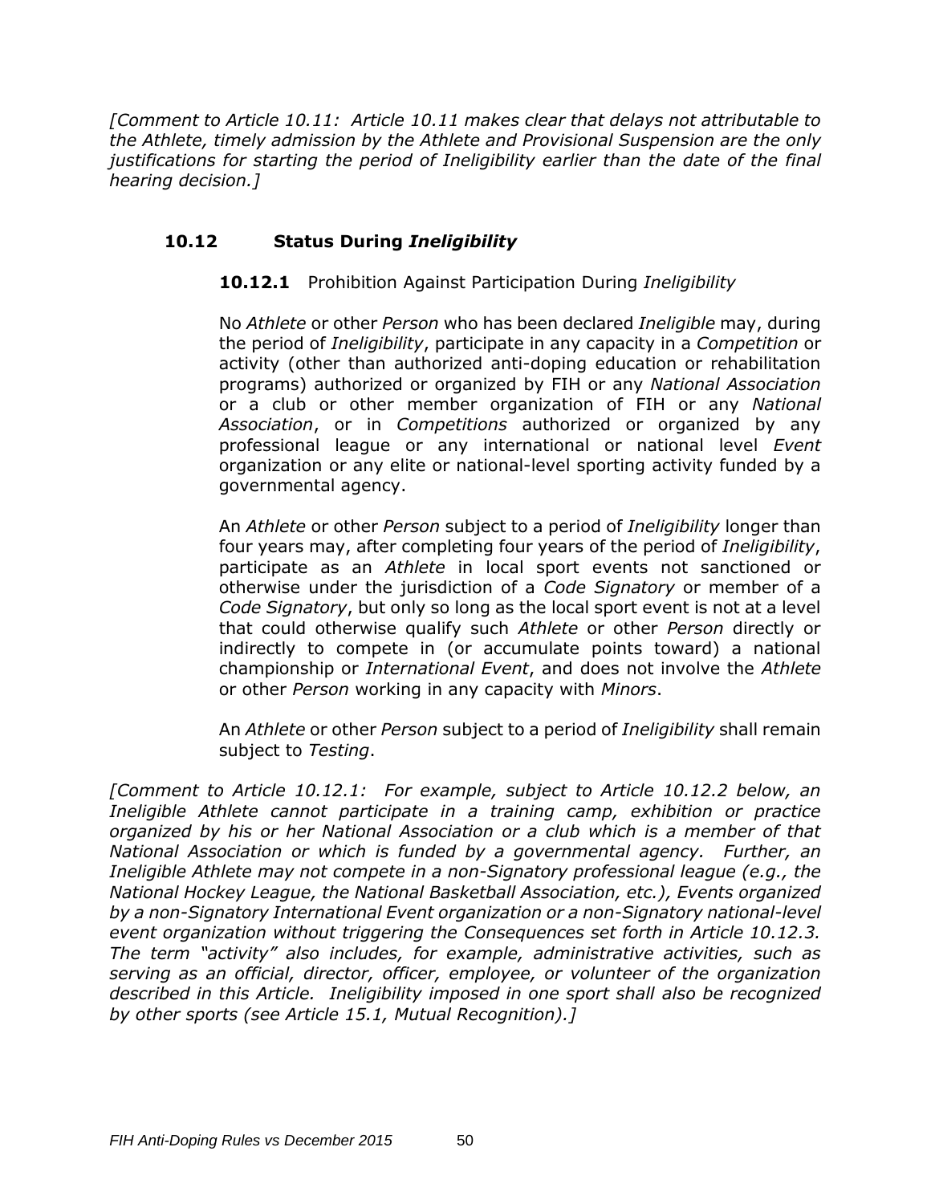*[Comment to Article 10.11: Article 10.11 makes clear that delays not attributable to the Athlete, timely admission by the Athlete and Provisional Suspension are the only justifications for starting the period of Ineligibility earlier than the date of the final hearing decision.]*

### 10.12 Status During *Ineligibility*

**10.12.1** Prohibition Against Participation During *Ineligibility*

No *Athlete* or other *Person* who has been declared *Ineligible* may, during the period of *Ineligibility*, participate in any capacity in a *Competition* or activity (other than authorized anti-doping education or rehabilitation programs) authorized or organized by FIH or any *National Association* or a club or other member organization of FIH or any *National Association*, or in *Competitions* authorized or organized by any professional league or any international or national level *Event* organization or any elite or national-level sporting activity funded by a governmental agency.

An *Athlete* or other *Person* subject to a period of *Ineligibility* longer than four years may, after completing four years of the period of *Ineligibility*, participate as an *Athlete* in local sport events not sanctioned or otherwise under the jurisdiction of a *Code Signatory* or member of a *Code Signatory*, but only so long as the local sport event is not at a level that could otherwise qualify such *Athlete* or other *Person* directly or indirectly to compete in (or accumulate points toward) a national championship or *International Event*, and does not involve the *Athlete* or other *Person* working in any capacity with *Minors*.

An *Athlete* or other *Person* subject to a period of *Ineligibility* shall remain subject to *Testing*.

*[Comment to Article 10.12.1: For example, subject to Article 10.12.2 below, an Ineligible Athlete cannot participate in a training camp, exhibition or practice organized by his or her National Association or a club which is a member of that National Association or which is funded by a governmental agency. Further, an Ineligible Athlete may not compete in a non-Signatory professional league (e.g., the National Hockey League, the National Basketball Association, etc.), Events organized by a non-Signatory International Event organization or a non-Signatory national-level event organization without triggering the Consequences set forth in Article 10.12.3. The term "activity" also includes, for example, administrative activities, such as serving as an official, director, officer, employee, or volunteer of the organization described in this Article. Ineligibility imposed in one sport shall also be recognized by other sports (see Article 15.1, Mutual Recognition).]*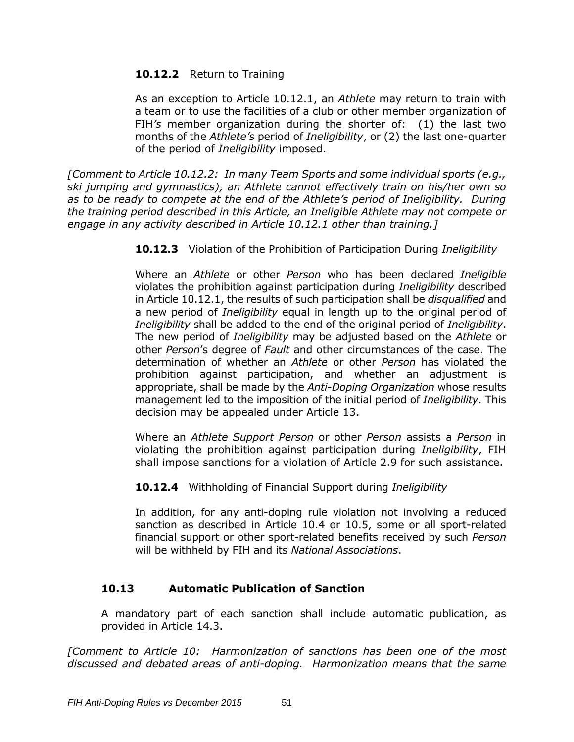**10.12.2** Return to Training

As an exception to Article 10.12.1, an *Athlete* may return to train with a team or to use the facilities of a club or other member organization of FIH*'s* member organization during the shorter of: (1) the last two months of the *Athlete's* period of *Ineligibility*, or (2) the last one-quarter of the period of *Ineligibility* imposed.

*[Comment to Article 10.12.2: In many Team Sports and some individual sports (e.g., ski jumping and gymnastics), an Athlete cannot effectively train on his/her own so as to be ready to compete at the end of the Athlete's period of Ineligibility. During the training period described in this Article, an Ineligible Athlete may not compete or engage in any activity described in Article 10.12.1 other than training.]*

**10.12.3** Violation of the Prohibition of Participation During *Ineligibility*

Where an *Athlete* or other *Person* who has been declared *Ineligible* violates the prohibition against participation during *Ineligibility* described in Article 10.12.1, the results of such participation shall be *disqualified* and a new period of *Ineligibility* equal in length up to the original period of *Ineligibility* shall be added to the end of the original period of *Ineligibility*. The new period of *Ineligibility* may be adjusted based on the *Athlete* or other *Person*'s degree of *Fault* and other circumstances of the case. The determination of whether an *Athlete* or other *Person* has violated the prohibition against participation, and whether an adjustment is appropriate, shall be made by the *Anti-Doping Organization* whose results management led to the imposition of the initial period of *Ineligibility*. This decision may be appealed under Article 13.

Where an *Athlete Support Person* or other *Person* assists a *Person* in violating the prohibition against participation during *Ineligibility*, FIH shall impose sanctions for a violation of Article 2.9 for such assistance.

**10.12.4** Withholding of Financial Support during *Ineligibility*

In addition, for any anti-doping rule violation not involving a reduced sanction as described in Article 10.4 or 10.5, some or all sport-related financial support or other sport-related benefits received by such *Person* will be withheld by FIH and its *National Associations*.

## 10.13 Automatic Publication of Sanction

A mandatory part of each sanction shall include automatic publication, as provided in Article 14.3.

*[Comment to Article 10: Harmonization of sanctions has been one of the most discussed and debated areas of anti-doping. Harmonization means that the same*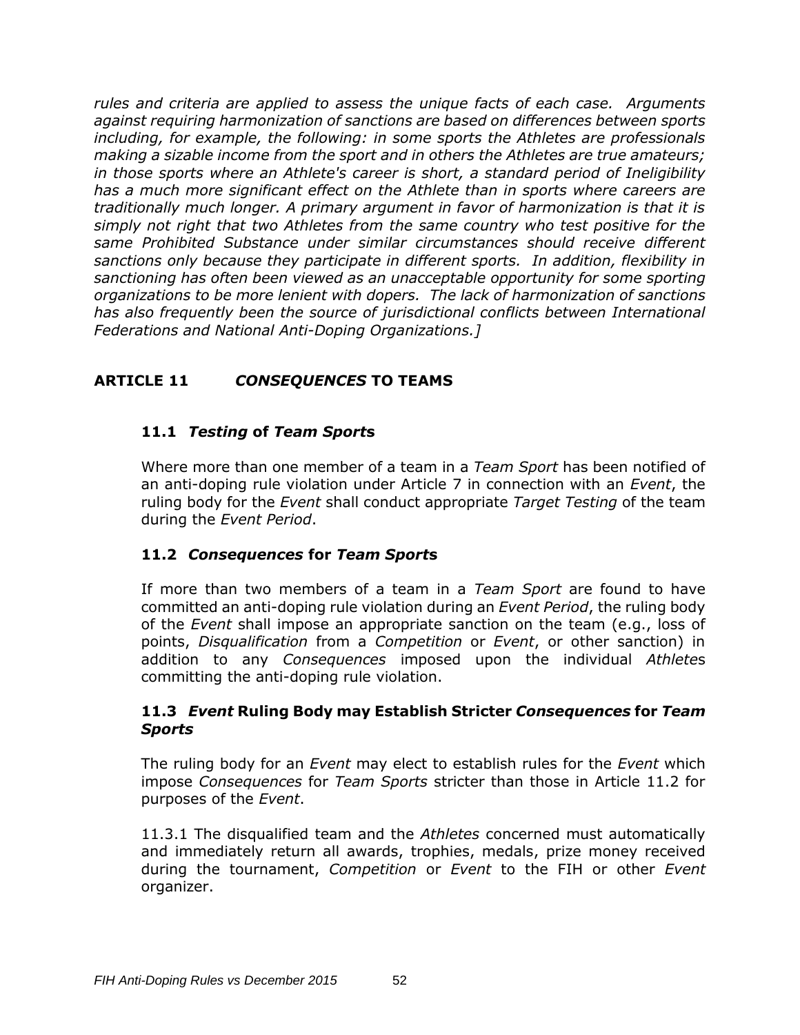*rules and criteria are applied to assess the unique facts of each case. Arguments against requiring harmonization of sanctions are based on differences between sports including, for example, the following: in some sports the Athletes are professionals making a sizable income from the sport and in others the Athletes are true amateurs; in those sports where an Athlete's career is short, a standard period of Ineligibility has a much more significant effect on the Athlete than in sports where careers are traditionally much longer. A primary argument in favor of harmonization is that it is simply not right that two Athletes from the same country who test positive for the same Prohibited Substance under similar circumstances should receive different sanctions only because they participate in different sports. In addition, flexibility in sanctioning has often been viewed as an unacceptable opportunity for some sporting organizations to be more lenient with dopers. The lack of harmonization of sanctions has also frequently been the source of jurisdictional conflicts between International Federations and National Anti-Doping Organizations.]*

## ARTICLE 11 *CONSEQUENCES* TO TEAMS

### 11.1 *Testing* of *Team Sports*

Where more than one member of a team in a *Team Sport* has been notified of an anti-doping rule violation under Article 7 in connection with an *Event*, the ruling body for the *Event* shall conduct appropriate *Target Testing* of the team during the *Event Period*.

### 11.2 *Consequences* for *Team Sports*

If more than two members of a team in a *Team Sport* are found to have committed an anti-doping rule violation during an *Event Period*, the ruling body of the *Event* shall impose an appropriate sanction on the team (e.g., loss of points, *Disqualification* from a *Competition* or *Event*, or other sanction) in addition to any *Consequences* imposed upon the individual *Athletes* committing the anti-doping rule violation.

### 11.3 *Event* Ruling Body may Establish Stricter *Consequences* for *Team Sports*

The ruling body for an *Event* may elect to establish rules for the *Event* which impose *Consequences* for *Team Sports* stricter than those in Article 11.2 for purposes of the *Event*.

11.3.1 The disqualified team and the *Athletes* concerned must automatically and immediately return all awards, trophies, medals, prize money received during the tournament, *Competition* or *Event* to the FIH or other *Event* organizer.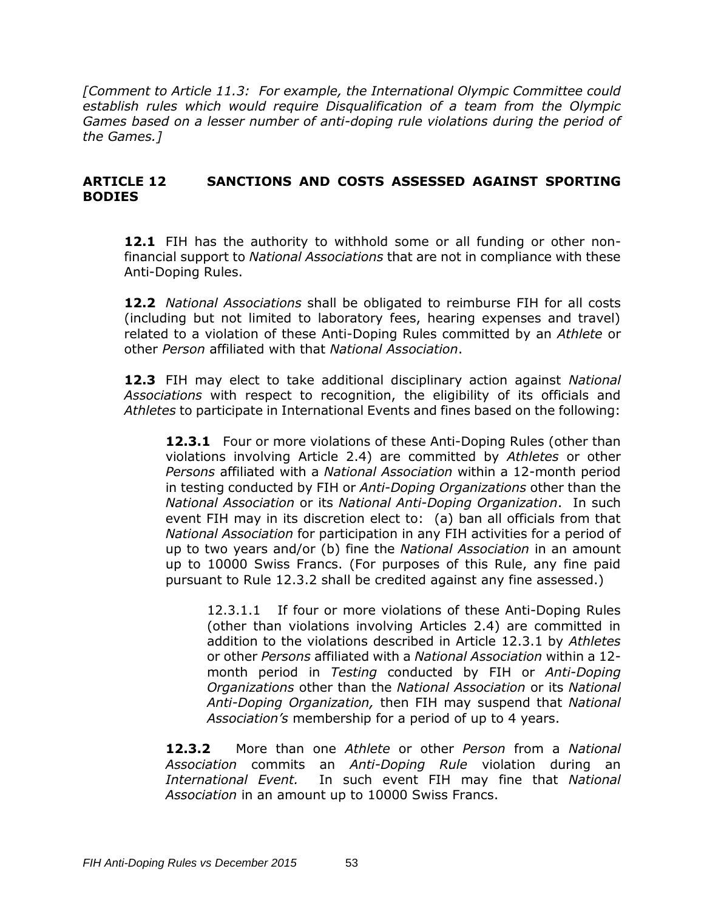*[Comment to Article 11.3: For example, the International Olympic Committee could establish rules which would require Disqualification of a team from the Olympic Games based on a lesser number of anti-doping rule violations during the period of the Games.]*

## ARTICLE 12 SANCTIONS AND COSTS ASSESSED AGAINST SPORTING BODIES

**12.1** FIH has the authority to withhold some or all funding or other non-financial support to *National Associations* that are not in compliance with these Anti-Doping Rules.

**12.2** *National Associations* shall be obligated to reimburse FIH for all costs (including but not limited to laboratory fees, hearing expenses and travel) related to a violation of these Anti-Doping Rules committed by an *Athlete* or other *Person* affiliated with that *National Association*.

**12.3** FIH may elect to take additional disciplinary action against *National Associations* with respect to recognition, the eligibility of its officials and *Athletes* to participate in International Events and fines based on the following:

**12.3.1** Four or more violations of these Anti-Doping Rules (other than violations involving Article 2.4) are committed by *Athletes* or other *Persons* affiliated with a *National Association* within a 12-month period in testing conducted by FIH or *Anti-Doping Organizations* other than the *National Association* or its *National Anti-Doping Organization*. In such event FIH may in its discretion elect to: (a) ban all officials from that *National Association* for participation in any FIH activities for a period of up to two years and/or (b) fine the *National Association* in an amount up to 10000 Swiss Francs. (For purposes of this Rule, any fine paid pursuant to Rule 12.3.2 shall be credited against any fine assessed.)

12.3.1.1 If four or more violations of these Anti-Doping Rules (other than violations involving Articles 2.4) are committed in addition to the violations described in Article 12.3.1 by *Athletes* or other *Persons* affiliated with a *National Association* within a 12-month period in *Testing* conducted by FIH or *Anti-Doping Organizations* other than the *National Association* or its *National Anti-Doping Organization,* then FIH may suspend that *National Association's* membership for a period of up to 4 years.

**12.3.2** More than one *Athlete* or other *Person* from a *National Association* commits an *Anti-Doping Rule* violation during an *International Event.* In such event FIH may fine that *National Association* in an amount up to 10000 Swiss Francs.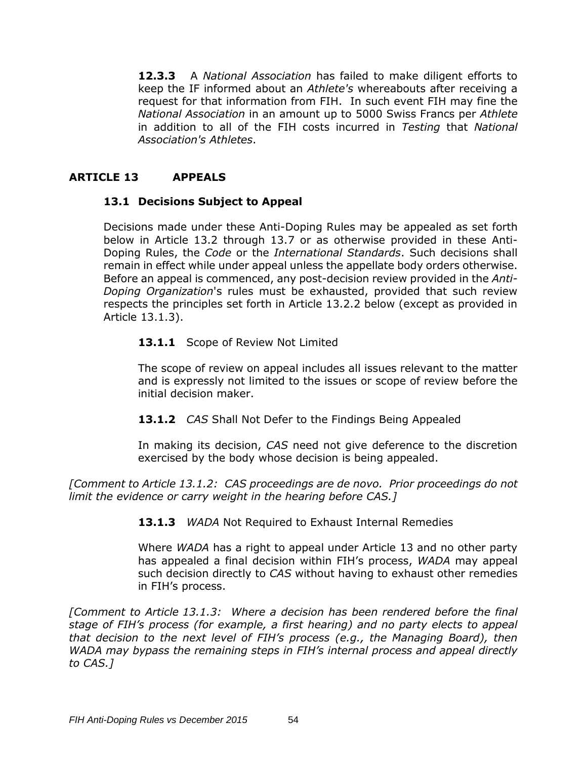**12.3.3** A *National Association* has failed to make diligent efforts to keep the IF informed about an *Athlete's* whereabouts after receiving a request for that information from FIH. In such event FIH may fine the *National Association* in an amount up to 5000 Swiss Francs per *Athlete* in addition to all of the FIH costs incurred in *Testing* that *National Association's Athletes*.

## ARTICLE 13 APPEALS

### 13.1 Decisions Subject to Appeal

Decisions made under these Anti-Doping Rules may be appealed as set forth below in Article 13.2 through 13.7 or as otherwise provided in these Anti-Doping Rules, the *Code* or the *International Standards*. Such decisions shall remain in effect while under appeal unless the appellate body orders otherwise. Before an appeal is commenced, any post-decision review provided in the *Anti-Doping Organization*'s rules must be exhausted, provided that such review respects the principles set forth in Article 13.2.2 below (except as provided in Article 13.1.3).

**13.1.1** Scope of Review Not Limited

The scope of review on appeal includes all issues relevant to the matter and is expressly not limited to the issues or scope of review before the initial decision maker.

**13.1.2** *CAS* Shall Not Defer to the Findings Being Appealed

In making its decision, *CAS* need not give deference to the discretion exercised by the body whose decision is being appealed.

*[Comment to Article 13.1.2: CAS proceedings are de novo. Prior proceedings do not limit the evidence or carry weight in the hearing before CAS.]*

**13.1.3** *WADA* Not Required to Exhaust Internal Remedies

Where *WADA* has a right to appeal under Article 13 and no other party has appealed a final decision within FIH's process, *WADA* may appeal such decision directly to *CAS* without having to exhaust other remedies in FIH's process.

*[Comment to Article 13.1.3: Where a decision has been rendered before the final stage of FIH's process (for example, a first hearing) and no party elects to appeal that decision to the next level of FIH's process (e.g., the Managing Board), then WADA may bypass the remaining steps in FIH's internal process and appeal directly to CAS.]*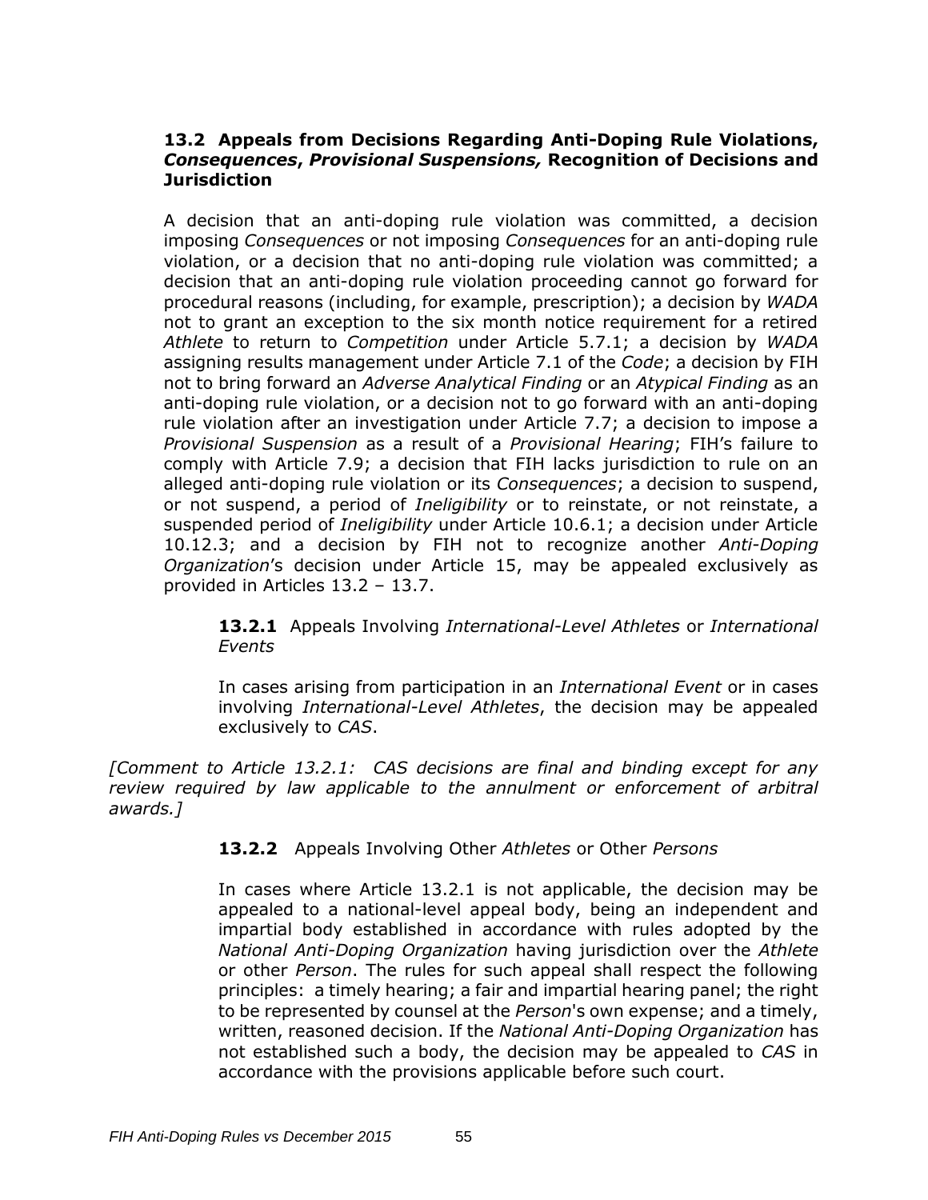### 13.2 Appeals from Decisions Regarding Anti-Doping Rule Violations, *Consequences*, *Provisional Suspensions,* Recognition of Decisions and Jurisdiction

A decision that an anti-doping rule violation was committed, a decision imposing *Consequences* or not imposing *Consequences* for an anti-doping rule violation, or a decision that no anti-doping rule violation was committed; a decision that an anti-doping rule violation proceeding cannot go forward for procedural reasons (including, for example, prescription); a decision by *WADA* not to grant an exception to the six month notice requirement for a retired *Athlete* to return to *Competition* under Article 5.7.1; a decision by *WADA* assigning results management under Article 7.1 of the *Code*; a decision by FIH not to bring forward an *Adverse Analytical Finding* or an *Atypical Finding* as an anti-doping rule violation, or a decision not to go forward with an anti-doping rule violation after an investigation under Article 7.7; a decision to impose a *Provisional Suspension* as a result of a *Provisional Hearing*; FIH's failure to comply with Article 7.9; a decision that FIH lacks jurisdiction to rule on an alleged anti-doping rule violation or its *Consequences*; a decision to suspend, or not suspend, a period of *Ineligibility* or to reinstate, or not reinstate, a suspended period of *Ineligibility* under Article 10.6.1; a decision under Article 10.12.3; and a decision by FIH not to recognize another *Anti-Doping Organization*'s decision under Article 15, may be appealed exclusively as provided in Articles 13.2 – 13.7.

**13.2.1** Appeals Involving *International-Level Athletes* or *International Events*

In cases arising from participation in an *International Event* or in cases involving *International-Level Athletes*, the decision may be appealed exclusively to *CAS*.

*[Comment to Article 13.2.1: CAS decisions are final and binding except for any review required by law applicable to the annulment or enforcement of arbitral awards.]*

**13.2.2** Appeals Involving Other *Athletes* or Other *Persons*

In cases where Article 13.2.1 is not applicable, the decision may be appealed to a national-level appeal body, being an independent and impartial body established in accordance with rules adopted by the *National Anti-Doping Organization* having jurisdiction over the *Athlete* or other *Person*. The rules for such appeal shall respect the following principles: a timely hearing; a fair and impartial hearing panel; the right to be represented by counsel at the *Person*'s own expense; and a timely, written, reasoned decision. If the *National Anti-Doping Organization* has not established such a body, the decision may be appealed to *CAS* in accordance with the provisions applicable before such court.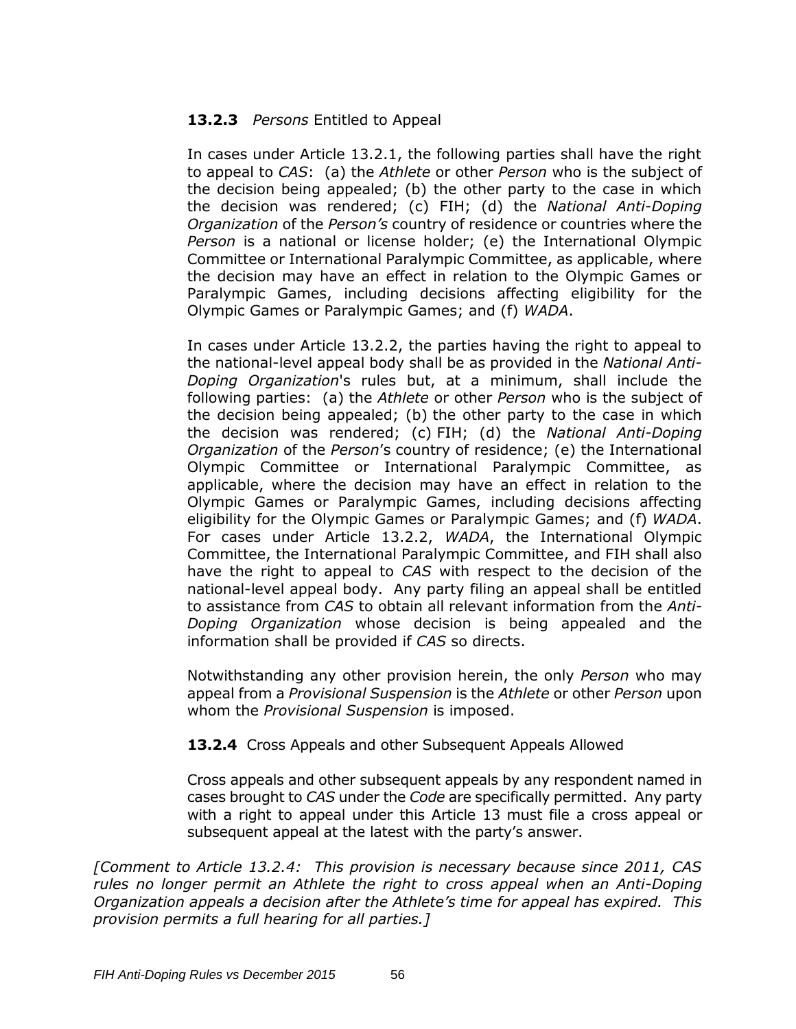**13.2.3** *Persons* Entitled to Appeal

In cases under Article 13.2.1, the following parties shall have the right to appeal to *CAS*: (a) the *Athlete* or other *Person* who is the subject of the decision being appealed; (b) the other party to the case in which the decision was rendered; (c) FIH; (d) the *National Anti-Doping Organization* of the *Person's* country of residence or countries where the *Person* is a national or license holder; (e) the International Olympic Committee or International Paralympic Committee, as applicable, where the decision may have an effect in relation to the Olympic Games or Paralympic Games, including decisions affecting eligibility for the Olympic Games or Paralympic Games; and (f) *WADA*.

In cases under Article 13.2.2, the parties having the right to appeal to the national-level appeal body shall be as provided in the *National Anti-Doping Organization*'s rules but, at a minimum, shall include the following parties: (a) the *Athlete* or other *Person* who is the subject of the decision being appealed; (b) the other party to the case in which the decision was rendered; (c) FIH; (d) the *National Anti-Doping Organization* of the *Person*'s country of residence; (e) the International Olympic Committee or International Paralympic Committee, as applicable, where the decision may have an effect in relation to the Olympic Games or Paralympic Games, including decisions affecting eligibility for the Olympic Games or Paralympic Games; and (f) *WADA*. For cases under Article 13.2.2, *WADA*, the International Olympic Committee, the International Paralympic Committee, and FIH shall also have the right to appeal to *CAS* with respect to the decision of the national-level appeal body. Any party filing an appeal shall be entitled to assistance from *CAS* to obtain all relevant information from the *Anti-Doping Organization* whose decision is being appealed and the information shall be provided if *CAS* so directs.

Notwithstanding any other provision herein, the only *Person* who may appeal from a *Provisional Suspension* is the *Athlete* or other *Person* upon whom the *Provisional Suspension* is imposed.

**13.2.4** Cross Appeals and other Subsequent Appeals Allowed

Cross appeals and other subsequent appeals by any respondent named in cases brought to *CAS* under the *Code* are specifically permitted. Any party with a right to appeal under this Article 13 must file a cross appeal or subsequent appeal at the latest with the party's answer.

*[Comment to Article 13.2.4: This provision is necessary because since 2011, CAS rules no longer permit an Athlete the right to cross appeal when an Anti-Doping Organization appeals a decision after the Athlete's time for appeal has expired. This provision permits a full hearing for all parties.]*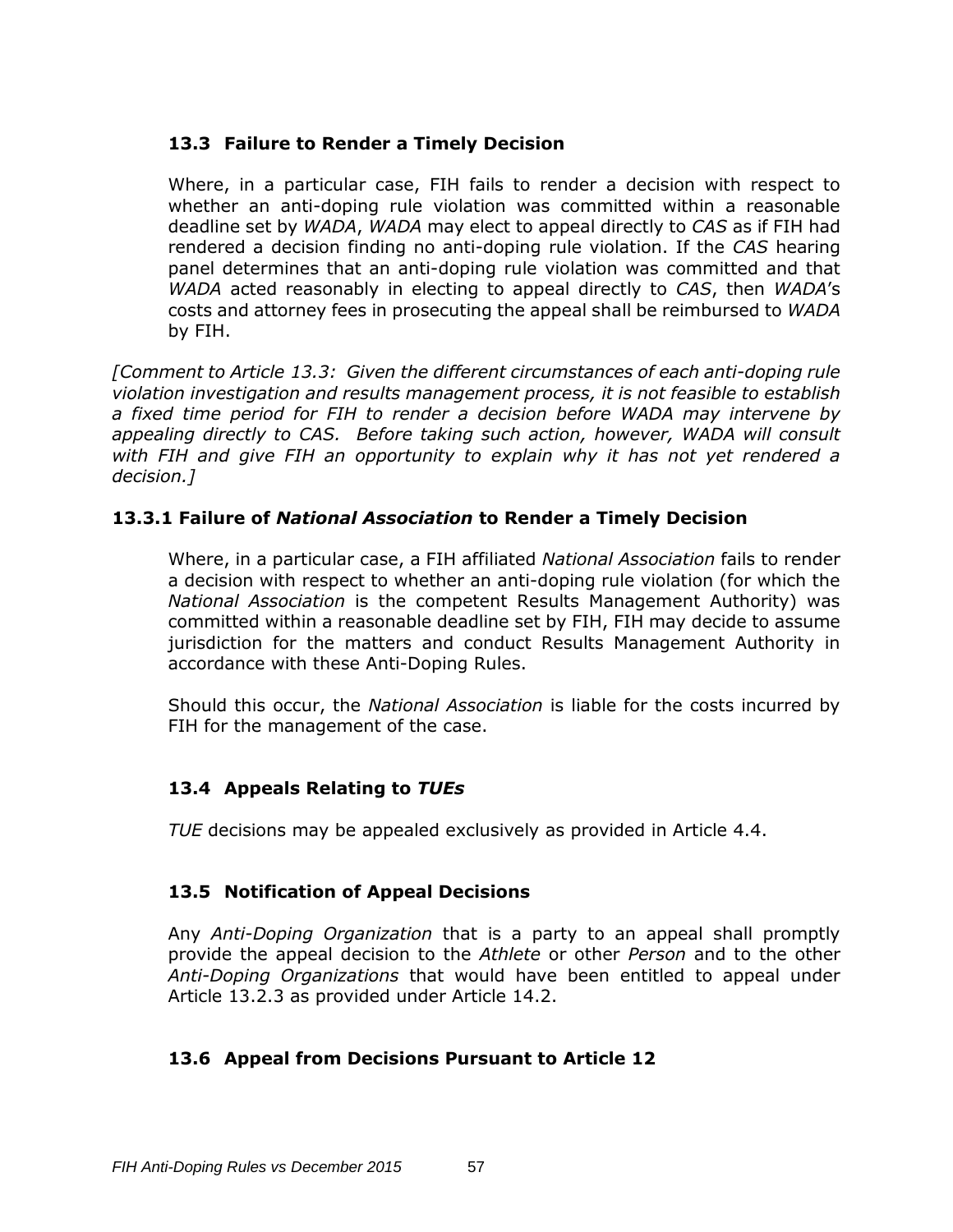### 13.3 Failure to Render a Timely Decision

Where, in a particular case, FIH fails to render a decision with respect to whether an anti-doping rule violation was committed within a reasonable deadline set by *WADA*, *WADA* may elect to appeal directly to *CAS* as if FIH had rendered a decision finding no anti-doping rule violation. If the *CAS* hearing panel determines that an anti-doping rule violation was committed and that *WADA* acted reasonably in electing to appeal directly to *CAS*, then *WADA*'s costs and attorney fees in prosecuting the appeal shall be reimbursed to *WADA* by FIH.

*[Comment to Article 13.3: Given the different circumstances of each anti-doping rule violation investigation and results management process, it is not feasible to establish a fixed time period for FIH to render a decision before WADA may intervene by appealing directly to CAS. Before taking such action, however, WADA will consult with FIH and give FIH an opportunity to explain why it has not yet rendered a decision.]*

### 13.3.1 Failure of *National Association* to Render a Timely Decision

Where, in a particular case, a FIH affiliated *National Association* fails to render a decision with respect to whether an anti-doping rule violation (for which the *National Association* is the competent Results Management Authority) was committed within a reasonable deadline set by FIH, FIH may decide to assume jurisdiction for the matters and conduct Results Management Authority in accordance with these Anti-Doping Rules.

Should this occur, the *National Association* is liable for the costs incurred by FIH for the management of the case.

### 13.4 Appeals Relating to *TUEs*

*TUE* decisions may be appealed exclusively as provided in Article 4.4.

### 13.5 Notification of Appeal Decisions

Any *Anti-Doping Organization* that is a party to an appeal shall promptly provide the appeal decision to the *Athlete* or other *Person* and to the other *Anti-Doping Organizations* that would have been entitled to appeal under Article 13.2.3 as provided under Article 14.2.

### 13.6 Appeal from Decisions Pursuant to Article 12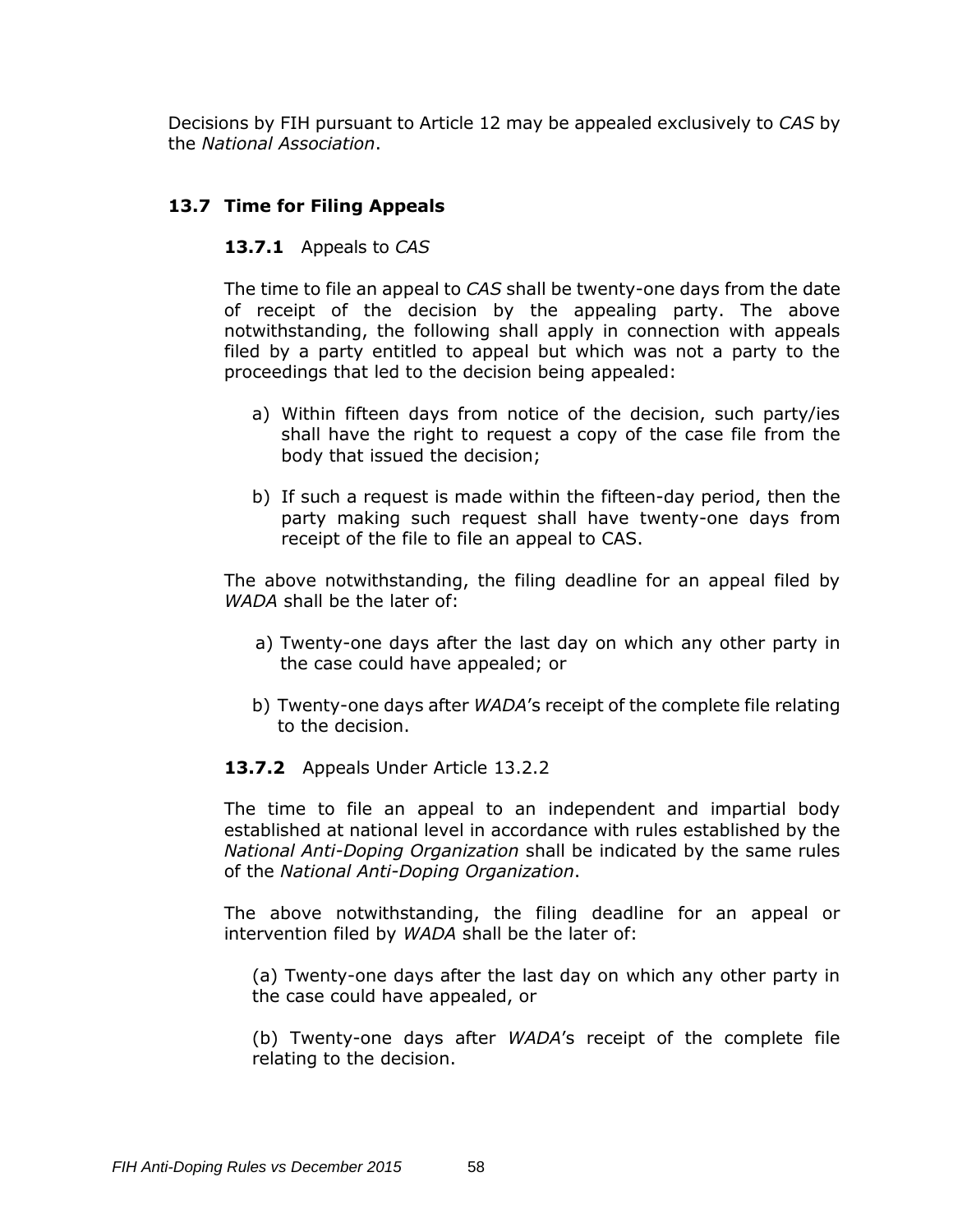Decisions by FIH pursuant to Article 12 may be appealed exclusively to *CAS* by the *National Association*.

## 13.7 Time for Filing Appeals

### 13.7.1 Appeals to *CAS*

The time to file an appeal to *CAS* shall be twenty-one days from the date of receipt of the decision by the appealing party. The above notwithstanding, the following shall apply in connection with appeals filed by a party entitled to appeal but which was not a party to the proceedings that led to the decision being appealed:

a) Within fifteen days from notice of the decision, such party/ies shall have the right to request a copy of the case file from the body that issued the decision;

b) If such a request is made within the fifteen-day period, then the party making such request shall have twenty-one days from receipt of the file to file an appeal to CAS.

The above notwithstanding, the filing deadline for an appeal filed by *WADA* shall be the later of:

a) Twenty-one days after the last day on which any other party in the case could have appealed; or

b) Twenty-one days after *WADA*'s receipt of the complete file relating to the decision.

### 13.7.2 Appeals Under Article 13.2.2

The time to file an appeal to an independent and impartial body established at national level in accordance with rules established by the *National Anti-Doping Organization* shall be indicated by the same rules of the *National Anti-Doping Organization*.

The above notwithstanding, the filing deadline for an appeal or intervention filed by *WADA* shall be the later of:

(a) Twenty-one days after the last day on which any other party in the case could have appealed, or

(b) Twenty-one days after *WADA*'s receipt of the complete file relating to the decision.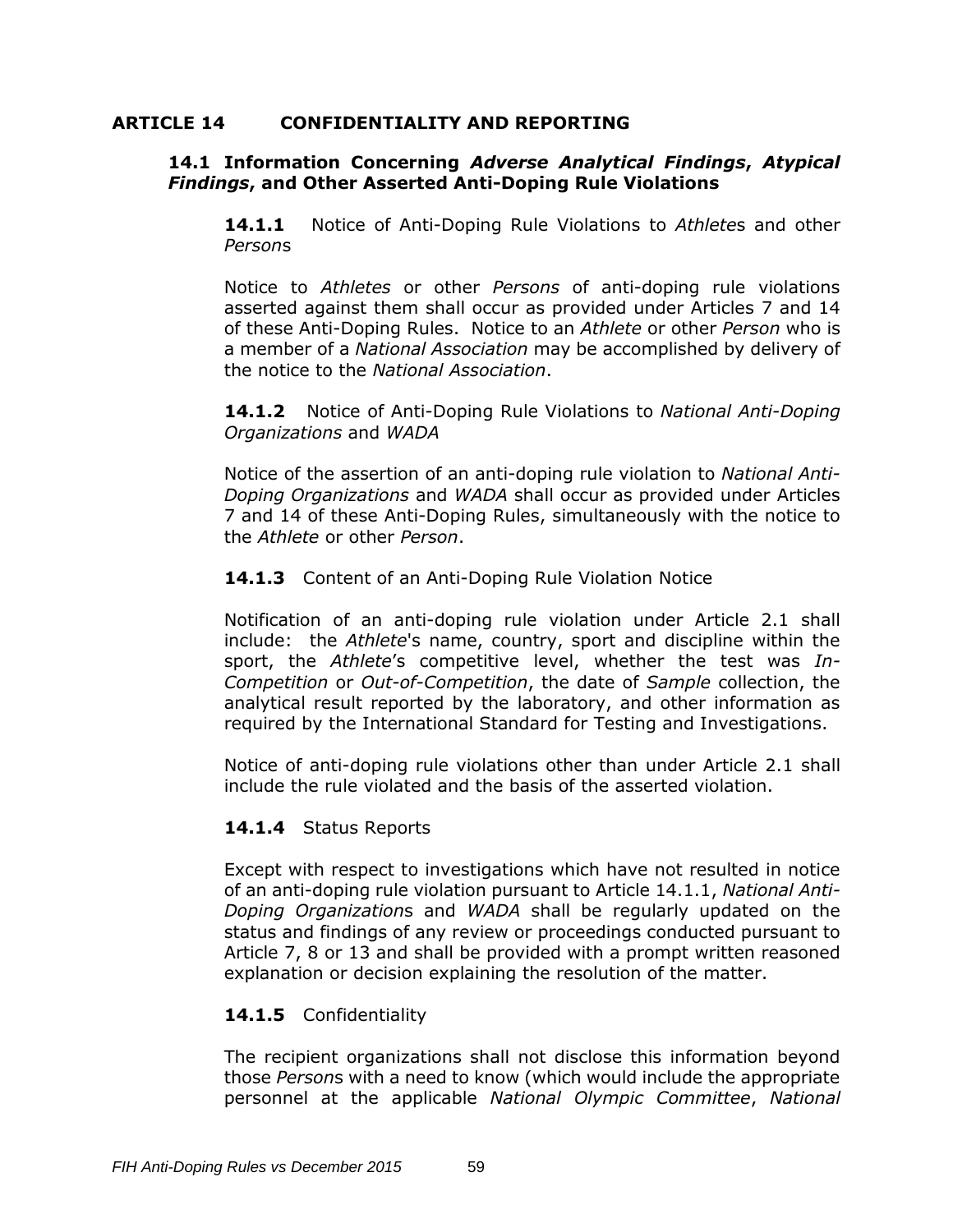## ARTICLE 14 CONFIDENTIALITY AND REPORTING

### 14.1 Information Concerning *Adverse Analytical Findings*, *Atypical Findings*, and Other Asserted Anti-Doping Rule Violations

**14.1.1** Notice of Anti-Doping Rule Violations to *Athlete*s and other *Person*s

Notice to *Athletes* or other *Persons* of anti-doping rule violations asserted against them shall occur as provided under Articles 7 and 14 of these Anti-Doping Rules. Notice to an *Athlete* or other *Person* who is a member of a *National Association* may be accomplished by delivery of the notice to the *National Association*.

**14.1.2** Notice of Anti-Doping Rule Violations to *National Anti-Doping Organizations* and *WADA*

Notice of the assertion of an anti-doping rule violation to *National Anti-Doping Organizations* and *WADA* shall occur as provided under Articles 7 and 14 of these Anti-Doping Rules, simultaneously with the notice to the *Athlete* or other *Person*.

**14.1.3** Content of an Anti-Doping Rule Violation Notice

Notification of an anti-doping rule violation under Article 2.1 shall include: the *Athlete*'s name, country, sport and discipline within the sport, the *Athlete*'s competitive level, whether the test was *In-Competition* or *Out-of-Competition*, the date of *Sample* collection, the analytical result reported by the laboratory, and other information as required by the International Standard for Testing and Investigations.

Notice of anti-doping rule violations other than under Article 2.1 shall include the rule violated and the basis of the asserted violation.

**14.1.4** Status Reports

Except with respect to investigations which have not resulted in notice of an anti-doping rule violation pursuant to Article 14.1.1, *National Anti-Doping Organization*s and *WADA* shall be regularly updated on the status and findings of any review or proceedings conducted pursuant to Article 7, 8 or 13 and shall be provided with a prompt written reasoned explanation or decision explaining the resolution of the matter.

**14.1.5** Confidentiality

The recipient organizations shall not disclose this information beyond those *Person*s with a need to know (which would include the appropriate personnel at the applicable *National Olympic Committee*, *National*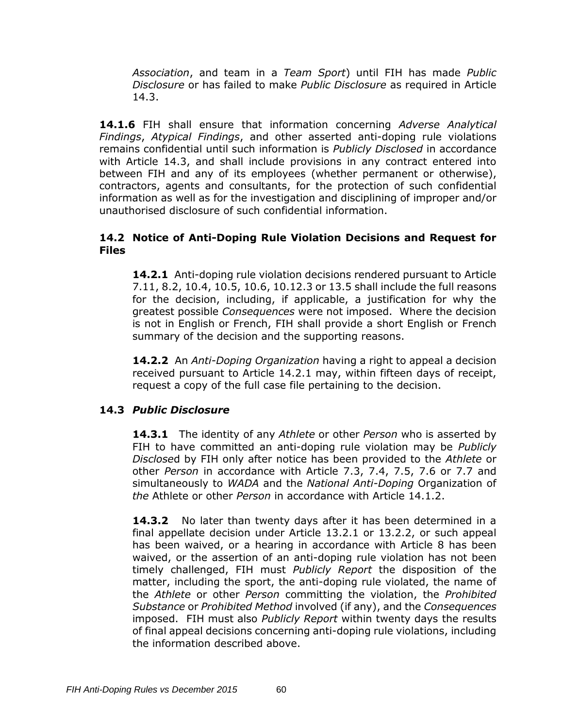*Association*, and team in a *Team Sport*) until FIH has made *Public Disclosure* or has failed to make *Public Disclosure* as required in Article 14.3.

**14.1.6** FIH shall ensure that information concerning *Adverse Analytical Findings*, *Atypical Findings*, and other asserted anti-doping rule violations remains confidential until such information is *Publicly Disclosed* in accordance with Article 14.3, and shall include provisions in any contract entered into between FIH and any of its employees (whether permanent or otherwise), contractors, agents and consultants, for the protection of such confidential information as well as for the investigation and disciplining of improper and/or unauthorised disclosure of such confidential information.

### 14.2 Notice of Anti-Doping Rule Violation Decisions and Request for Files

**14.2.1** Anti-doping rule violation decisions rendered pursuant to Article 7.11, 8.2, 10.4, 10.5, 10.6, 10.12.3 or 13.5 shall include the full reasons for the decision, including, if applicable, a justification for why the greatest possible *Consequences* were not imposed. Where the decision is not in English or French, FIH shall provide a short English or French summary of the decision and the supporting reasons.

**14.2.2** An *Anti-Doping Organization* having a right to appeal a decision received pursuant to Article 14.2.1 may, within fifteen days of receipt, request a copy of the full case file pertaining to the decision.

### 14.3 *Public Disclosure*

**14.3.1** The identity of any *Athlete* or other *Person* who is asserted by FIH to have committed an anti-doping rule violation may be *Publicly Disclosed* by FIH only after notice has been provided to the *Athlete* or other *Person* in accordance with Article 7.3, 7.4, 7.5, 7.6 or 7.7 and simultaneously to *WADA* and the *National Anti-Doping* Organization of *the* Athlete or other *Person* in accordance with Article 14.1.2.

**14.3.2** No later than twenty days after it has been determined in a final appellate decision under Article 13.2.1 or 13.2.2, or such appeal has been waived, or a hearing in accordance with Article 8 has been waived, or the assertion of an anti-doping rule violation has not been timely challenged, FIH must *Publicly Report* the disposition of the matter, including the sport, the anti-doping rule violated, the name of the *Athlete* or other *Person* committing the violation, the *Prohibited Substance* or *Prohibited Method* involved (if any), and the *Consequences* imposed. FIH must also *Publicly Report* within twenty days the results of final appeal decisions concerning anti-doping rule violations, including the information described above.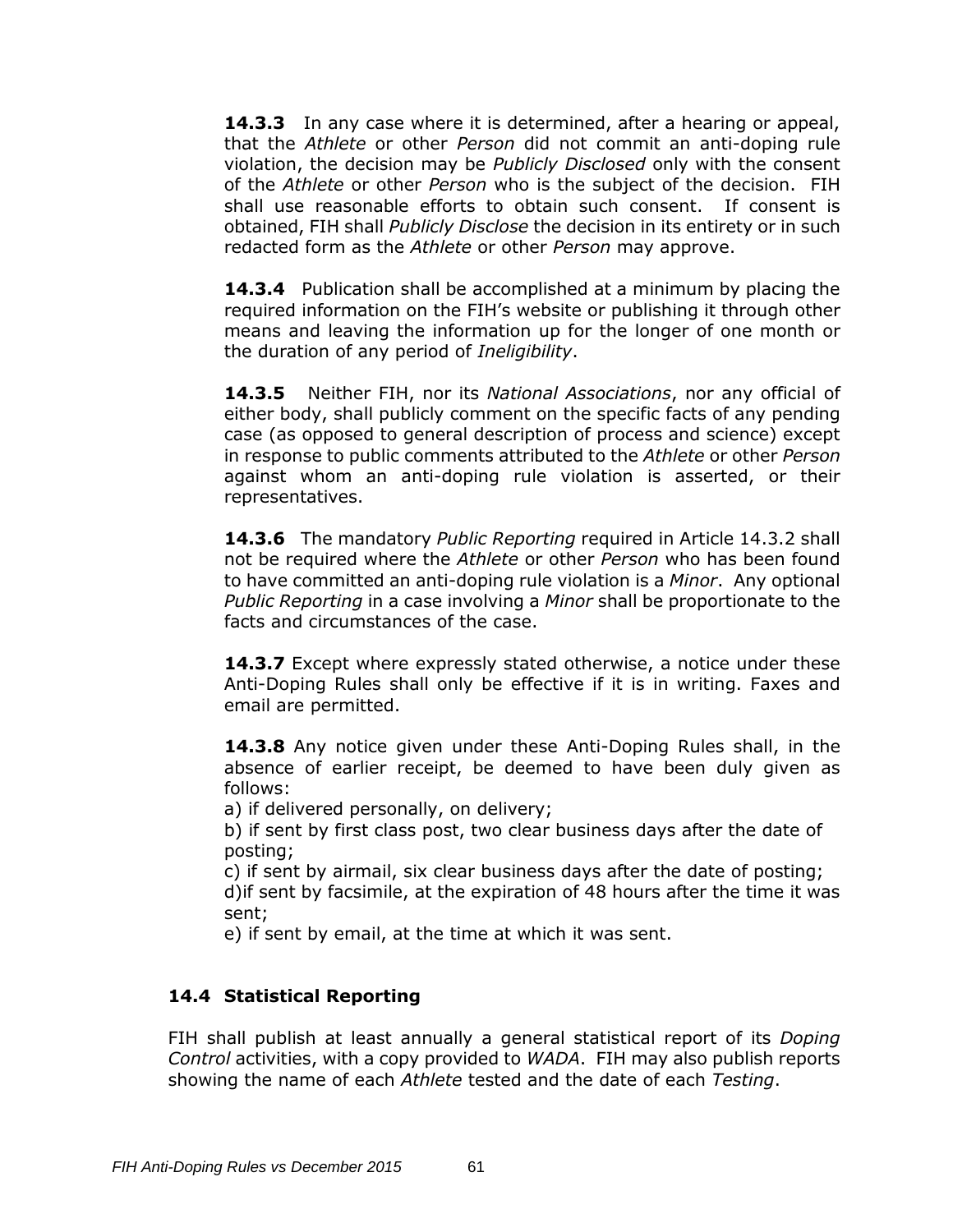**14.3.3** In any case where it is determined, after a hearing or appeal, that the *Athlete* or other *Person* did not commit an anti-doping rule violation, the decision may be *Publicly Disclosed* only with the consent of the *Athlete* or other *Person* who is the subject of the decision. FIH shall use reasonable efforts to obtain such consent. If consent is obtained, FIH shall *Publicly Disclose* the decision in its entirety or in such redacted form as the *Athlete* or other *Person* may approve.

**14.3.4** Publication shall be accomplished at a minimum by placing the required information on the FIH's website or publishing it through other means and leaving the information up for the longer of one month or the duration of any period of *Ineligibility*.

**14.3.5** Neither FIH, nor its *National Associations*, nor any official of either body, shall publicly comment on the specific facts of any pending case (as opposed to general description of process and science) except in response to public comments attributed to the *Athlete* or other *Person* against whom an anti-doping rule violation is asserted, or their representatives.

**14.3.6** The mandatory *Public Reporting* required in Article 14.3.2 shall not be required where the *Athlete* or other *Person* who has been found to have committed an anti-doping rule violation is a *Minor*. Any optional *Public Reporting* in a case involving a *Minor* shall be proportionate to the facts and circumstances of the case.

**14.3.7** Except where expressly stated otherwise, a notice under these Anti-Doping Rules shall only be effective if it is in writing. Faxes and email are permitted.

**14.3.8** Any notice given under these Anti-Doping Rules shall, in the absence of earlier receipt, be deemed to have been duly given as follows:
a) if delivered personally, on delivery;
b) if sent by first class post, two clear business days after the date of posting;
c) if sent by airmail, six clear business days after the date of posting;
d)if sent by facsimile, at the expiration of 48 hours after the time it was sent;
e) if sent by email, at the time at which it was sent.

### 14.4 Statistical Reporting

FIH shall publish at least annually a general statistical report of its *Doping Control* activities, with a copy provided to *WADA*. FIH may also publish reports showing the name of each *Athlete* tested and the date of each *Testing*.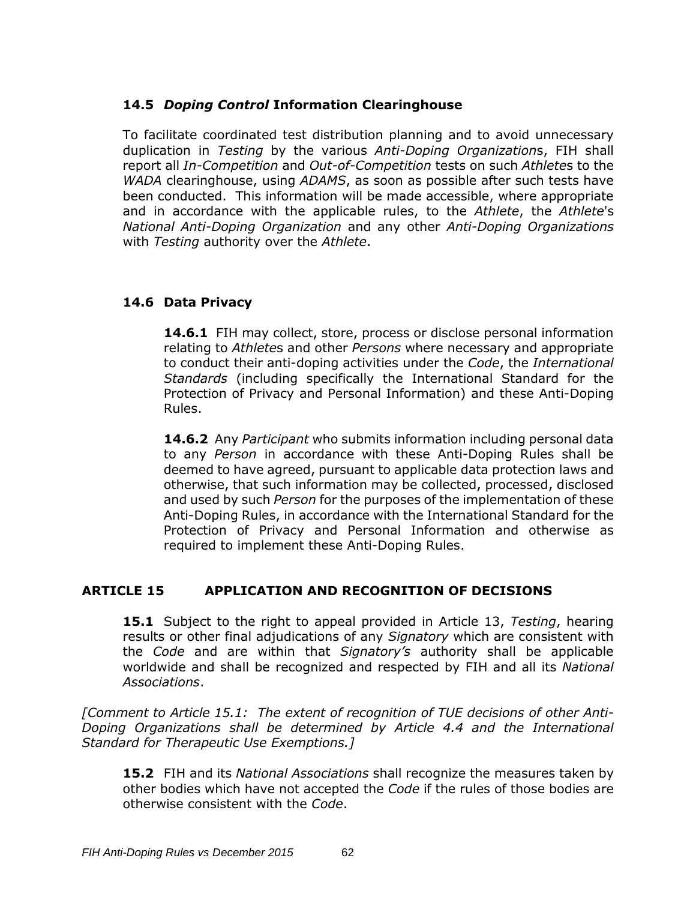### 14.5 *Doping Control* Information Clearinghouse

To facilitate coordinated test distribution planning and to avoid unnecessary duplication in *Testing* by the various *Anti-Doping Organization*s, FIH shall report all *In-Competition* and *Out-of-Competition* tests on such *Athlete*s to the *WADA* clearinghouse, using *ADAMS*, as soon as possible after such tests have been conducted. This information will be made accessible, where appropriate and in accordance with the applicable rules, to the *Athlete*, the *Athlete*'s *National Anti-Doping Organization* and any other *Anti-Doping Organizations* with *Testing* authority over the *Athlete*.

### 14.6 Data Privacy

**14.6.1** FIH may collect, store, process or disclose personal information relating to *Athlete*s and other *Persons* where necessary and appropriate to conduct their anti-doping activities under the *Code*, the *International Standards* (including specifically the International Standard for the Protection of Privacy and Personal Information) and these Anti-Doping Rules.

**14.6.2** Any *Participant* who submits information including personal data to any *Person* in accordance with these Anti-Doping Rules shall be deemed to have agreed, pursuant to applicable data protection laws and otherwise, that such information may be collected, processed, disclosed and used by such *Person* for the purposes of the implementation of these Anti-Doping Rules, in accordance with the International Standard for the Protection of Privacy and Personal Information and otherwise as required to implement these Anti-Doping Rules.

## ARTICLE 15 APPLICATION AND RECOGNITION OF DECISIONS

**15.1** Subject to the right to appeal provided in Article 13, *Testing*, hearing results or other final adjudications of any *Signatory* which are consistent with the *Code* and are within that *Signatory's* authority shall be applicable worldwide and shall be recognized and respected by FIH and all its *National Associations*.

*[Comment to Article 15.1: The extent of recognition of TUE decisions of other Anti-Doping Organizations shall be determined by Article 4.4 and the International Standard for Therapeutic Use Exemptions.]*

**15.2** FIH and its *National Associations* shall recognize the measures taken by other bodies which have not accepted the *Code* if the rules of those bodies are otherwise consistent with the *Code*.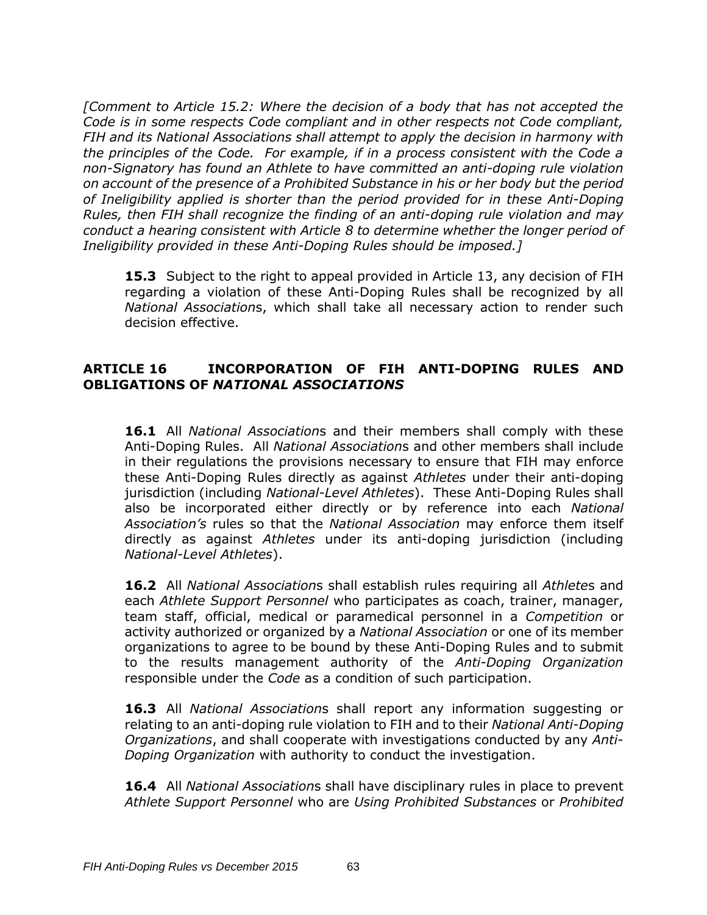*[Comment to Article 15.2: Where the decision of a body that has not accepted the Code is in some respects Code compliant and in other respects not Code compliant, FIH and its National Associations shall attempt to apply the decision in harmony with the principles of the Code. For example, if in a process consistent with the Code a non-Signatory has found an Athlete to have committed an anti-doping rule violation on account of the presence of a Prohibited Substance in his or her body but the period of Ineligibility applied is shorter than the period provided for in these Anti-Doping Rules, then FIH shall recognize the finding of an anti-doping rule violation and may conduct a hearing consistent with Article 8 to determine whether the longer period of Ineligibility provided in these Anti-Doping Rules should be imposed.]*

**15.3** Subject to the right to appeal provided in Article 13, any decision of FIH regarding a violation of these Anti-Doping Rules shall be recognized by all *National Association*s, which shall take all necessary action to render such decision effective.

## ARTICLE 16 INCORPORATION OF FIH ANTI-DOPING RULES AND OBLIGATIONS OF *NATIONAL ASSOCIATIONS*

**16.1** All *National Association*s and their members shall comply with these Anti-Doping Rules. All *National Association*s and other members shall include in their regulations the provisions necessary to ensure that FIH may enforce these Anti-Doping Rules directly as against *Athletes* under their anti-doping jurisdiction (including *National-Level Athletes*). These Anti-Doping Rules shall also be incorporated either directly or by reference into each *National Association's* rules so that the *National Association* may enforce them itself directly as against *Athletes* under its anti-doping jurisdiction (including *National-Level Athletes*).

**16.2** All *National Association*s shall establish rules requiring all *Athlete*s and each *Athlete Support Personnel* who participates as coach, trainer, manager, team staff, official, medical or paramedical personnel in a *Competition* or activity authorized or organized by a *National Association* or one of its member organizations to agree to be bound by these Anti-Doping Rules and to submit to the results management authority of the *Anti-Doping Organization* responsible under the *Code* as a condition of such participation.

**16.3** All *National Association*s shall report any information suggesting or relating to an anti-doping rule violation to FIH and to their *National Anti-Doping Organizations*, and shall cooperate with investigations conducted by any *Anti-Doping Organization* with authority to conduct the investigation.

**16.4** All *National Association*s shall have disciplinary rules in place to prevent *Athlete Support Personnel* who are *Using Prohibited Substances* or *Prohibited*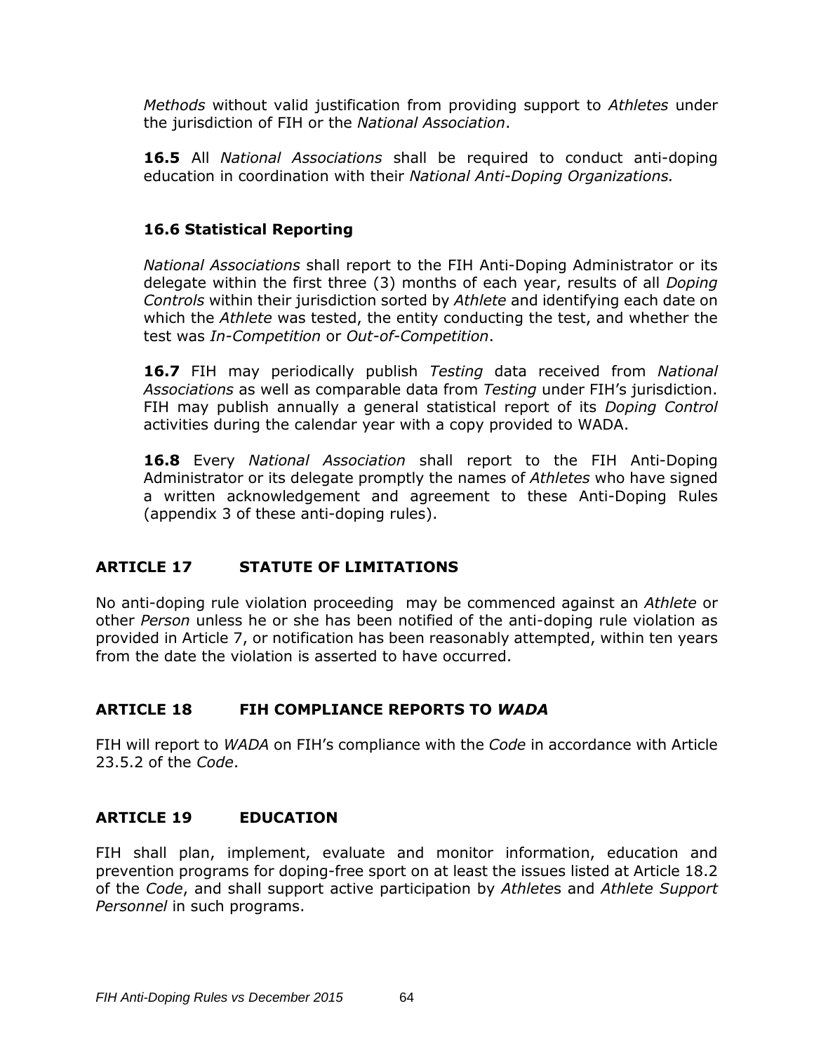*Methods* without valid justification from providing support to *Athletes* under the jurisdiction of FIH or the *National Association*.

**16.5** All *National Associations* shall be required to conduct anti-doping education in coordination with their *National Anti-Doping Organizations.*

### 16.6 Statistical Reporting

*National Associations* shall report to the FIH Anti-Doping Administrator or its delegate within the first three (3) months of each year, results of all *Doping Controls* within their jurisdiction sorted by *Athlete* and identifying each date on which the *Athlete* was tested, the entity conducting the test, and whether the test was *In-Competition* or *Out-of-Competition*.

**16.7** FIH may periodically publish *Testing* data received from *National Associations* as well as comparable data from *Testing* under FIH's jurisdiction. FIH may publish annually a general statistical report of its *Doping Control* activities during the calendar year with a copy provided to WADA.

**16.8** Every *National Association* shall report to the FIH Anti-Doping Administrator or its delegate promptly the names of *Athletes* who have signed a written acknowledgement and agreement to these Anti-Doping Rules (appendix 3 of these anti-doping rules).

## ARTICLE 17 STATUTE OF LIMITATIONS

No anti-doping rule violation proceeding may be commenced against an *Athlete* or other *Person* unless he or she has been notified of the anti-doping rule violation as provided in Article 7, or notification has been reasonably attempted, within ten years from the date the violation is asserted to have occurred.

## ARTICLE 18 FIH COMPLIANCE REPORTS TO *WADA*

FIH will report to *WADA* on FIH's compliance with the *Code* in accordance with Article 23.5.2 of the *Code*.

## ARTICLE 19 EDUCATION

FIH shall plan, implement, evaluate and monitor information, education and prevention programs for doping-free sport on at least the issues listed at Article 18.2 of the *Code*, and shall support active participation by *Athlete*s and *Athlete Support Personnel* in such programs.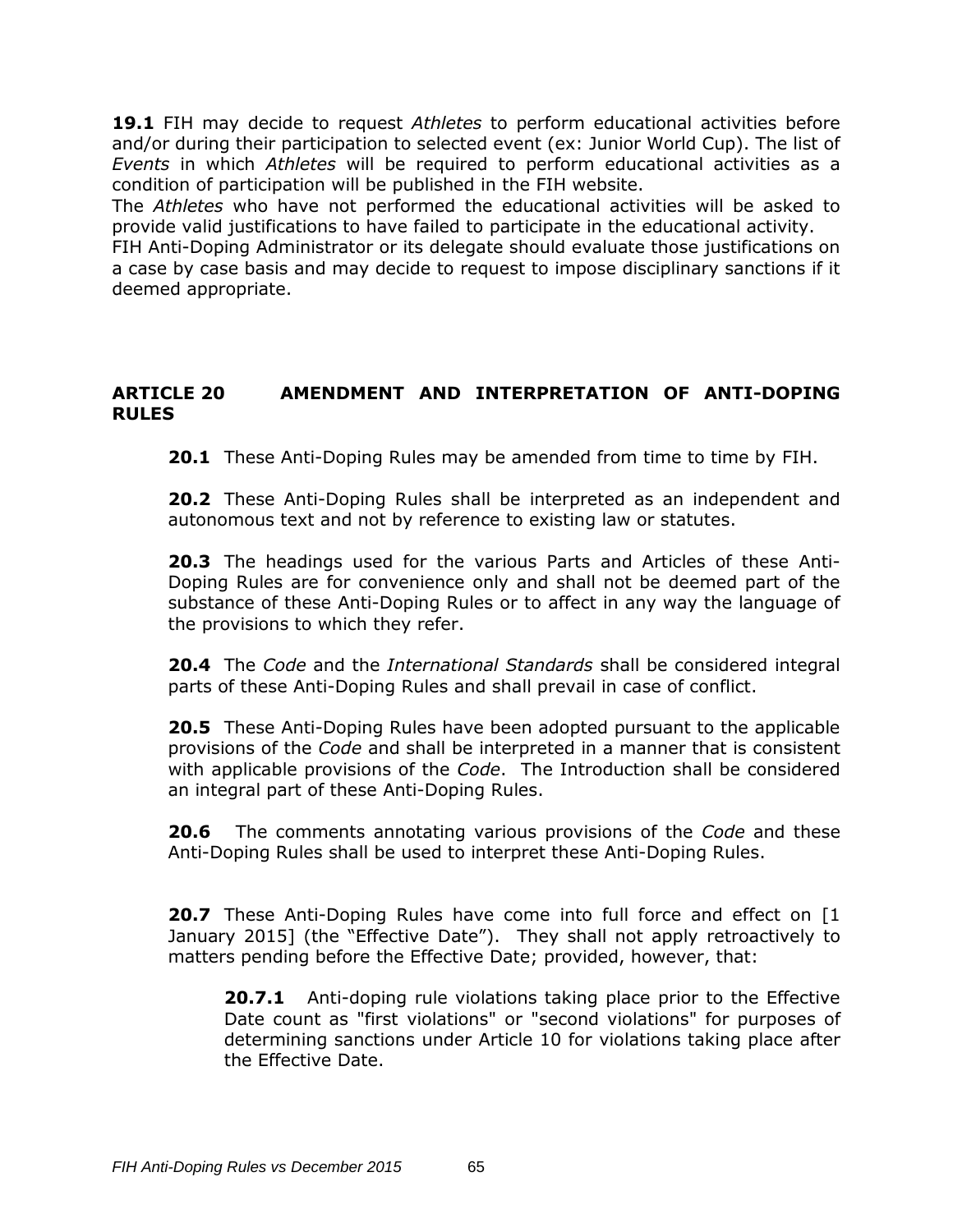**19.1** FIH may decide to request *Athletes* to perform educational activities before and/or during their participation to selected event (ex: Junior World Cup). The list of *Events* in which *Athletes* will be required to perform educational activities as a condition of participation will be published in the FIH website.
The *Athletes* who have not performed the educational activities will be asked to provide valid justifications to have failed to participate in the educational activity.
FIH Anti-Doping Administrator or its delegate should evaluate those justifications on a case by case basis and may decide to request to impose disciplinary sanctions if it deemed appropriate.

## ARTICLE 20 AMENDMENT AND INTERPRETATION OF ANTI-DOPING RULES

**20.1** These Anti-Doping Rules may be amended from time to time by FIH.

**20.2** These Anti-Doping Rules shall be interpreted as an independent and autonomous text and not by reference to existing law or statutes.

**20.3** The headings used for the various Parts and Articles of these Anti-Doping Rules are for convenience only and shall not be deemed part of the substance of these Anti-Doping Rules or to affect in any way the language of the provisions to which they refer.

**20.4** The *Code* and the *International Standards* shall be considered integral parts of these Anti-Doping Rules and shall prevail in case of conflict.

**20.5** These Anti-Doping Rules have been adopted pursuant to the applicable provisions of the *Code* and shall be interpreted in a manner that is consistent with applicable provisions of the *Code*. The Introduction shall be considered an integral part of these Anti-Doping Rules.

**20.6** The comments annotating various provisions of the *Code* and these Anti-Doping Rules shall be used to interpret these Anti-Doping Rules.

**20.7** These Anti-Doping Rules have come into full force and effect on [1 January 2015] (the "Effective Date"). They shall not apply retroactively to matters pending before the Effective Date; provided, however, that:

**20.7.1** Anti-doping rule violations taking place prior to the Effective Date count as "first violations" or "second violations" for purposes of determining sanctions under Article 10 for violations taking place after the Effective Date.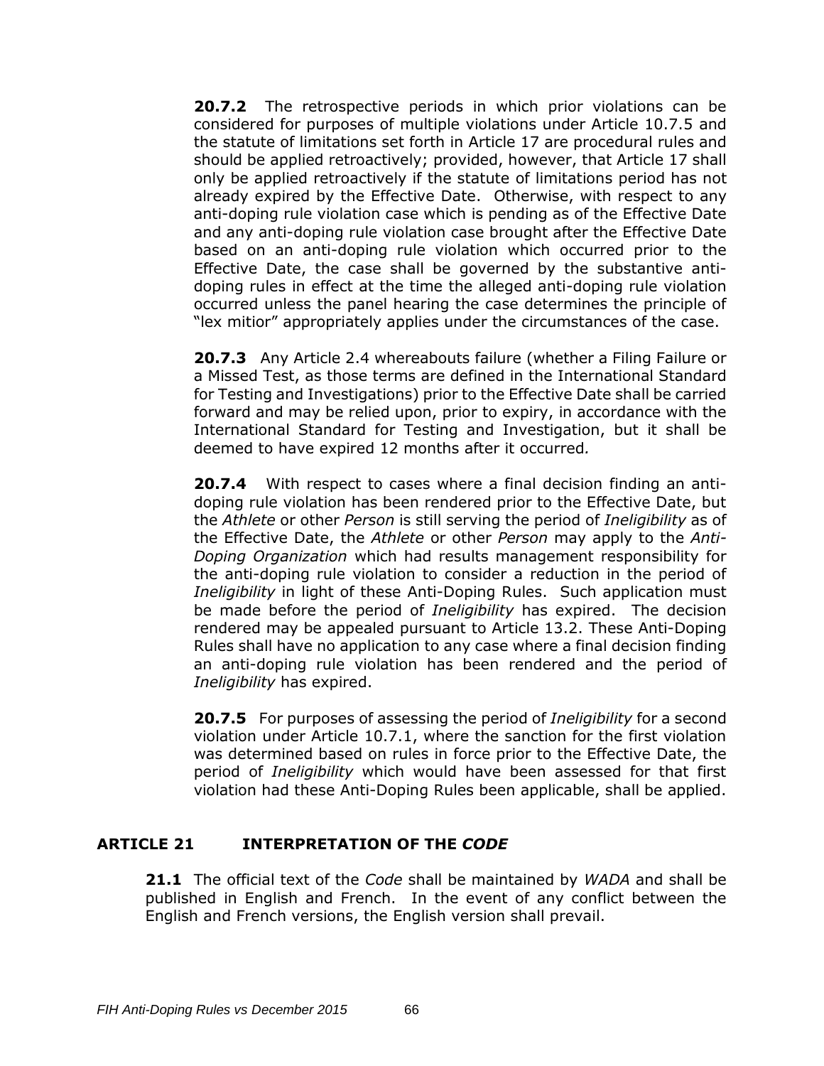**20.7.2** The retrospective periods in which prior violations can be considered for purposes of multiple violations under Article 10.7.5 and the statute of limitations set forth in Article 17 are procedural rules and should be applied retroactively; provided, however, that Article 17 shall only be applied retroactively if the statute of limitations period has not already expired by the Effective Date. Otherwise, with respect to any anti-doping rule violation case which is pending as of the Effective Date and any anti-doping rule violation case brought after the Effective Date based on an anti-doping rule violation which occurred prior to the Effective Date, the case shall be governed by the substantive anti-doping rules in effect at the time the alleged anti-doping rule violation occurred unless the panel hearing the case determines the principle of "lex mitior" appropriately applies under the circumstances of the case.

**20.7.3** Any Article 2.4 whereabouts failure (whether a Filing Failure or a Missed Test, as those terms are defined in the International Standard for Testing and Investigations) prior to the Effective Date shall be carried forward and may be relied upon, prior to expiry, in accordance with the International Standard for Testing and Investigation, but it shall be deemed to have expired 12 months after it occurred.

**20.7.4** With respect to cases where a final decision finding an anti-doping rule violation has been rendered prior to the Effective Date, but the *Athlete* or other *Person* is still serving the period of *Ineligibility* as of the Effective Date, the *Athlete* or other *Person* may apply to the *Anti-Doping Organization* which had results management responsibility for the anti-doping rule violation to consider a reduction in the period of *Ineligibility* in light of these Anti-Doping Rules. Such application must be made before the period of *Ineligibility* has expired. The decision rendered may be appealed pursuant to Article 13.2. These Anti-Doping Rules shall have no application to any case where a final decision finding an anti-doping rule violation has been rendered and the period of *Ineligibility* has expired.

**20.7.5** For purposes of assessing the period of *Ineligibility* for a second violation under Article 10.7.1, where the sanction for the first violation was determined based on rules in force prior to the Effective Date, the period of *Ineligibility* which would have been assessed for that first violation had these Anti-Doping Rules been applicable, shall be applied.

## ARTICLE 21 INTERPRETATION OF THE *CODE*

**21.1** The official text of the *Code* shall be maintained by *WADA* and shall be published in English and French. In the event of any conflict between the English and French versions, the English version shall prevail.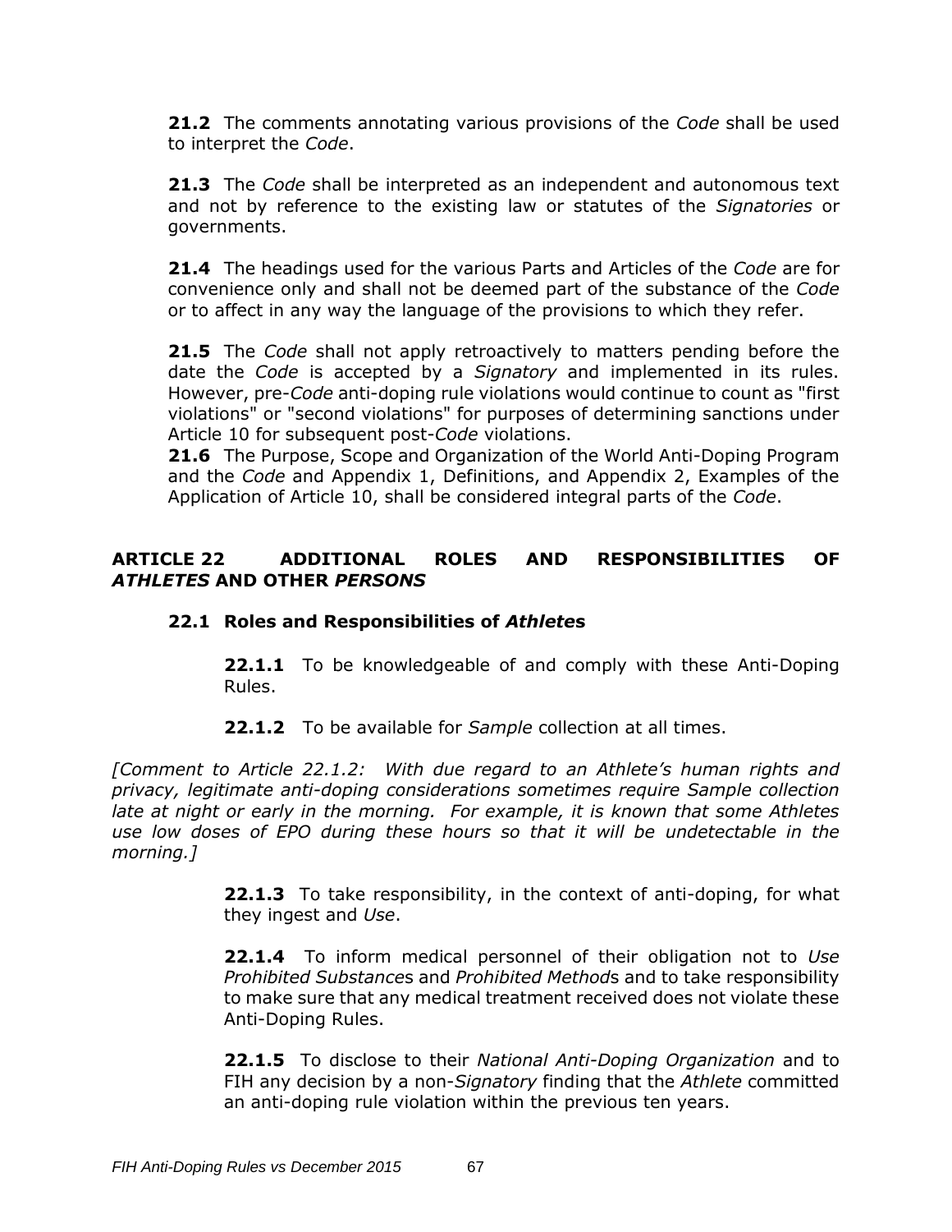**21.2** The comments annotating various provisions of the *Code* shall be used to interpret the *Code*.

**21.3** The *Code* shall be interpreted as an independent and autonomous text and not by reference to the existing law or statutes of the *Signatories* or governments.

**21.4** The headings used for the various Parts and Articles of the *Code* are for convenience only and shall not be deemed part of the substance of the *Code* or to affect in any way the language of the provisions to which they refer.

**21.5** The *Code* shall not apply retroactively to matters pending before the date the *Code* is accepted by a *Signatory* and implemented in its rules. However, pre-*Code* anti-doping rule violations would continue to count as "first violations" or "second violations" for purposes of determining sanctions under Article 10 for subsequent post-*Code* violations.

**21.6** The Purpose, Scope and Organization of the World Anti-Doping Program and the *Code* and Appendix 1, Definitions, and Appendix 2, Examples of the Application of Article 10, shall be considered integral parts of the *Code*.

## ARTICLE 22 ADDITIONAL ROLES AND RESPONSIBILITIES OF *ATHLETES* AND OTHER *PERSONS*

### 22.1 Roles and Responsibilities of *Athletes*

**22.1.1** To be knowledgeable of and comply with these Anti-Doping Rules.

**22.1.2** To be available for *Sample* collection at all times.

*[Comment to Article 22.1.2: With due regard to an Athlete's human rights and privacy, legitimate anti-doping considerations sometimes require Sample collection late at night or early in the morning. For example, it is known that some Athletes use low doses of EPO during these hours so that it will be undetectable in the morning.]*

**22.1.3** To take responsibility, in the context of anti-doping, for what they ingest and *Use*.

**22.1.4** To inform medical personnel of their obligation not to *Use Prohibited Substance*s and *Prohibited Method*s and to take responsibility to make sure that any medical treatment received does not violate these Anti-Doping Rules.

**22.1.5** To disclose to their *National Anti-Doping Organization* and to FIH any decision by a non-*Signatory* finding that the *Athlete* committed an anti-doping rule violation within the previous ten years.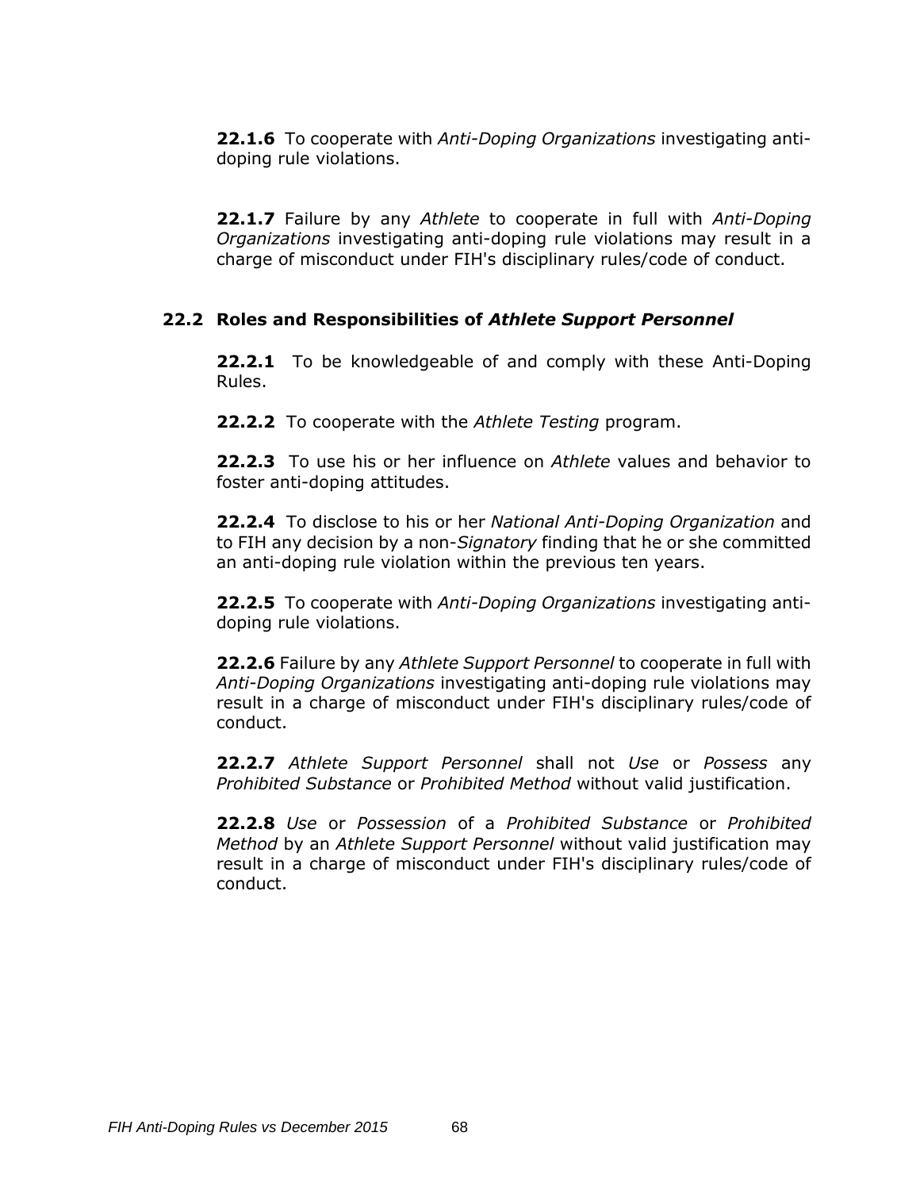**22.1.6** To cooperate with *Anti-Doping Organizations* investigating anti-doping rule violations.

**22.1.7** Failure by any *Athlete* to cooperate in full with *Anti-Doping Organizations* investigating anti-doping rule violations may result in a charge of misconduct under FIH's disciplinary rules/code of conduct.

## 22.2 Roles and Responsibilities of *Athlete Support Personnel*

**22.2.1** To be knowledgeable of and comply with these Anti-Doping Rules.

**22.2.2** To cooperate with the *Athlete Testing* program.

**22.2.3** To use his or her influence on *Athlete* values and behavior to foster anti-doping attitudes.

**22.2.4** To disclose to his or her *National Anti-Doping Organization* and to FIH any decision by a non-*Signatory* finding that he or she committed an anti-doping rule violation within the previous ten years.

**22.2.5** To cooperate with *Anti-Doping Organizations* investigating anti-doping rule violations.

**22.2.6** Failure by any *Athlete Support Personnel* to cooperate in full with *Anti-Doping Organizations* investigating anti-doping rule violations may result in a charge of misconduct under FIH's disciplinary rules/code of conduct.

**22.2.7** *Athlete Support Personnel* shall not *Use* or *Possess* any *Prohibited Substance* or *Prohibited Method* without valid justification.

**22.2.8** *Use* or *Possession* of a *Prohibited Substance* or *Prohibited Method* by an *Athlete Support Personnel* without valid justification may result in a charge of misconduct under FIH's disciplinary rules/code of conduct.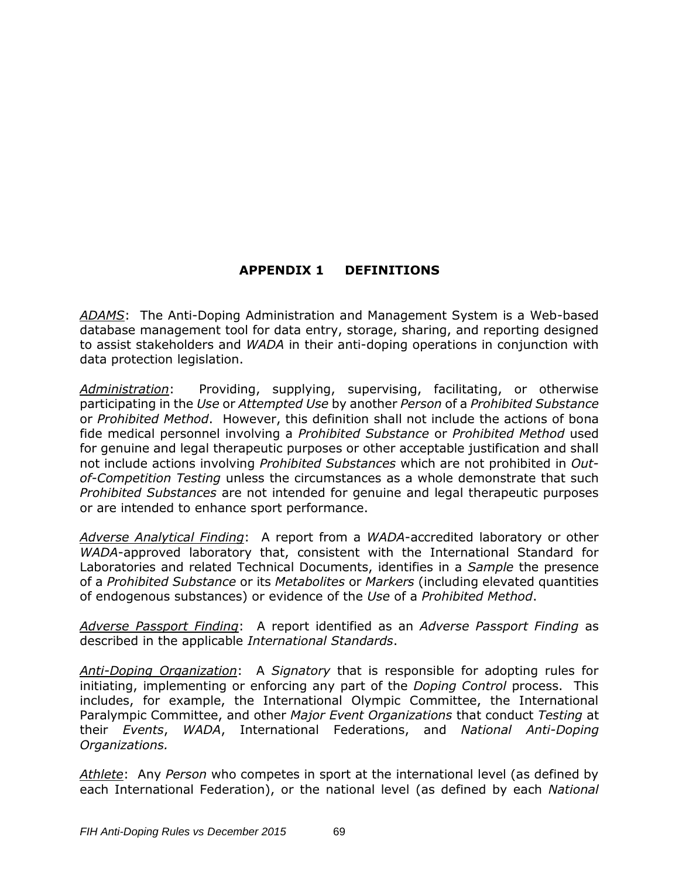## APPENDIX 1 DEFINITIONS

*ADAMS*: The Anti-Doping Administration and Management System is a Web-based database management tool for data entry, storage, sharing, and reporting designed to assist stakeholders and *WADA* in their anti-doping operations in conjunction with data protection legislation.

*Administration*: Providing, supplying, supervising, facilitating, or otherwise participating in the *Use* or *Attempted Use* by another *Person* of a *Prohibited Substance* or *Prohibited Method*. However, this definition shall not include the actions of bona fide medical personnel involving a *Prohibited Substance* or *Prohibited Method* used for genuine and legal therapeutic purposes or other acceptable justification and shall not include actions involving *Prohibited Substances* which are not prohibited in *Out-of-Competition Testing* unless the circumstances as a whole demonstrate that such *Prohibited Substances* are not intended for genuine and legal therapeutic purposes or are intended to enhance sport performance.

*Adverse Analytical Finding*: A report from a *WADA*-accredited laboratory or other *WADA*-approved laboratory that, consistent with the International Standard for Laboratories and related Technical Documents, identifies in a *Sample* the presence of a *Prohibited Substance* or its *Metabolites* or *Markers* (including elevated quantities of endogenous substances) or evidence of the *Use* of a *Prohibited Method*.

*Adverse Passport Finding*: A report identified as an *Adverse Passport Finding* as described in the applicable *International Standards*.

*Anti-Doping Organization*: A *Signatory* that is responsible for adopting rules for initiating, implementing or enforcing any part of the *Doping Control* process. This includes, for example, the International Olympic Committee, the International Paralympic Committee, and other *Major Event Organizations* that conduct *Testing* at their *Events*, *WADA*, International Federations, and *National Anti-Doping Organizations.*

*Athlete*: Any *Person* who competes in sport at the international level (as defined by each International Federation), or the national level (as defined by each *National*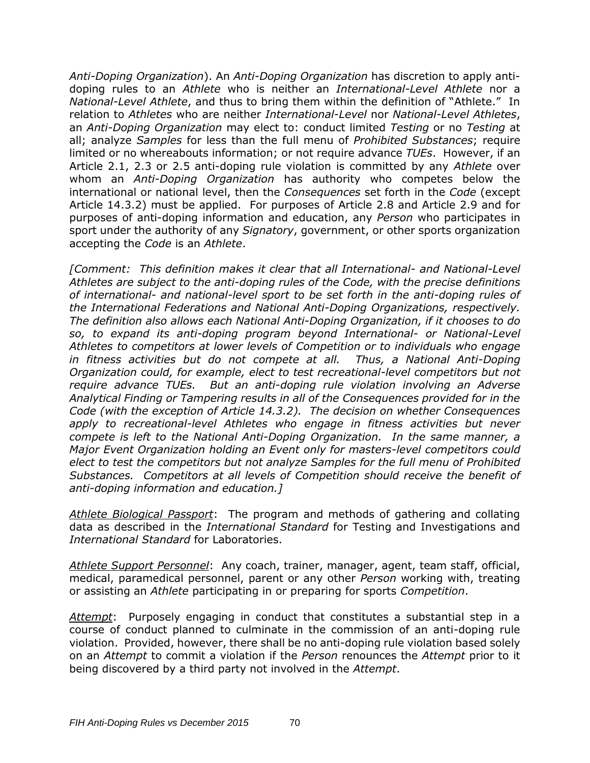*Anti-Doping Organization*). An *Anti-Doping Organization* has discretion to apply anti-doping rules to an *Athlete* who is neither an *International-Level Athlete* nor a *National-Level Athlete*, and thus to bring them within the definition of "Athlete." In relation to *Athletes* who are neither *International-Level* nor *National-Level Athletes*, an *Anti-Doping Organization* may elect to: conduct limited *Testing* or no *Testing* at all; analyze *Samples* for less than the full menu of *Prohibited Substances*; require limited or no whereabouts information; or not require advance *TUEs*. However, if an Article 2.1, 2.3 or 2.5 anti-doping rule violation is committed by any *Athlete* over whom an *Anti-Doping Organization* has authority who competes below the international or national level, then the *Consequences* set forth in the *Code* (except Article 14.3.2) must be applied. For purposes of Article 2.8 and Article 2.9 and for purposes of anti-doping information and education, any *Person* who participates in sport under the authority of any *Signatory*, government, or other sports organization accepting the *Code* is an *Athlete*.

*[Comment: This definition makes it clear that all International- and National-Level Athletes are subject to the anti-doping rules of the Code, with the precise definitions of international- and national-level sport to be set forth in the anti-doping rules of the International Federations and National Anti-Doping Organizations, respectively. The definition also allows each National Anti-Doping Organization, if it chooses to do so, to expand its anti-doping program beyond International- or National-Level Athletes to competitors at lower levels of Competition or to individuals who engage in fitness activities but do not compete at all. Thus, a National Anti-Doping Organization could, for example, elect to test recreational-level competitors but not require advance TUEs. But an anti-doping rule violation involving an Adverse Analytical Finding or Tampering results in all of the Consequences provided for in the Code (with the exception of Article 14.3.2). The decision on whether Consequences apply to recreational-level Athletes who engage in fitness activities but never compete is left to the National Anti-Doping Organization. In the same manner, a Major Event Organization holding an Event only for masters-level competitors could elect to test the competitors but not analyze Samples for the full menu of Prohibited Substances. Competitors at all levels of Competition should receive the benefit of anti-doping information and education.]*

<u>*Athlete Biological Passport*</u>: The program and methods of gathering and collating data as described in the *International Standard* for Testing and Investigations and *International Standard* for Laboratories.

<u>*Athlete Support Personnel*</u>: Any coach, trainer, manager, agent, team staff, official, medical, paramedical personnel, parent or any other *Person* working with, treating or assisting an *Athlete* participating in or preparing for sports *Competition*.

<u>*Attempt*</u>: Purposely engaging in conduct that constitutes a substantial step in a course of conduct planned to culminate in the commission of an anti-doping rule violation. Provided, however, there shall be no anti-doping rule violation based solely on an *Attempt* to commit a violation if the *Person* renounces the *Attempt* prior to it being discovered by a third party not involved in the *Attempt*.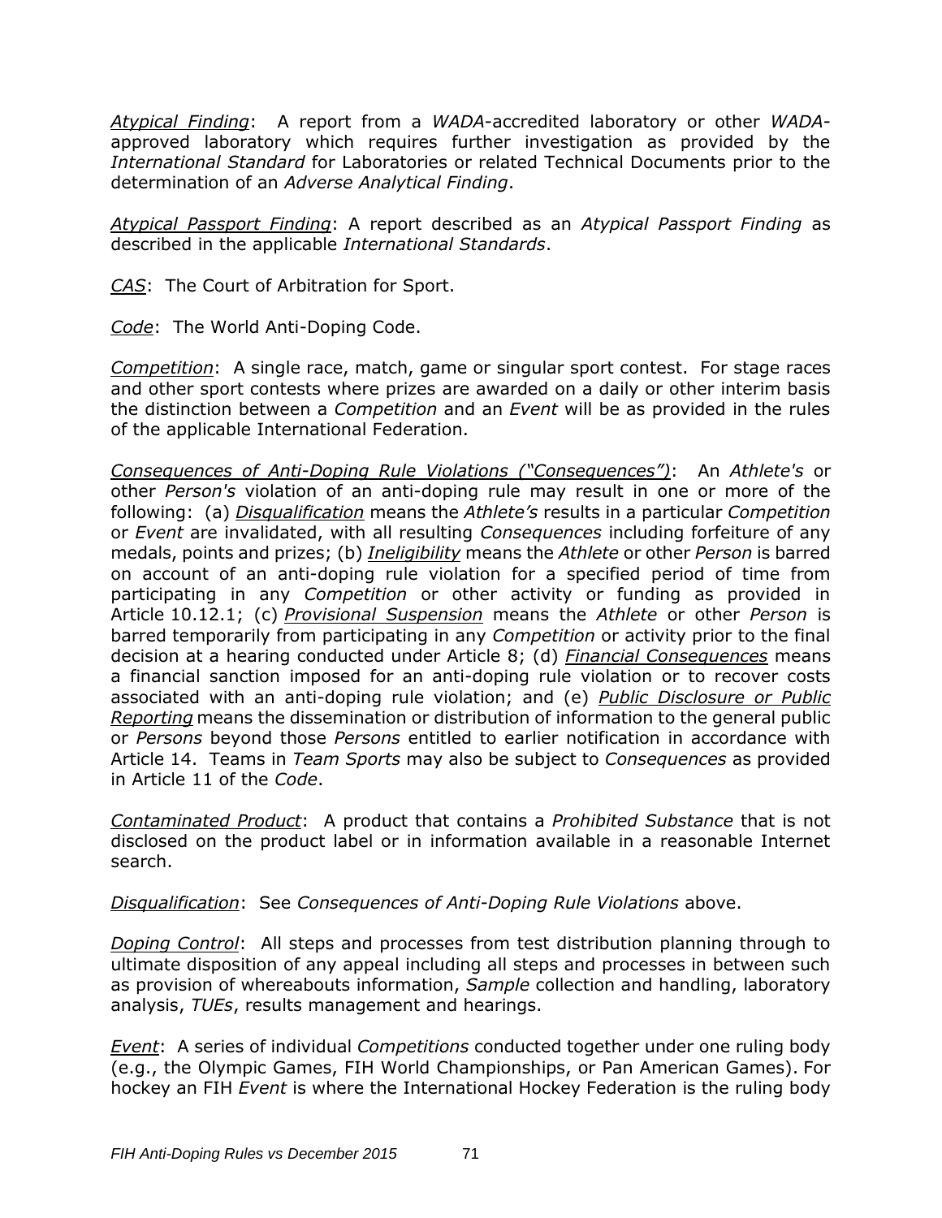*Atypical Finding*: A report from a *WADA*-accredited laboratory or other *WADA*-approved laboratory which requires further investigation as provided by the *International Standard* for Laboratories or related Technical Documents prior to the determination of an *Adverse Analytical Finding*.

*Atypical Passport Finding*: A report described as an *Atypical Passport Finding* as described in the applicable *International Standards*.

*CAS*: The Court of Arbitration for Sport.

*Code*: The World Anti-Doping Code.

*Competition*: A single race, match, game or singular sport contest. For stage races and other sport contests where prizes are awarded on a daily or other interim basis the distinction between a *Competition* and an *Event* will be as provided in the rules of the applicable International Federation.

*Consequences of Anti-Doping Rule Violations ("Consequences")*: An *Athlete's* or other *Person's* violation of an anti-doping rule may result in one or more of the following: (a) *Disqualification* means the *Athlete's* results in a particular *Competition* or *Event* are invalidated, with all resulting *Consequences* including forfeiture of any medals, points and prizes; (b) *Ineligibility* means the *Athlete* or other *Person* is barred on account of an anti-doping rule violation for a specified period of time from participating in any *Competition* or other activity or funding as provided in Article 10.12.1; (c) *Provisional Suspension* means the *Athlete* or other *Person* is barred temporarily from participating in any *Competition* or activity prior to the final decision at a hearing conducted under Article 8; (d) *Financial Consequences* means a financial sanction imposed for an anti-doping rule violation or to recover costs associated with an anti-doping rule violation; and (e) *Public Disclosure or Public Reporting* means the dissemination or distribution of information to the general public or *Persons* beyond those *Persons* entitled to earlier notification in accordance with Article 14. Teams in *Team Sports* may also be subject to *Consequences* as provided in Article 11 of the *Code*.

*Contaminated Product*: A product that contains a *Prohibited Substance* that is not disclosed on the product label or in information available in a reasonable Internet search.

*Disqualification*: See *Consequences of Anti-Doping Rule Violations* above.

*Doping Control*: All steps and processes from test distribution planning through to ultimate disposition of any appeal including all steps and processes in between such as provision of whereabouts information, *Sample* collection and handling, laboratory analysis, *TUEs*, results management and hearings.

*Event*: A series of individual *Competitions* conducted together under one ruling body (e.g., the Olympic Games, FIH World Championships, or Pan American Games). For hockey an FIH *Event* is where the International Hockey Federation is the ruling body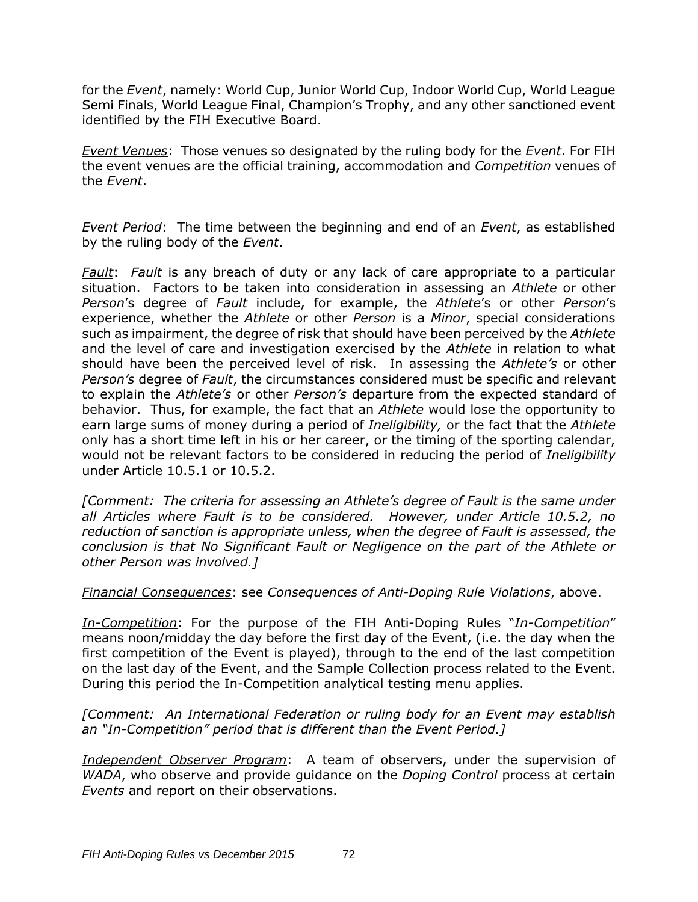for the *Event*, namely: World Cup, Junior World Cup, Indoor World Cup, World League Semi Finals, World League Final, Champion's Trophy, and any other sanctioned event identified by the FIH Executive Board.

*Event Venues*: Those venues so designated by the ruling body for the *Event*. For FIH the event venues are the official training, accommodation and *Competition* venues of the *Event*.

*Event Period*: The time between the beginning and end of an *Event*, as established by the ruling body of the *Event*.

*Fault*: *Fault* is any breach of duty or any lack of care appropriate to a particular situation. Factors to be taken into consideration in assessing an *Athlete* or other *Person*'s degree of *Fault* include, for example, the *Athlete*'s or other *Person*'s experience, whether the *Athlete* or other *Person* is a *Minor*, special considerations such as impairment, the degree of risk that should have been perceived by the *Athlete* and the level of care and investigation exercised by the *Athlete* in relation to what should have been the perceived level of risk. In assessing the *Athlete's* or other *Person's* degree of *Fault*, the circumstances considered must be specific and relevant to explain the *Athlete's* or other *Person's* departure from the expected standard of behavior. Thus, for example, the fact that an *Athlete* would lose the opportunity to earn large sums of money during a period of *Ineligibility,* or the fact that the *Athlete* only has a short time left in his or her career, or the timing of the sporting calendar, would not be relevant factors to be considered in reducing the period of *Ineligibility* under Article 10.5.1 or 10.5.2.

*[Comment: The criteria for assessing an Athlete's degree of Fault is the same under all Articles where Fault is to be considered. However, under Article 10.5.2, no reduction of sanction is appropriate unless, when the degree of Fault is assessed, the conclusion is that No Significant Fault or Negligence on the part of the Athlete or other Person was involved.]*

*Financial Consequences*: see *Consequences of Anti-Doping Rule Violations*, above.

*In-Competition*: For the purpose of the FIH Anti-Doping Rules "*In-Competition*" means noon/midday the day before the first day of the Event, (i.e. the day when the first competition of the Event is played), through to the end of the last competition on the last day of the Event, and the Sample Collection process related to the Event. During this period the In-Competition analytical testing menu applies.

*[Comment: An International Federation or ruling body for an Event may establish an "In-Competition" period that is different than the Event Period.]*

*Independent Observer Program*: A team of observers, under the supervision of *WADA*, who observe and provide guidance on the *Doping Control* process at certain *Events* and report on their observations.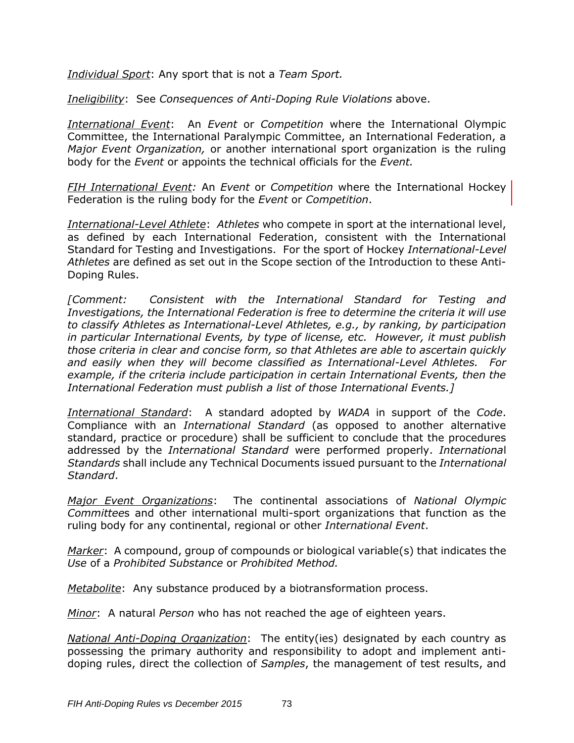*Individual Sport*: Any sport that is not a *Team Sport.*

*Ineligibility*: See *Consequences of Anti-Doping Rule Violations* above.

*International Event*: An *Event* or *Competition* where the International Olympic Committee, the International Paralympic Committee, an International Federation, a *Major Event Organization,* or another international sport organization is the ruling body for the *Event* or appoints the technical officials for the *Event.*

*FIH International Event:* An *Event* or *Competition* where the International Hockey Federation is the ruling body for the *Event* or *Competition*.

*International-Level Athlete*: *Athletes* who compete in sport at the international level, as defined by each International Federation, consistent with the International Standard for Testing and Investigations. For the sport of Hockey *International-Level Athletes* are defined as set out in the Scope section of the Introduction to these Anti-Doping Rules.

*[Comment: Consistent with the International Standard for Testing and Investigations, the International Federation is free to determine the criteria it will use to classify Athletes as International-Level Athletes, e.g., by ranking, by participation in particular International Events, by type of license, etc. However, it must publish those criteria in clear and concise form, so that Athletes are able to ascertain quickly and easily when they will become classified as International-Level Athletes. For example, if the criteria include participation in certain International Events, then the International Federation must publish a list of those International Events.]*

*International Standard*: A standard adopted by *WADA* in support of the *Code*. Compliance with an *International Standard* (as opposed to another alternative standard, practice or procedure) shall be sufficient to conclude that the procedures addressed by the *International Standard* were performed properly. *International Standards* shall include any Technical Documents issued pursuant to the *International Standard*.

*Major Event Organizations*: The continental associations of *National Olympic Committees* and other international multi-sport organizations that function as the ruling body for any continental, regional or other *International Event*.

*Marker*: A compound, group of compounds or biological variable(s) that indicates the *Use* of a *Prohibited Substance* or *Prohibited Method.*

*Metabolite*: Any substance produced by a biotransformation process.

*Minor*: A natural *Person* who has not reached the age of eighteen years.

*National Anti-Doping Organization*: The entity(ies) designated by each country as possessing the primary authority and responsibility to adopt and implement anti-doping rules, direct the collection of *Samples*, the management of test results, and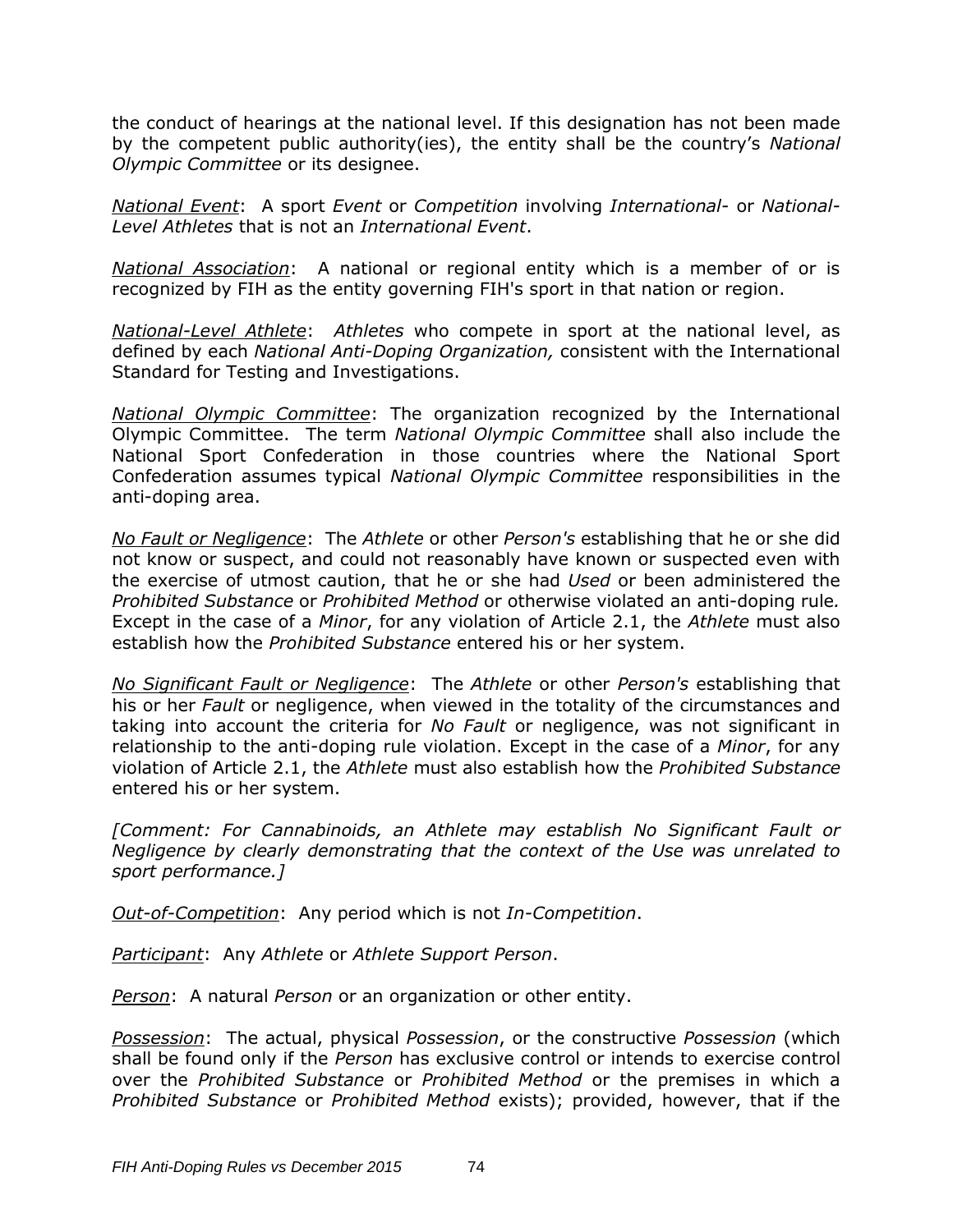the conduct of hearings at the national level. If this designation has not been made by the competent public authority(ies), the entity shall be the country's *National Olympic Committee* or its designee.

*<u>National Event</u>*: A sport *Event* or *Competition* involving *International-* or *National-Level Athletes* that is not an *International Event*.

*<u>National Association</u>*: A national or regional entity which is a member of or is recognized by FIH as the entity governing FIH's sport in that nation or region.

*<u>National-Level Athlete</u>*: *Athletes* who compete in sport at the national level, as defined by each *National Anti-Doping Organization,* consistent with the International Standard for Testing and Investigations.

*<u>National Olympic Committee</u>*: The organization recognized by the International Olympic Committee. The term *National Olympic Committee* shall also include the National Sport Confederation in those countries where the National Sport Confederation assumes typical *National Olympic Committee* responsibilities in the anti-doping area.

*<u>No Fault or Negligence</u>*: The *Athlete* or other *Person's* establishing that he or she did not know or suspect, and could not reasonably have known or suspected even with the exercise of utmost caution, that he or she had *Used* or been administered the *Prohibited Substance* or *Prohibited Method* or otherwise violated an anti-doping rule*.* Except in the case of a *Minor*, for any violation of Article 2.1, the *Athlete* must also establish how the *Prohibited Substance* entered his or her system.

*<u>No Significant Fault or Negligence</u>*: The *Athlete* or other *Person's* establishing that his or her *Fault* or negligence, when viewed in the totality of the circumstances and taking into account the criteria for *No Fault* or negligence, was not significant in relationship to the anti-doping rule violation. Except in the case of a *Minor*, for any violation of Article 2.1, the *Athlete* must also establish how the *Prohibited Substance* entered his or her system.

*[Comment: For Cannabinoids, an Athlete may establish No Significant Fault or Negligence by clearly demonstrating that the context of the Use was unrelated to sport performance.]*

*<u>Out-of-Competition</u>*: Any period which is not *In-Competition*.

*<u>Participant</u>*: Any *Athlete* or *Athlete Support Person*.

*<u>Person</u>*: A natural *Person* or an organization or other entity.

*<u>Possession</u>*: The actual, physical *Possession*, or the constructive *Possession* (which shall be found only if the *Person* has exclusive control or intends to exercise control over the *Prohibited Substance* or *Prohibited Method* or the premises in which a *Prohibited Substance* or *Prohibited Method* exists); provided, however, that if the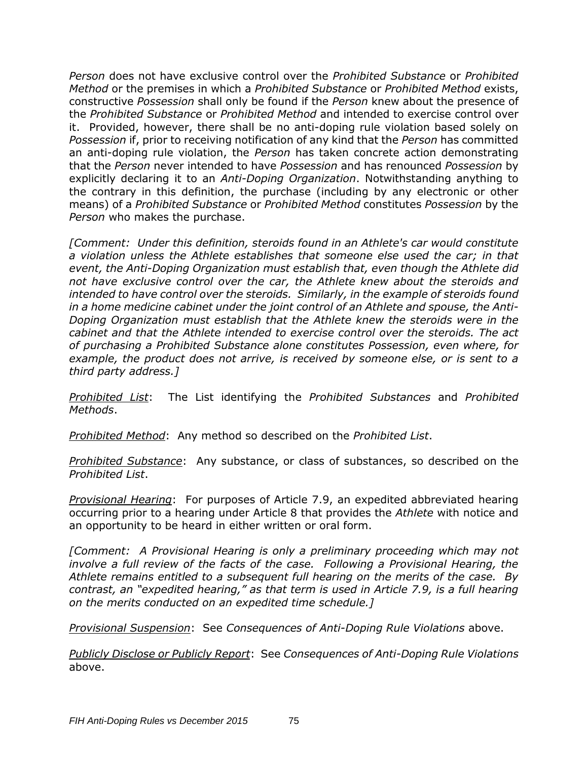*Person* does not have exclusive control over the *Prohibited Substance* or *Prohibited Method* or the premises in which a *Prohibited Substance* or *Prohibited Method* exists, constructive *Possession* shall only be found if the *Person* knew about the presence of the *Prohibited Substance* or *Prohibited Method* and intended to exercise control over it. Provided, however, there shall be no anti-doping rule violation based solely on *Possession* if, prior to receiving notification of any kind that the *Person* has committed an anti-doping rule violation, the *Person* has taken concrete action demonstrating that the *Person* never intended to have *Possession* and has renounced *Possession* by explicitly declaring it to an *Anti-Doping Organization*. Notwithstanding anything to the contrary in this definition, the purchase (including by any electronic or other means) of a *Prohibited Substance* or *Prohibited Method* constitutes *Possession* by the *Person* who makes the purchase.

*[Comment: Under this definition, steroids found in an Athlete's car would constitute a violation unless the Athlete establishes that someone else used the car; in that event, the Anti-Doping Organization must establish that, even though the Athlete did not have exclusive control over the car, the Athlete knew about the steroids and intended to have control over the steroids. Similarly, in the example of steroids found in a home medicine cabinet under the joint control of an Athlete and spouse, the Anti-Doping Organization must establish that the Athlete knew the steroids were in the cabinet and that the Athlete intended to exercise control over the steroids. The act of purchasing a Prohibited Substance alone constitutes Possession, even where, for example, the product does not arrive, is received by someone else, or is sent to a third party address.]*

*Prohibited List*: The List identifying the *Prohibited Substances* and *Prohibited Methods*.

*Prohibited Method*: Any method so described on the *Prohibited List*.

*Prohibited Substance*: Any substance, or class of substances, so described on the *Prohibited List*.

*Provisional Hearing*: For purposes of Article 7.9, an expedited abbreviated hearing occurring prior to a hearing under Article 8 that provides the *Athlete* with notice and an opportunity to be heard in either written or oral form.

*[Comment: A Provisional Hearing is only a preliminary proceeding which may not involve a full review of the facts of the case. Following a Provisional Hearing, the Athlete remains entitled to a subsequent full hearing on the merits of the case. By contrast, an "expedited hearing," as that term is used in Article 7.9, is a full hearing on the merits conducted on an expedited time schedule.]*

*Provisional Suspension*: See *Consequences of Anti-Doping Rule Violations* above.

*Publicly Disclose or Publicly Report*: See *Consequences of Anti-Doping Rule Violations* above.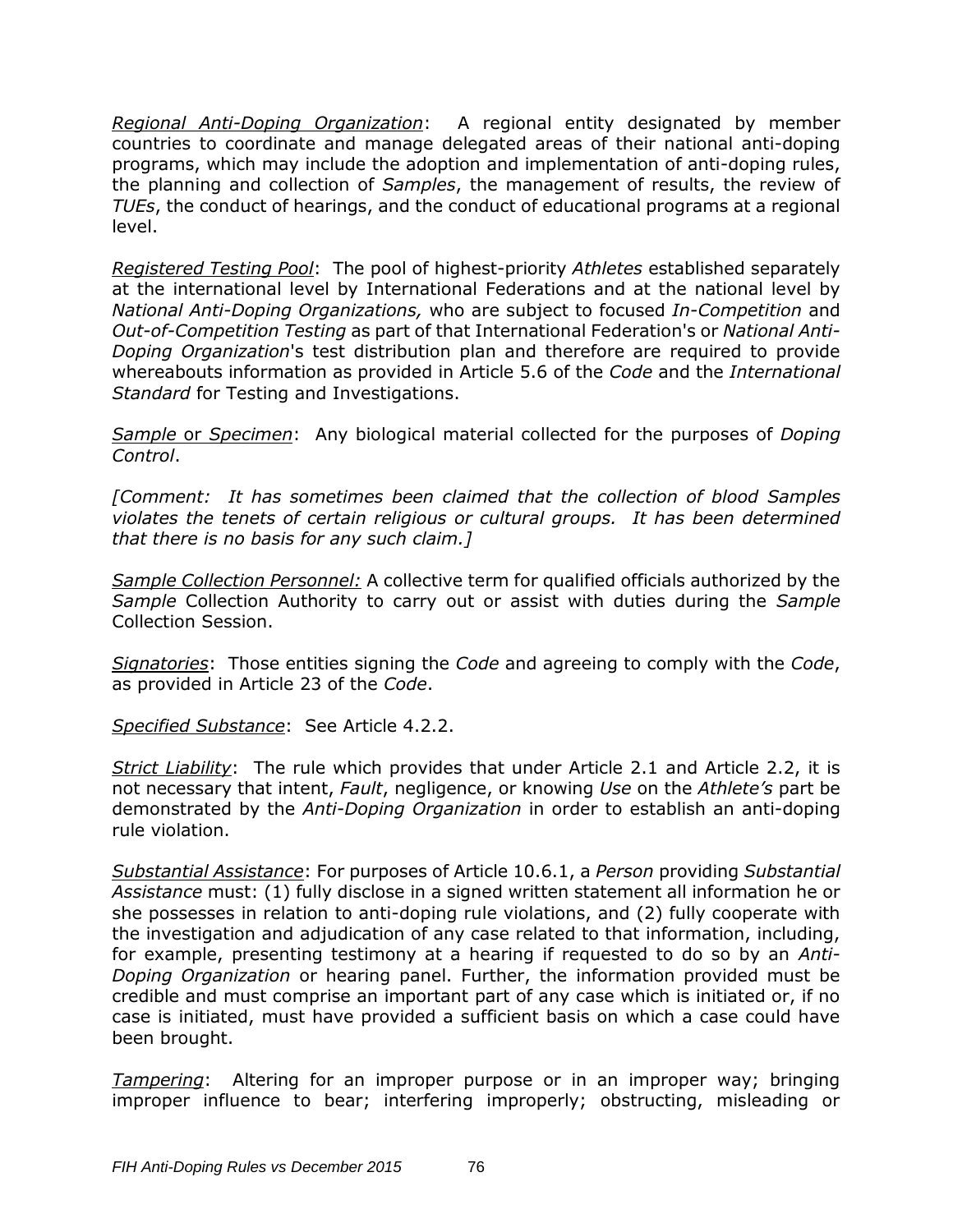_Regional Anti-Doping Organization_: A regional entity designated by member countries to coordinate and manage delegated areas of their national anti-doping programs, which may include the adoption and implementation of anti-doping rules, the planning and collection of *Samples*, the management of results, the review of *TUEs*, the conduct of hearings, and the conduct of educational programs at a regional level.

_Registered Testing Pool_: The pool of highest-priority *Athletes* established separately at the international level by International Federations and at the national level by *National Anti-Doping Organizations,* who are subject to focused *In-Competition* and *Out-of-Competition Testing* as part of that International Federation's or *National Anti-Doping Organization*'s test distribution plan and therefore are required to provide whereabouts information as provided in Article 5.6 of the *Code* and the *International Standard* for Testing and Investigations.

_Sample_ or _Specimen_: Any biological material collected for the purposes of *Doping Control*.

*[Comment: It has sometimes been claimed that the collection of blood Samples violates the tenets of certain religious or cultural groups. It has been determined that there is no basis for any such claim.]*

_Sample Collection Personnel:_ A collective term for qualified officials authorized by the *Sample* Collection Authority to carry out or assist with duties during the *Sample* Collection Session.

_Signatories_: Those entities signing the *Code* and agreeing to comply with the *Code*, as provided in Article 23 of the *Code*.

_Specified Substance_: See Article 4.2.2.

_Strict Liability_: The rule which provides that under Article 2.1 and Article 2.2, it is not necessary that intent, *Fault*, negligence, or knowing *Use* on the *Athlete's* part be demonstrated by the *Anti-Doping Organization* in order to establish an anti-doping rule violation.

_Substantial Assistance_: For purposes of Article 10.6.1, a *Person* providing *Substantial Assistance* must: (1) fully disclose in a signed written statement all information he or she possesses in relation to anti-doping rule violations, and (2) fully cooperate with the investigation and adjudication of any case related to that information, including, for example, presenting testimony at a hearing if requested to do so by an *Anti-Doping Organization* or hearing panel. Further, the information provided must be credible and must comprise an important part of any case which is initiated or, if no case is initiated, must have provided a sufficient basis on which a case could have been brought.

_Tampering_: Altering for an improper purpose or in an improper way; bringing improper influence to bear; interfering improperly; obstructing, misleading or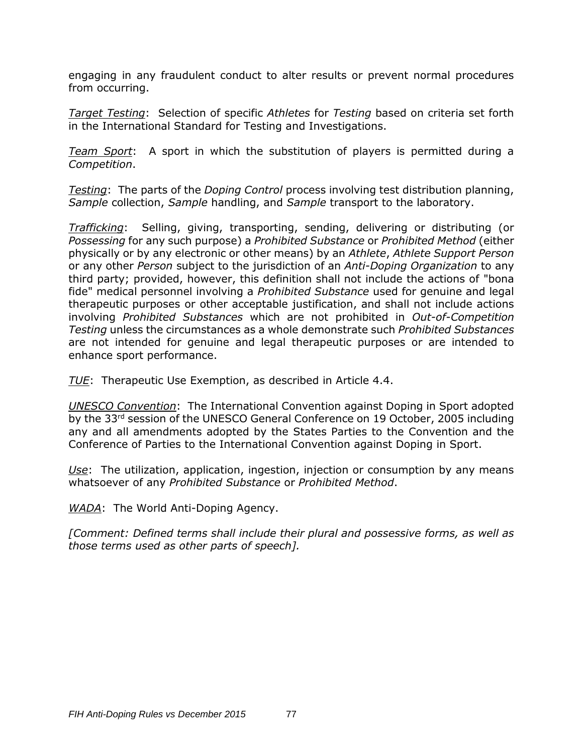engaging in any fraudulent conduct to alter results or prevent normal procedures from occurring.

*Target Testing*: Selection of specific *Athletes* for *Testing* based on criteria set forth in the International Standard for Testing and Investigations.

*Team Sport*: A sport in which the substitution of players is permitted during a *Competition*.

*Testing*: The parts of the *Doping Control* process involving test distribution planning, *Sample* collection, *Sample* handling, and *Sample* transport to the laboratory.

*Trafficking*: Selling, giving, transporting, sending, delivering or distributing (or *Possessing* for any such purpose) a *Prohibited Substance* or *Prohibited Method* (either physically or by any electronic or other means) by an *Athlete*, *Athlete Support Person* or any other *Person* subject to the jurisdiction of an *Anti-Doping Organization* to any third party; provided, however, this definition shall not include the actions of "bona fide" medical personnel involving a *Prohibited Substance* used for genuine and legal therapeutic purposes or other acceptable justification, and shall not include actions involving *Prohibited Substances* which are not prohibited in *Out-of-Competition Testing* unless the circumstances as a whole demonstrate such *Prohibited Substances* are not intended for genuine and legal therapeutic purposes or are intended to enhance sport performance.

*TUE*: Therapeutic Use Exemption, as described in Article 4.4.

*UNESCO Convention*: The International Convention against Doping in Sport adopted by the 33rd session of the UNESCO General Conference on 19 October, 2005 including any and all amendments adopted by the States Parties to the Convention and the Conference of Parties to the International Convention against Doping in Sport.

*Use*: The utilization, application, ingestion, injection or consumption by any means whatsoever of any *Prohibited Substance* or *Prohibited Method*.

*WADA*: The World Anti-Doping Agency.

*[Comment: Defined terms shall include their plural and possessive forms, as well as those terms used as other parts of speech].*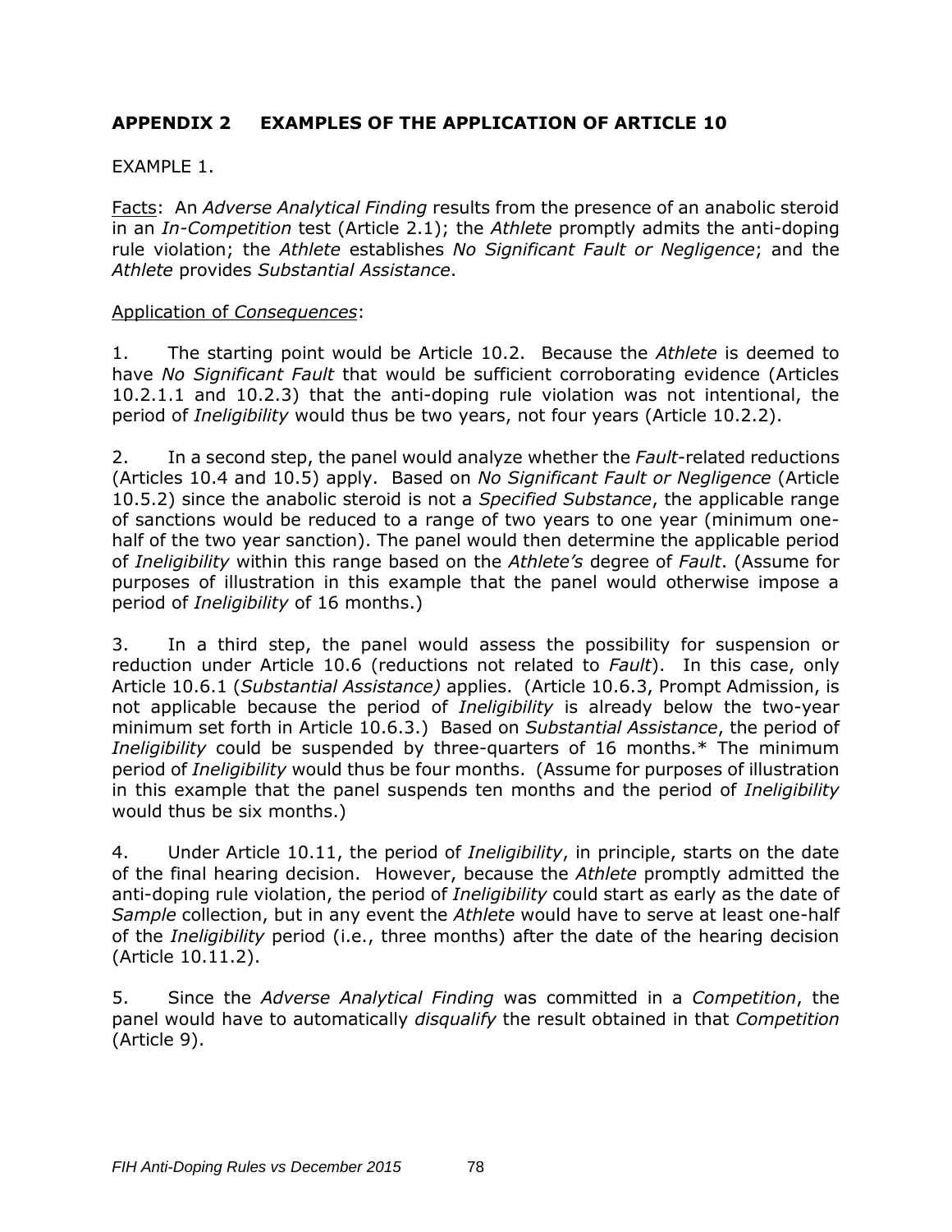## APPENDIX 2 EXAMPLES OF THE APPLICATION OF ARTICLE 10

EXAMPLE 1.

Facts: An *Adverse Analytical Finding* results from the presence of an anabolic steroid in an *In-Competition* test (Article 2.1); the *Athlete* promptly admits the anti-doping rule violation; the *Athlete* establishes *No Significant Fault or Negligence*; and the *Athlete* provides *Substantial Assistance*.

Application of *Consequences*:

1. The starting point would be Article 10.2. Because the *Athlete* is deemed to have *No Significant Fault* that would be sufficient corroborating evidence (Articles 10.2.1.1 and 10.2.3) that the anti-doping rule violation was not intentional, the period of *Ineligibility* would thus be two years, not four years (Article 10.2.2).

2. In a second step, the panel would analyze whether the *Fault*-related reductions (Articles 10.4 and 10.5) apply. Based on *No Significant Fault or Negligence* (Article 10.5.2) since the anabolic steroid is not a *Specified Substance*, the applicable range of sanctions would be reduced to a range of two years to one year (minimum one-half of the two year sanction). The panel would then determine the applicable period of *Ineligibility* within this range based on the *Athlete's* degree of *Fault*. (Assume for purposes of illustration in this example that the panel would otherwise impose a period of *Ineligibility* of 16 months.)

3. In a third step, the panel would assess the possibility for suspension or reduction under Article 10.6 (reductions not related to *Fault*). In this case, only Article 10.6.1 (*Substantial Assistance)* applies. (Article 10.6.3, Prompt Admission, is not applicable because the period of *Ineligibility* is already below the two-year minimum set forth in Article 10.6.3.) Based on *Substantial Assistance*, the period of *Ineligibility* could be suspended by three-quarters of 16 months.* The minimum period of *Ineligibility* would thus be four months. (Assume for purposes of illustration in this example that the panel suspends ten months and the period of *Ineligibility* would thus be six months.)

4. Under Article 10.11, the period of *Ineligibility*, in principle, starts on the date of the final hearing decision. However, because the *Athlete* promptly admitted the anti-doping rule violation, the period of *Ineligibility* could start as early as the date of *Sample* collection, but in any event the *Athlete* would have to serve at least one-half of the *Ineligibility* period (i.e., three months) after the date of the hearing decision (Article 10.11.2).

5. Since the *Adverse Analytical Finding* was committed in a *Competition*, the panel would have to automatically *disqualify* the result obtained in that *Competition* (Article 9).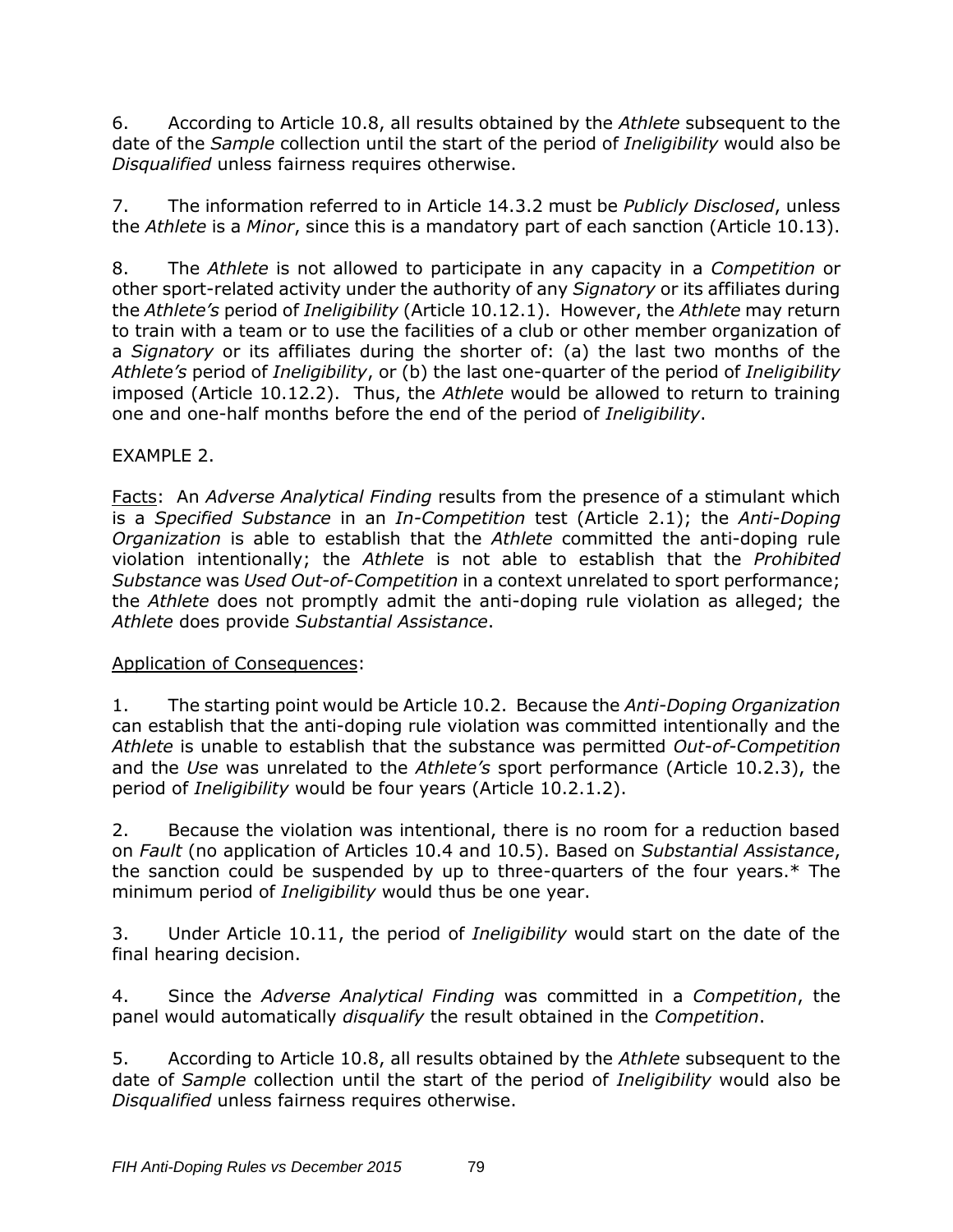6. According to Article 10.8, all results obtained by the *Athlete* subsequent to the date of the *Sample* collection until the start of the period of *Ineligibility* would also be *Disqualified* unless fairness requires otherwise.

7. The information referred to in Article 14.3.2 must be *Publicly Disclosed*, unless the *Athlete* is a *Minor*, since this is a mandatory part of each sanction (Article 10.13).

8. The *Athlete* is not allowed to participate in any capacity in a *Competition* or other sport-related activity under the authority of any *Signatory* or its affiliates during the *Athlete's* period of *Ineligibility* (Article 10.12.1). However, the *Athlete* may return to train with a team or to use the facilities of a club or other member organization of a *Signatory* or its affiliates during the shorter of: (a) the last two months of the *Athlete's* period of *Ineligibility*, or (b) the last one-quarter of the period of *Ineligibility* imposed (Article 10.12.2). Thus, the *Athlete* would be allowed to return to training one and one-half months before the end of the period of *Ineligibility*.

EXAMPLE 2.

<u>Facts</u>: An *Adverse Analytical Finding* results from the presence of a stimulant which is a *Specified Substance* in an *In-Competition* test (Article 2.1); the *Anti-Doping Organization* is able to establish that the *Athlete* committed the anti-doping rule violation intentionally; the *Athlete* is not able to establish that the *Prohibited Substance* was *Used Out-of-Competition* in a context unrelated to sport performance; the *Athlete* does not promptly admit the anti-doping rule violation as alleged; the *Athlete* does provide *Substantial Assistance*.

<u>Application of Consequences</u>:

1. The starting point would be Article 10.2. Because the *Anti-Doping Organization* can establish that the anti-doping rule violation was committed intentionally and the *Athlete* is unable to establish that the substance was permitted *Out-of-Competition* and the *Use* was unrelated to the *Athlete's* sport performance (Article 10.2.3), the period of *Ineligibility* would be four years (Article 10.2.1.2).

2. Because the violation was intentional, there is no room for a reduction based on *Fault* (no application of Articles 10.4 and 10.5). Based on *Substantial Assistance*, the sanction could be suspended by up to three-quarters of the four years.* The minimum period of *Ineligibility* would thus be one year.

3. Under Article 10.11, the period of *Ineligibility* would start on the date of the final hearing decision.

4. Since the *Adverse Analytical Finding* was committed in a *Competition*, the panel would automatically *disqualify* the result obtained in the *Competition*.

5. According to Article 10.8, all results obtained by the *Athlete* subsequent to the date of *Sample* collection until the start of the period of *Ineligibility* would also be *Disqualified* unless fairness requires otherwise.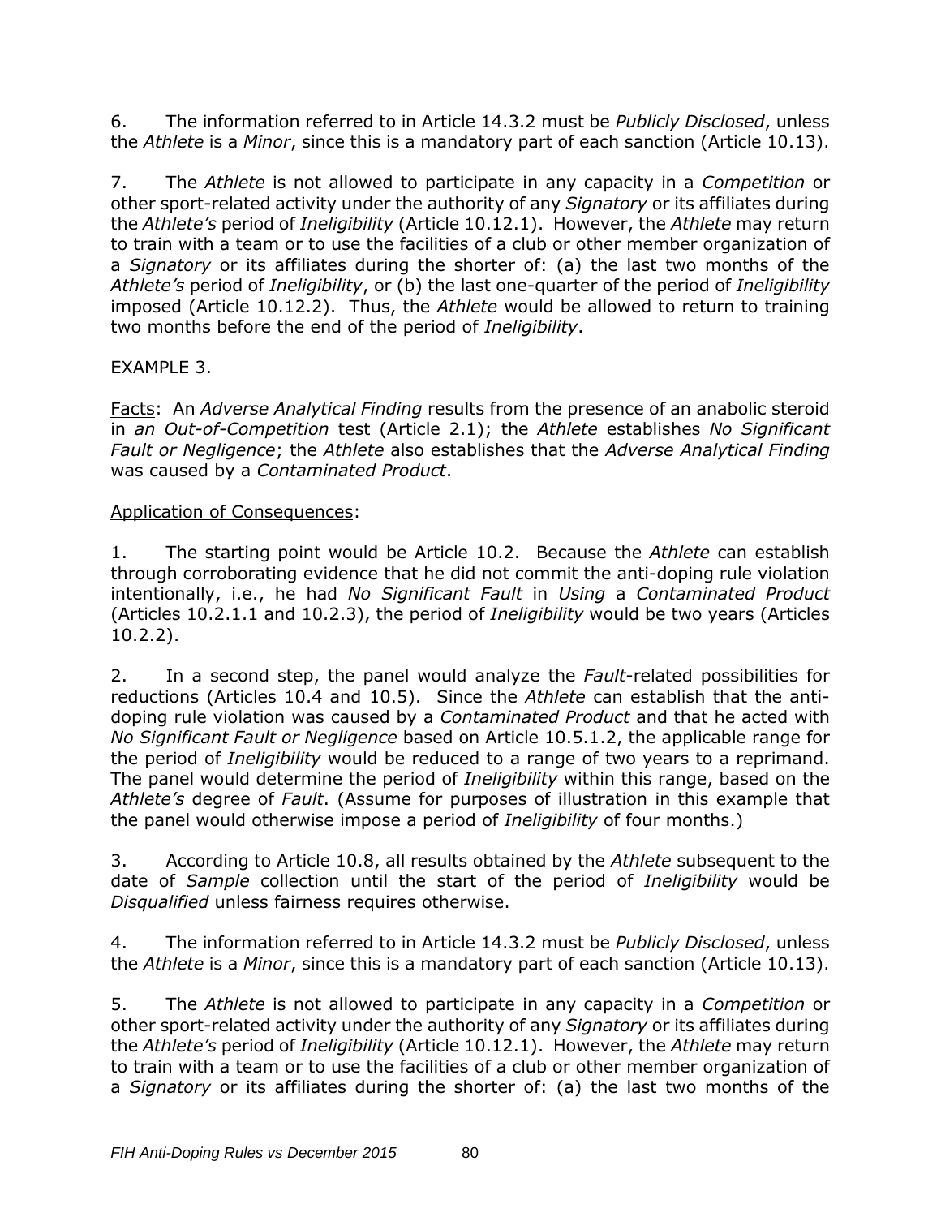6. The information referred to in Article 14.3.2 must be *Publicly Disclosed*, unless the *Athlete* is a *Minor*, since this is a mandatory part of each sanction (Article 10.13).

7. The *Athlete* is not allowed to participate in any capacity in a *Competition* or other sport-related activity under the authority of any *Signatory* or its affiliates during the *Athlete's* period of *Ineligibility* (Article 10.12.1). However, the *Athlete* may return to train with a team or to use the facilities of a club or other member organization of a *Signatory* or its affiliates during the shorter of: (a) the last two months of the *Athlete's* period of *Ineligibility*, or (b) the last one-quarter of the period of *Ineligibility* imposed (Article 10.12.2). Thus, the *Athlete* would be allowed to return to training two months before the end of the period of *Ineligibility*.

EXAMPLE 3.

Facts: An *Adverse Analytical Finding* results from the presence of an anabolic steroid in *an Out-of-Competition* test (Article 2.1); the *Athlete* establishes *No Significant Fault or Negligence*; the *Athlete* also establishes that the *Adverse Analytical Finding* was caused by a *Contaminated Product*.

Application of Consequences:

1. The starting point would be Article 10.2. Because the *Athlete* can establish through corroborating evidence that he did not commit the anti-doping rule violation intentionally, i.e., he had *No Significant Fault* in *Using* a *Contaminated Product* (Articles 10.2.1.1 and 10.2.3), the period of *Ineligibility* would be two years (Articles 10.2.2).

2. In a second step, the panel would analyze the *Fault*-related possibilities for reductions (Articles 10.4 and 10.5). Since the *Athlete* can establish that the anti-doping rule violation was caused by a *Contaminated Product* and that he acted with *No Significant Fault or Negligence* based on Article 10.5.1.2, the applicable range for the period of *Ineligibility* would be reduced to a range of two years to a reprimand. The panel would determine the period of *Ineligibility* within this range, based on the *Athlete's* degree of *Fault*. (Assume for purposes of illustration in this example that the panel would otherwise impose a period of *Ineligibility* of four months.)

3. According to Article 10.8, all results obtained by the *Athlete* subsequent to the date of *Sample* collection until the start of the period of *Ineligibility* would be *Disqualified* unless fairness requires otherwise.

4. The information referred to in Article 14.3.2 must be *Publicly Disclosed*, unless the *Athlete* is a *Minor*, since this is a mandatory part of each sanction (Article 10.13).

5. The *Athlete* is not allowed to participate in any capacity in a *Competition* or other sport-related activity under the authority of any *Signatory* or its affiliates during the *Athlete's* period of *Ineligibility* (Article 10.12.1). However, the *Athlete* may return to train with a team or to use the facilities of a club or other member organization of a *Signatory* or its affiliates during the shorter of: (a) the last two months of the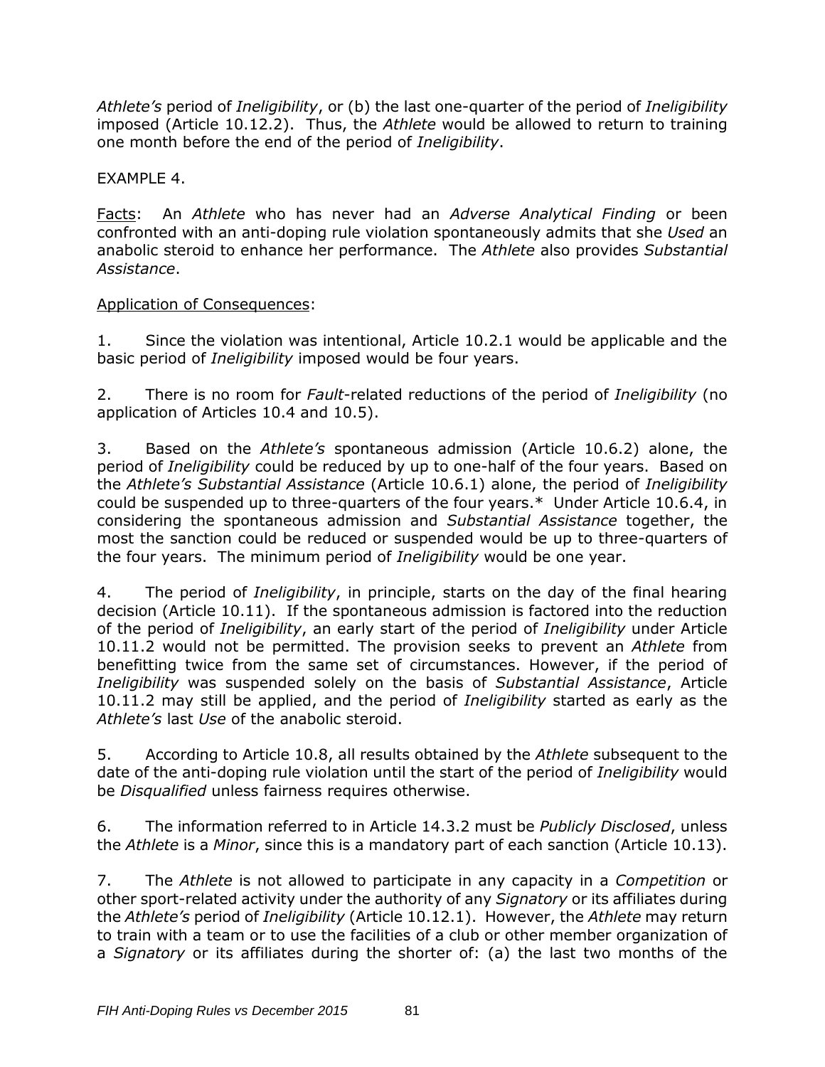*Athlete's* period of *Ineligibility*, or (b) the last one-quarter of the period of *Ineligibility* imposed (Article 10.12.2). Thus, the *Athlete* would be allowed to return to training one month before the end of the period of *Ineligibility*.

EXAMPLE 4.

Facts: An *Athlete* who has never had an *Adverse Analytical Finding* or been confronted with an anti-doping rule violation spontaneously admits that she *Used* an anabolic steroid to enhance her performance. The *Athlete* also provides *Substantial Assistance*.

Application of Consequences:

1. Since the violation was intentional, Article 10.2.1 would be applicable and the basic period of *Ineligibility* imposed would be four years.

2. There is no room for *Fault*-related reductions of the period of *Ineligibility* (no application of Articles 10.4 and 10.5).

3. Based on the *Athlete's* spontaneous admission (Article 10.6.2) alone, the period of *Ineligibility* could be reduced by up to one-half of the four years. Based on the *Athlete's Substantial Assistance* (Article 10.6.1) alone, the period of *Ineligibility* could be suspended up to three-quarters of the four years.* Under Article 10.6.4, in considering the spontaneous admission and *Substantial Assistance* together, the most the sanction could be reduced or suspended would be up to three-quarters of the four years. The minimum period of *Ineligibility* would be one year.

4. The period of *Ineligibility*, in principle, starts on the day of the final hearing decision (Article 10.11). If the spontaneous admission is factored into the reduction of the period of *Ineligibility*, an early start of the period of *Ineligibility* under Article 10.11.2 would not be permitted. The provision seeks to prevent an *Athlete* from benefitting twice from the same set of circumstances. However, if the period of *Ineligibility* was suspended solely on the basis of *Substantial Assistance*, Article 10.11.2 may still be applied, and the period of *Ineligibility* started as early as the *Athlete's* last *Use* of the anabolic steroid.

5. According to Article 10.8, all results obtained by the *Athlete* subsequent to the date of the anti-doping rule violation until the start of the period of *Ineligibility* would be *Disqualified* unless fairness requires otherwise.

6. The information referred to in Article 14.3.2 must be *Publicly Disclosed*, unless the *Athlete* is a *Minor*, since this is a mandatory part of each sanction (Article 10.13).

7. The *Athlete* is not allowed to participate in any capacity in a *Competition* or other sport-related activity under the authority of any *Signatory* or its affiliates during the *Athlete's* period of *Ineligibility* (Article 10.12.1). However, the *Athlete* may return to train with a team or to use the facilities of a club or other member organization of a *Signatory* or its affiliates during the shorter of: (a) the last two months of the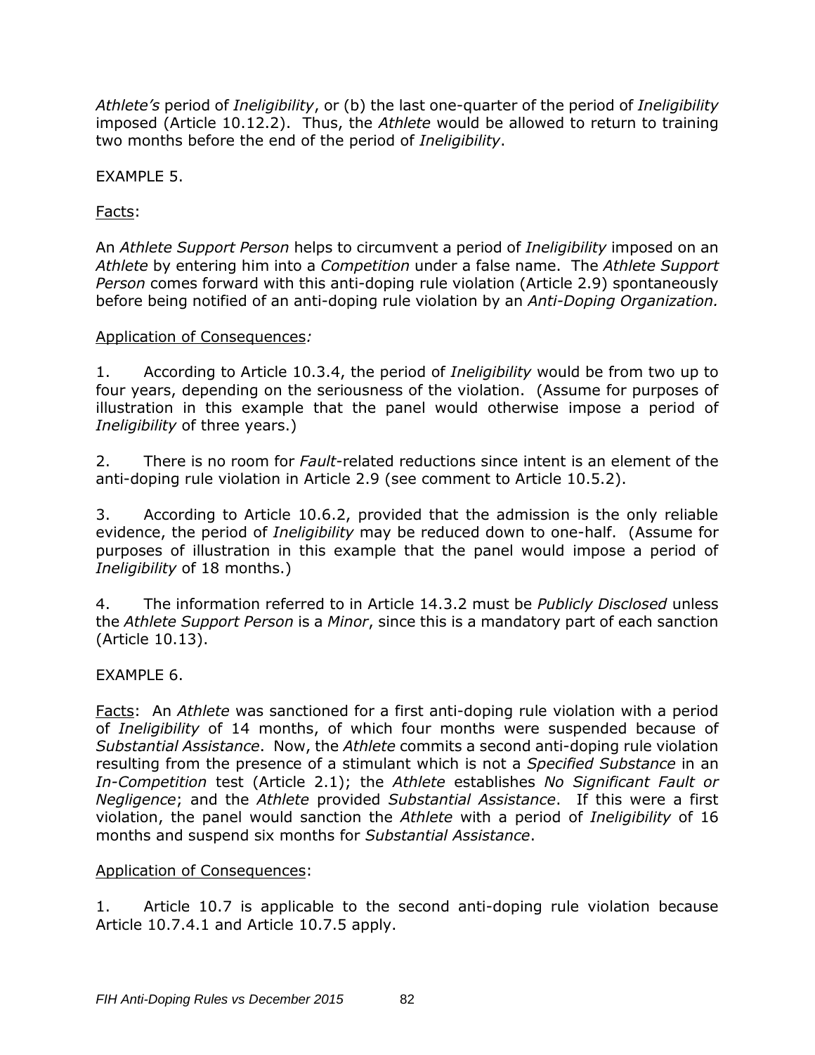*Athlete's* period of *Ineligibility*, or (b) the last one-quarter of the period of *Ineligibility* imposed (Article 10.12.2). Thus, the *Athlete* would be allowed to return to training two months before the end of the period of *Ineligibility*.

EXAMPLE 5.

Facts:

An *Athlete Support Person* helps to circumvent a period of *Ineligibility* imposed on an *Athlete* by entering him into a *Competition* under a false name. The *Athlete Support Person* comes forward with this anti-doping rule violation (Article 2.9) spontaneously before being notified of an anti-doping rule violation by an *Anti-Doping Organization.*

Application of Consequences*:*

1. According to Article 10.3.4, the period of *Ineligibility* would be from two up to four years, depending on the seriousness of the violation. (Assume for purposes of illustration in this example that the panel would otherwise impose a period of *Ineligibility* of three years.)

2. There is no room for *Fault*-related reductions since intent is an element of the anti-doping rule violation in Article 2.9 (see comment to Article 10.5.2).

3. According to Article 10.6.2, provided that the admission is the only reliable evidence, the period of *Ineligibility* may be reduced down to one-half. (Assume for purposes of illustration in this example that the panel would impose a period of *Ineligibility* of 18 months.)

4. The information referred to in Article 14.3.2 must be *Publicly Disclosed* unless the *Athlete Support Person* is a *Minor*, since this is a mandatory part of each sanction (Article 10.13).

EXAMPLE 6.

Facts: An *Athlete* was sanctioned for a first anti-doping rule violation with a period of *Ineligibility* of 14 months, of which four months were suspended because of *Substantial Assistance*. Now, the *Athlete* commits a second anti-doping rule violation resulting from the presence of a stimulant which is not a *Specified Substance* in an *In-Competition* test (Article 2.1); the *Athlete* establishes *No Significant Fault or Negligence*; and the *Athlete* provided *Substantial Assistance*. If this were a first violation, the panel would sanction the *Athlete* with a period of *Ineligibility* of 16 months and suspend six months for *Substantial Assistance*.

Application of Consequences:

1. Article 10.7 is applicable to the second anti-doping rule violation because Article 10.7.4.1 and Article 10.7.5 apply.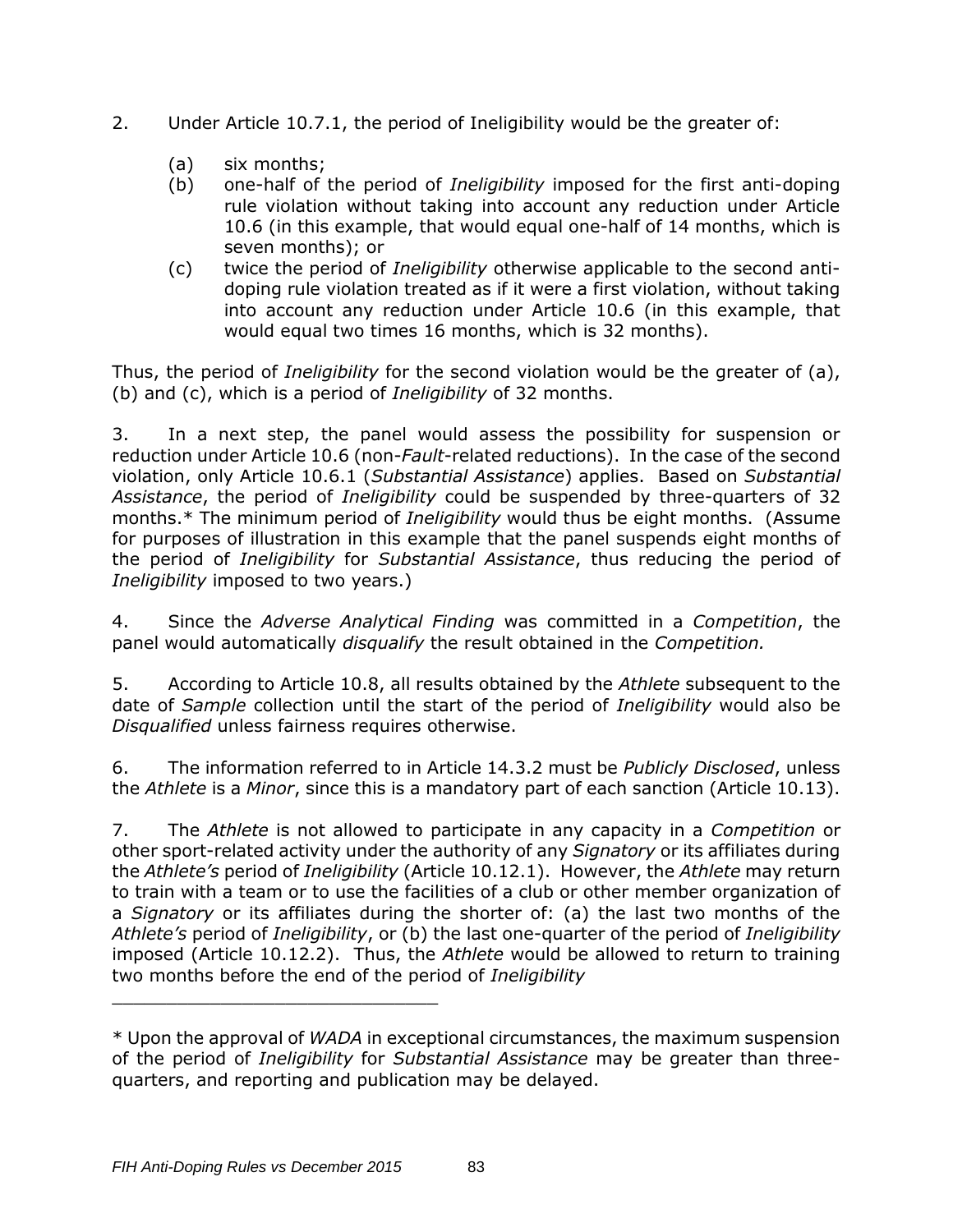2. Under Article 10.7.1, the period of Ineligibility would be the greater of:

   (a) six months;
   (b) one-half of the period of *Ineligibility* imposed for the first anti-doping rule violation without taking into account any reduction under Article 10.6 (in this example, that would equal one-half of 14 months, which is seven months); or
   (c) twice the period of *Ineligibility* otherwise applicable to the second anti-doping rule violation treated as if it were a first violation, without taking into account any reduction under Article 10.6 (in this example, that would equal two times 16 months, which is 32 months).

Thus, the period of *Ineligibility* for the second violation would be the greater of (a), (b) and (c), which is a period of *Ineligibility* of 32 months.

3. In a next step, the panel would assess the possibility for suspension or reduction under Article 10.6 (non-*Fault*-related reductions). In the case of the second violation, only Article 10.6.1 (*Substantial Assistance*) applies. Based on *Substantial Assistance*, the period of *Ineligibility* could be suspended by three-quarters of 32 months.* The minimum period of *Ineligibility* would thus be eight months. (Assume for purposes of illustration in this example that the panel suspends eight months of the period of *Ineligibility* for *Substantial Assistance*, thus reducing the period of *Ineligibility* imposed to two years.)

4. Since the *Adverse Analytical Finding* was committed in a *Competition*, the panel would automatically *disqualify* the result obtained in the *Competition.*

5. According to Article 10.8, all results obtained by the *Athlete* subsequent to the date of *Sample* collection until the start of the period of *Ineligibility* would also be *Disqualified* unless fairness requires otherwise.

6. The information referred to in Article 14.3.2 must be *Publicly Disclosed*, unless the *Athlete* is a *Minor*, since this is a mandatory part of each sanction (Article 10.13).

7. The *Athlete* is not allowed to participate in any capacity in a *Competition* or other sport-related activity under the authority of any *Signatory* or its affiliates during the *Athlete's* period of *Ineligibility* (Article 10.12.1). However, the *Athlete* may return to train with a team or to use the facilities of a club or other member organization of a *Signatory* or its affiliates during the shorter of: (a) the last two months of the *Athlete's* period of *Ineligibility*, or (b) the last one-quarter of the period of *Ineligibility* imposed (Article 10.12.2). Thus, the *Athlete* would be allowed to return to training two months before the end of the period of *Ineligibility*

---

* Upon the approval of *WADA* in exceptional circumstances, the maximum suspension of the period of *Ineligibility* for *Substantial Assistance* may be greater than three-quarters, and reporting and publication may be delayed.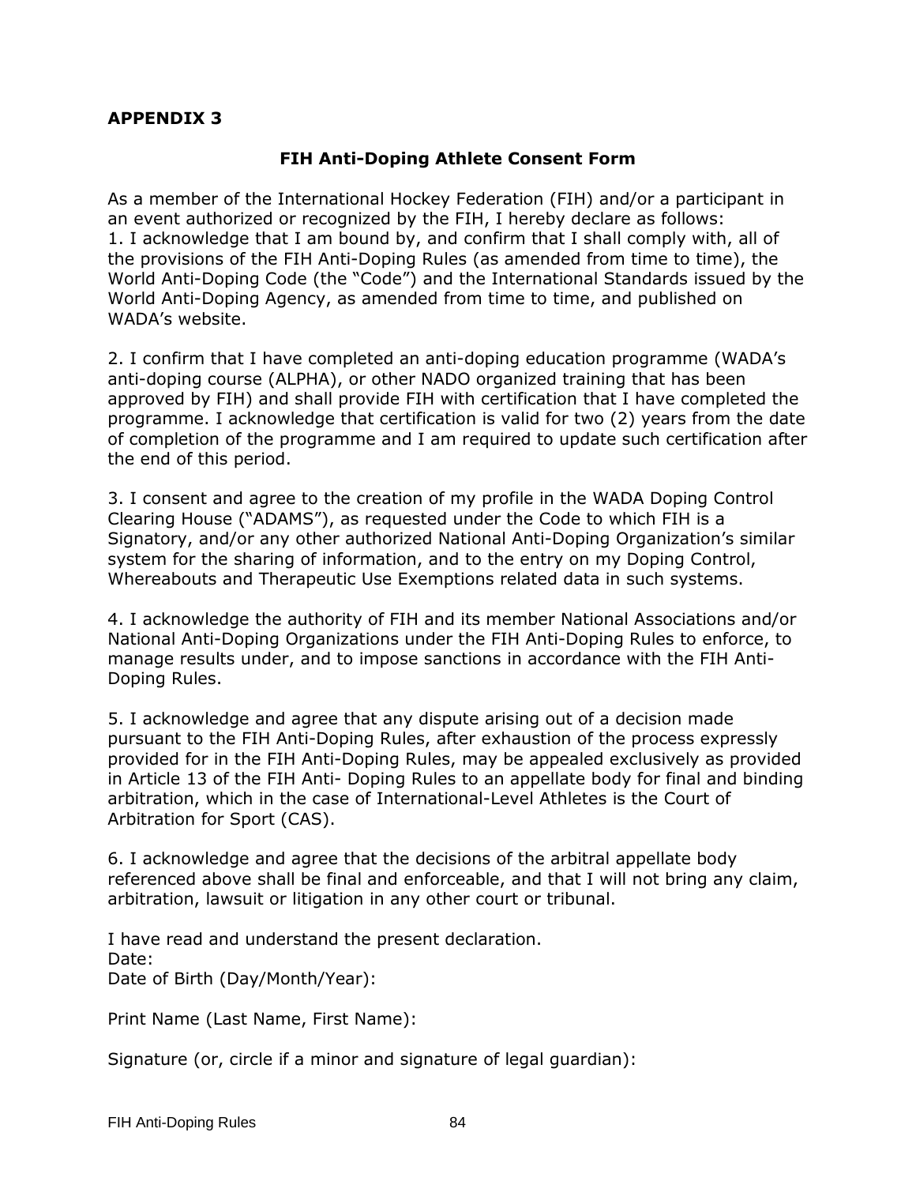## APPENDIX 3

### FIH Anti-Doping Athlete Consent Form

As a member of the International Hockey Federation (FIH) and/or a participant in an event authorized or recognized by the FIH, I hereby declare as follows:

1. I acknowledge that I am bound by, and confirm that I shall comply with, all of the provisions of the FIH Anti-Doping Rules (as amended from time to time), the World Anti-Doping Code (the "Code") and the International Standards issued by the World Anti-Doping Agency, as amended from time to time, and published on WADA's website.

2. I confirm that I have completed an anti-doping education programme (WADA's anti-doping course (ALPHA), or other NADO organized training that has been approved by FIH) and shall provide FIH with certification that I have completed the programme. I acknowledge that certification is valid for two (2) years from the date of completion of the programme and I am required to update such certification after the end of this period.

3. I consent and agree to the creation of my profile in the WADA Doping Control Clearing House ("ADAMS"), as requested under the Code to which FIH is a Signatory, and/or any other authorized National Anti-Doping Organization's similar system for the sharing of information, and to the entry on my Doping Control, Whereabouts and Therapeutic Use Exemptions related data in such systems.

4. I acknowledge the authority of FIH and its member National Associations and/or National Anti-Doping Organizations under the FIH Anti-Doping Rules to enforce, to manage results under, and to impose sanctions in accordance with the FIH Anti-Doping Rules.

5. I acknowledge and agree that any dispute arising out of a decision made pursuant to the FIH Anti-Doping Rules, after exhaustion of the process expressly provided for in the FIH Anti-Doping Rules, may be appealed exclusively as provided in Article 13 of the FIH Anti- Doping Rules to an appellate body for final and binding arbitration, which in the case of International-Level Athletes is the Court of Arbitration for Sport (CAS).

6. I acknowledge and agree that the decisions of the arbitral appellate body referenced above shall be final and enforceable, and that I will not bring any claim, arbitration, lawsuit or litigation in any other court or tribunal.

I have read and understand the present declaration.
Date:
Date of Birth (Day/Month/Year):

Print Name (Last Name, First Name):

Signature (or, circle if a minor and signature of legal guardian):